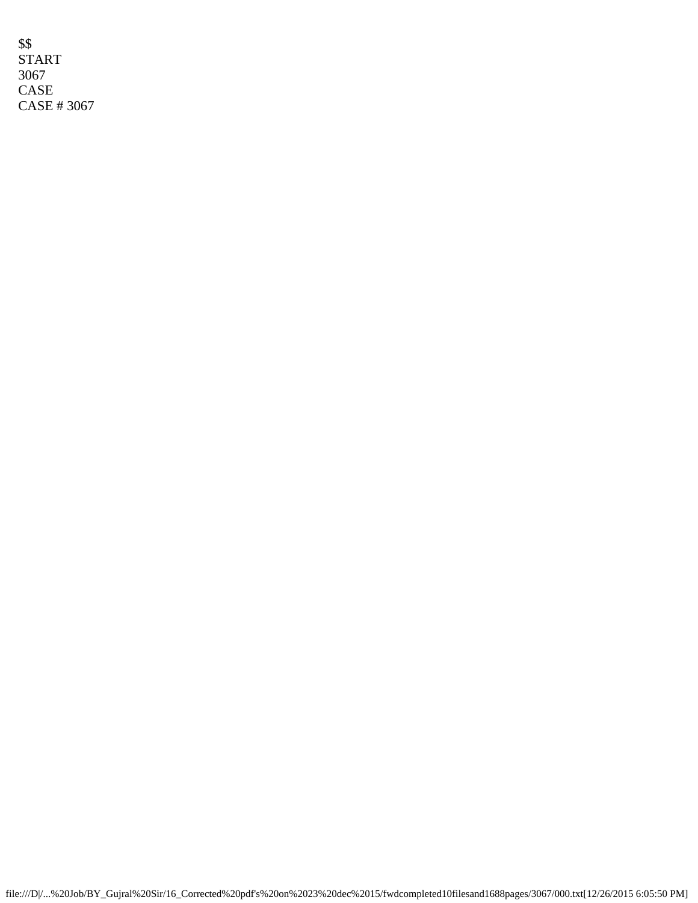$$
START
3067
CASE
CASE # 3067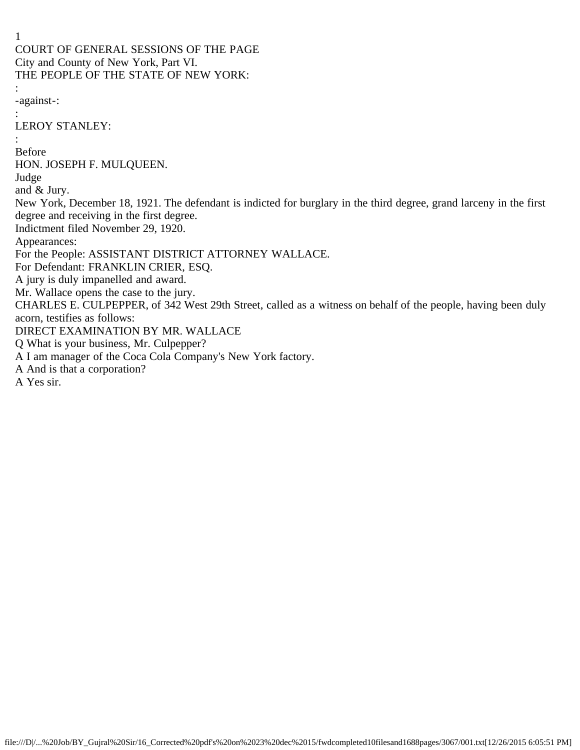COURT OF GENERAL SESSIONS OF THE PAGE
City and County of New York, Part VI.
THE PEOPLE OF THE STATE OF NEW YORK:
:
-against-:
:
LEROY STANLEY:
:
Before
HON. JOSEPH F. MULQUEEN.
Judge
and & Jury.

New York, December 18, 1921. The defendant is indicted for burglary in the third degree, grand larceny in the first degree and receiving in the first degree.

Indictment filed November 29, 1920.

Appearances:

For the People: ASSISTANT DISTRICT ATTORNEY WALLACE.

For Defendant: FRANKLIN CRIER, ESQ.

A jury is duly impanelled and award.

Mr. Wallace opens the case to the jury.

CHARLES E. CULPEPPER, of 342 West 29th Street, called as a witness on behalf of the people, having been duly acorn, testifies as follows:

DIRECT EXAMINATION BY MR. WALLACE

Q What is your business, Mr. Culpepper?

A I am manager of the Coca Cola Company's New York factory.

A And is that a corporation?

A Yes sir.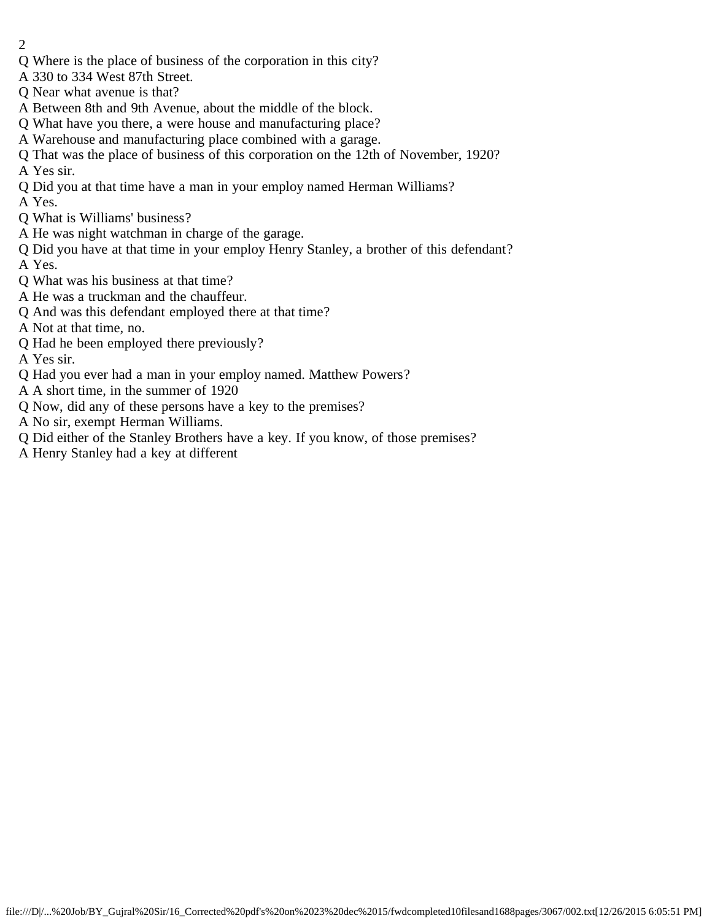Q Where is the place of business of the corporation in this city?

A 330 to 334 West 87th Street.

Q Near what avenue is that?

A Between 8th and 9th Avenue, about the middle of the block.

Q What have you there, a were house and manufacturing place?

A Warehouse and manufacturing place combined with a garage.

Q That was the place of business of this corporation on the 12th of November, 1920?

A Yes sir.

Q Did you at that time have a man in your employ named Herman Williams?

A Yes.

Q What is Williams' business?

A He was night watchman in charge of the garage.

Q Did you have at that time in your employ Henry Stanley, a brother of this defendant?

A Yes.

Q What was his business at that time?

A He was a truckman and the chauffeur.

Q And was this defendant employed there at that time?

A Not at that time, no.

Q Had he been employed there previously?

A Yes sir.

Q Had you ever had a man in your employ named. Matthew Powers?

A A short time, in the summer of 1920

Q Now, did any of these persons have a key to the premises?

A No sir, exempt Herman Williams.

Q Did either of the Stanley Brothers have a key. If you know, of those premises?

A Henry Stanley had a key at different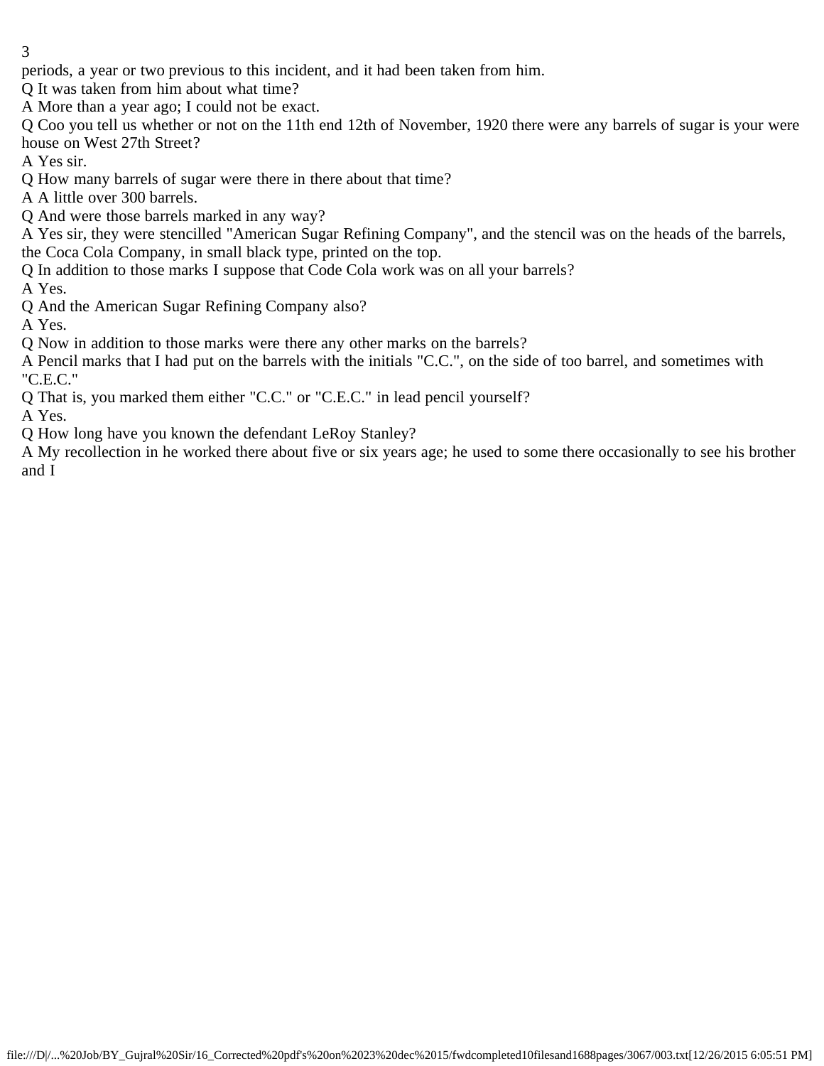periods, a year or two previous to this incident, and it had been taken from him.

Q It was taken from him about what time?

A More than a year ago; I could not be exact.

Q Coo you tell us whether or not on the 11th end 12th of November, 1920 there were any barrels of sugar is your were house on West 27th Street?

A Yes sir.

Q How many barrels of sugar were there in there about that time?

A A little over 300 barrels.

Q And were those barrels marked in any way?

A Yes sir, they were stencilled "American Sugar Refining Company", and the stencil was on the heads of the barrels, the Coca Cola Company, in small black type, printed on the top.

Q In addition to those marks I suppose that Code Cola work was on all your barrels?

A Yes.

Q And the American Sugar Refining Company also?

A Yes.

Q Now in addition to those marks were there any other marks on the barrels?

A Pencil marks that I had put on the barrels with the initials "C.C.", on the side of too barrel, and sometimes with "C.E.C."

Q That is, you marked them either "C.C." or "C.E.C." in lead pencil yourself?

A Yes.

Q How long have you known the defendant LeRoy Stanley?

A My recollection in he worked there about five or six years age; he used to some there occasionally to see his brother and I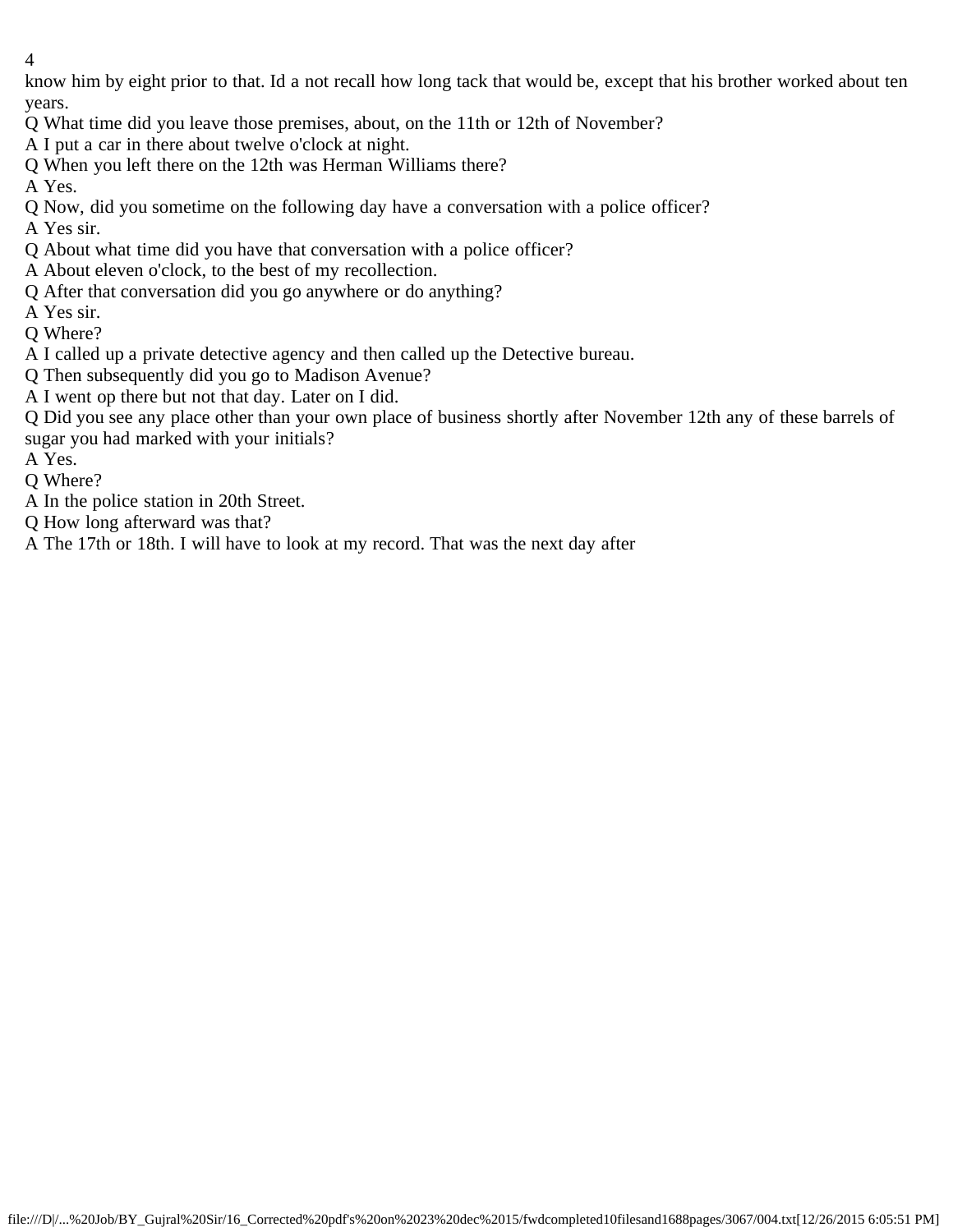know him by eight prior to that. Id a not recall how long tack that would be, except that his brother worked about ten years.

Q What time did you leave those premises, about, on the 11th or 12th of November?

A I put a car in there about twelve o'clock at night.

Q When you left there on the 12th was Herman Williams there?

A Yes.

Q Now, did you sometime on the following day have a conversation with a police officer?

A Yes sir.

Q About what time did you have that conversation with a police officer?

A About eleven o'clock, to the best of my recollection.

Q After that conversation did you go anywhere or do anything?

A Yes sir.

Q Where?

A I called up a private detective agency and then called up the Detective bureau.

Q Then subsequently did you go to Madison Avenue?

A I went op there but not that day. Later on I did.

Q Did you see any place other than your own place of business shortly after November 12th any of these barrels of sugar you had marked with your initials?

A Yes.

Q Where?

A In the police station in 20th Street.

Q How long afterward was that?

A The 17th or 18th. I will have to look at my record. That was the next day after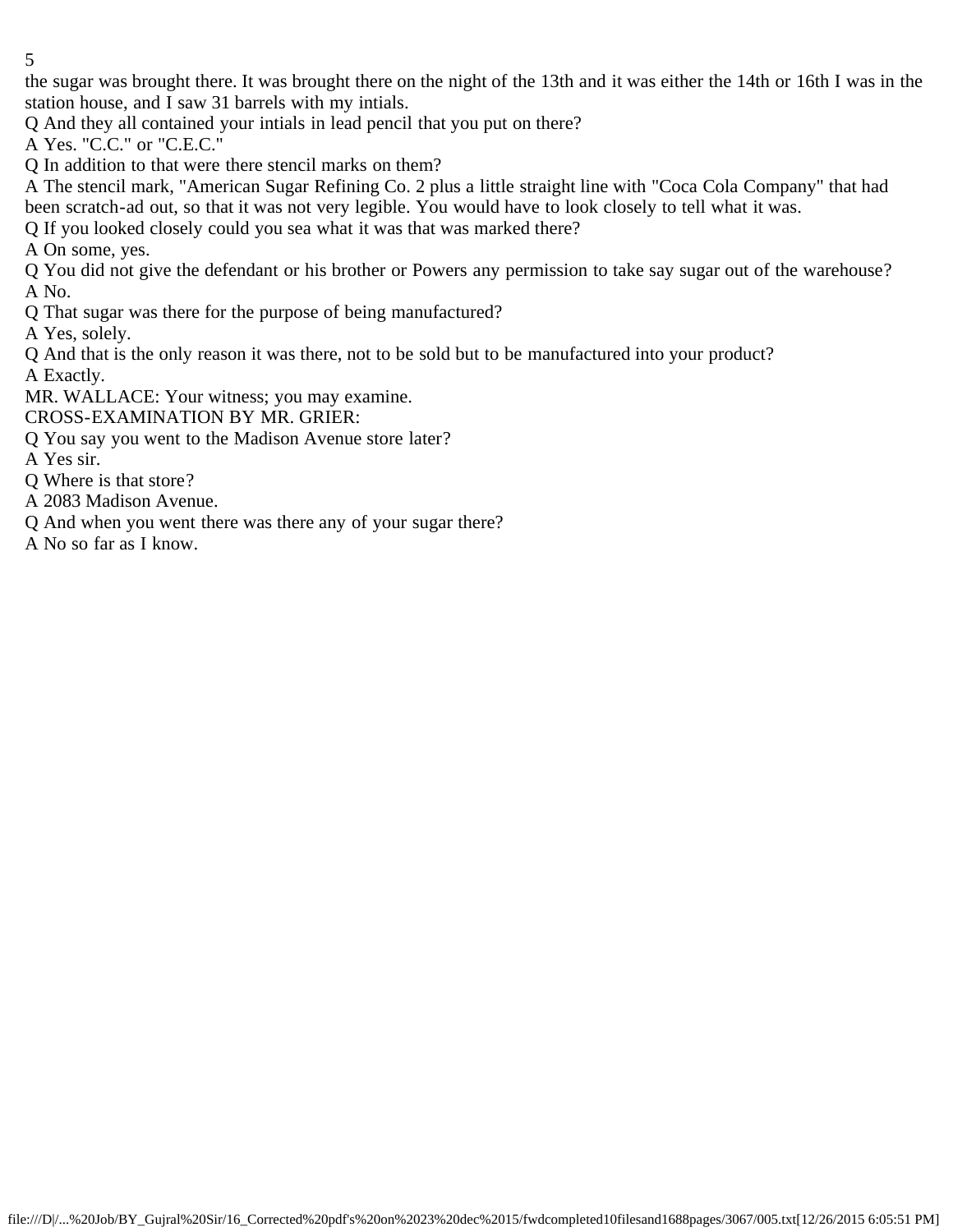the sugar was brought there. It was brought there on the night of the 13th and it was either the 14th or 16th I was in the station house, and I saw 31 barrels with my intials.

Q And they all contained your intials in lead pencil that you put on there?

A Yes. "C.C." or "C.E.C."

Q In addition to that were there stencil marks on them?

A The stencil mark, "American Sugar Refining Co. 2 plus a little straight line with "Coca Cola Company" that had been scratch-ad out, so that it was not very legible. You would have to look closely to tell what it was.

Q If you looked closely could you sea what it was that was marked there?

A On some, yes.

Q You did not give the defendant or his brother or Powers any permission to take say sugar out of the warehouse?

A No.

Q That sugar was there for the purpose of being manufactured?

A Yes, solely.

Q And that is the only reason it was there, not to be sold but to be manufactured into your product?

A Exactly.

MR. WALLACE: Your witness; you may examine.

CROSS-EXAMINATION BY MR. GRIER:

Q You say you went to the Madison Avenue store later?

A Yes sir.

Q Where is that store?

A 2083 Madison Avenue.

Q And when you went there was there any of your sugar there?

A No so far as I know.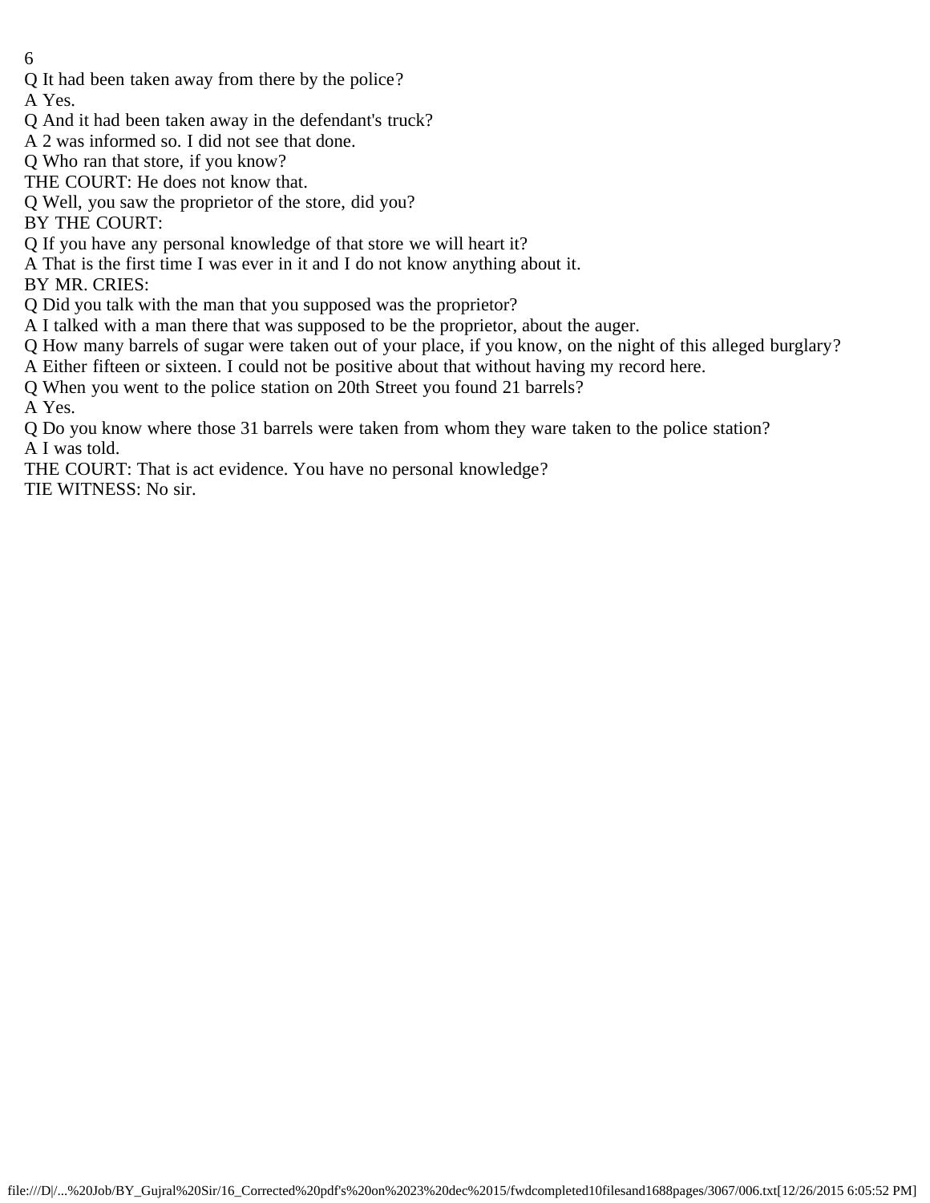Q It had been taken away from there by the police?

A Yes.

Q And it had been taken away in the defendant's truck?

A 2 was informed so. I did not see that done.

Q Who ran that store, if you know?

THE COURT: He does not know that.

Q Well, you saw the proprietor of the store, did you?

BY THE COURT:

Q If you have any personal knowledge of that store we will heart it?

A That is the first time I was ever in it and I do not know anything about it.

BY MR. CRIES:

Q Did you talk with the man that you supposed was the proprietor?

A I talked with a man there that was supposed to be the proprietor, about the auger.

Q How many barrels of sugar were taken out of your place, if you know, on the night of this alleged burglary?

A Either fifteen or sixteen. I could not be positive about that without having my record here.

Q When you went to the police station on 20th Street you found 21 barrels?

A Yes.

Q Do you know where those 31 barrels were taken from whom they ware taken to the police station?

A I was told.

THE COURT: That is act evidence. You have no personal knowledge?

TIE WITNESS: No sir.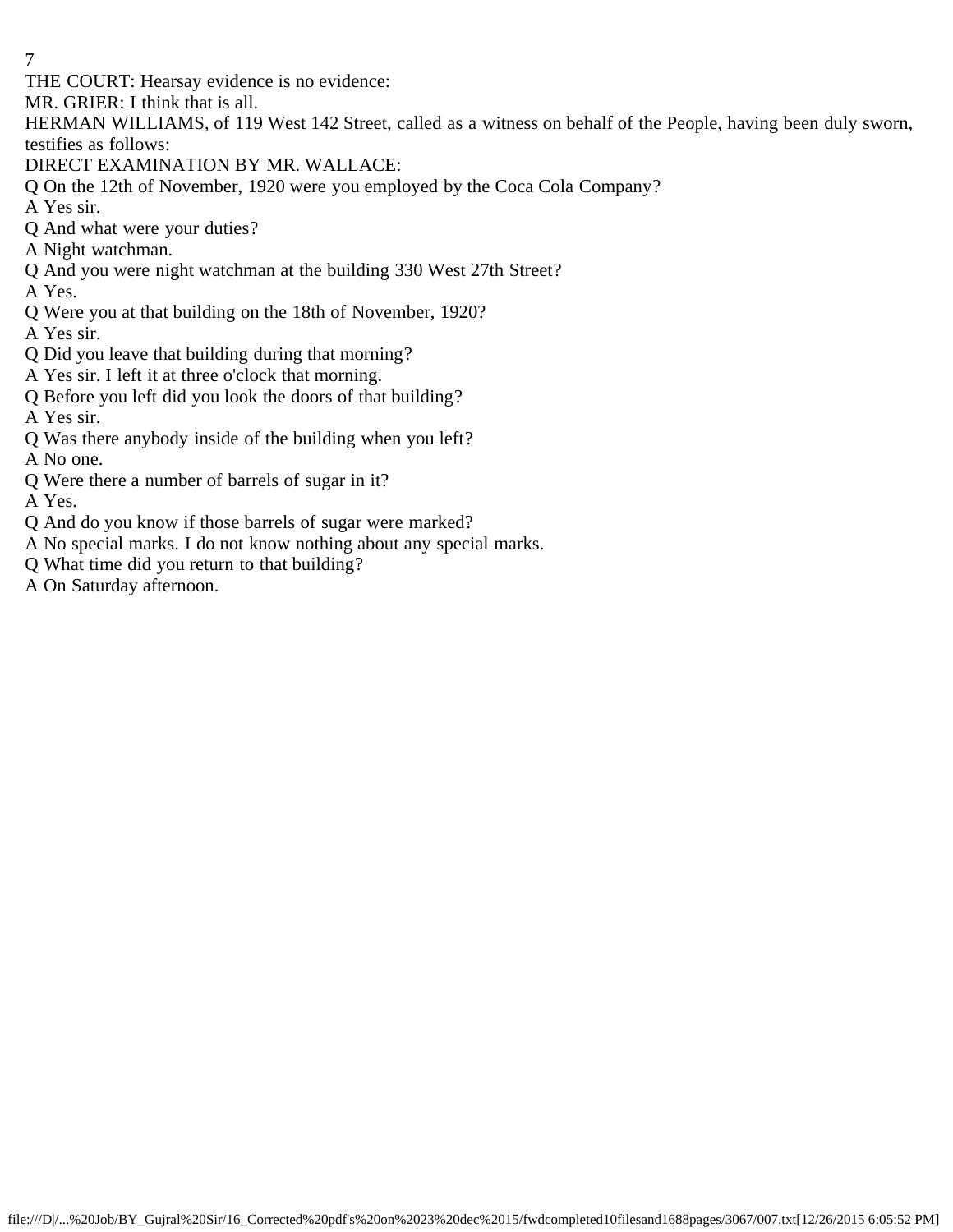THE COURT: Hearsay evidence is no evidence:

MR. GRIER: I think that is all.

HERMAN WILLIAMS, of 119 West 142 Street, called as a witness on behalf of the People, having been duly sworn, testifies as follows:

DIRECT EXAMINATION BY MR. WALLACE:

Q On the 12th of November, 1920 were you employed by the Coca Cola Company?

A Yes sir.

Q And what were your duties?

A Night watchman.

Q And you were night watchman at the building 330 West 27th Street?

A Yes.

Q Were you at that building on the 18th of November, 1920?

A Yes sir.

Q Did you leave that building during that morning?

A Yes sir. I left it at three o'clock that morning.

Q Before you left did you look the doors of that building?

A Yes sir.

Q Was there anybody inside of the building when you left?

A No one.

Q Were there a number of barrels of sugar in it?

A Yes.

Q And do you know if those barrels of sugar were marked?

A No special marks. I do not know nothing about any special marks.

Q What time did you return to that building?

A On Saturday afternoon.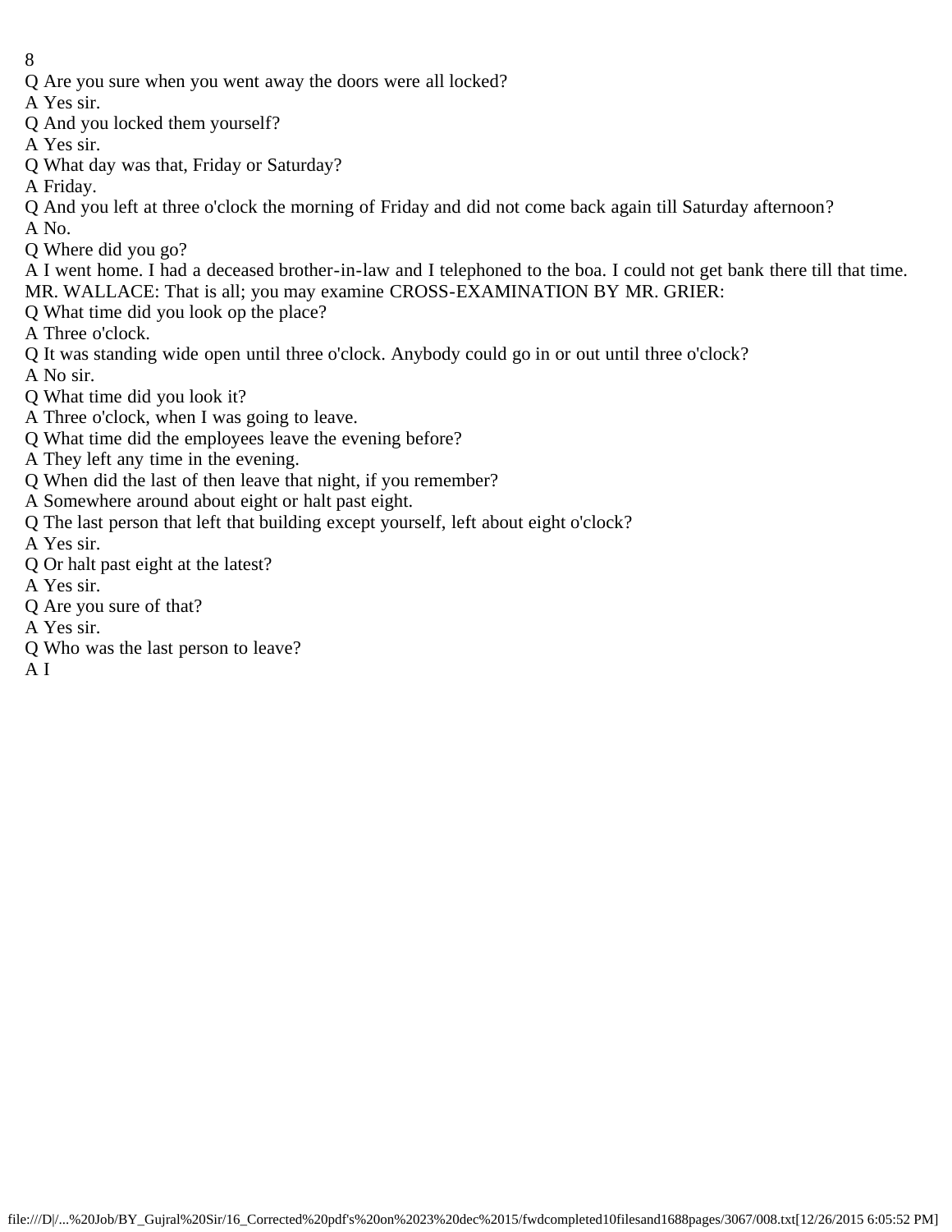Q Are you sure when you went away the doors were all locked?

A Yes sir.

Q And you locked them yourself?

A Yes sir.

Q What day was that, Friday or Saturday?

A Friday.

Q And you left at three o'clock the morning of Friday and did not come back again till Saturday afternoon?

A No.

Q Where did you go?

A I went home. I had a deceased brother-in-law and I telephoned to the boa. I could not get bank there till that time.

MR. WALLACE: That is all; you may examine CROSS-EXAMINATION BY MR. GRIER:

Q What time did you look op the place?

A Three o'clock.

Q It was standing wide open until three o'clock. Anybody could go in or out until three o'clock?

A No sir.

Q What time did you look it?

A Three o'clock, when I was going to leave.

Q What time did the employees leave the evening before?

A They left any time in the evening.

Q When did the last of then leave that night, if you remember?

A Somewhere around about eight or halt past eight.

Q The last person that left that building except yourself, left about eight o'clock?

A Yes sir.

Q Or halt past eight at the latest?

A Yes sir.

Q Are you sure of that?

A Yes sir.

Q Who was the last person to leave?

A I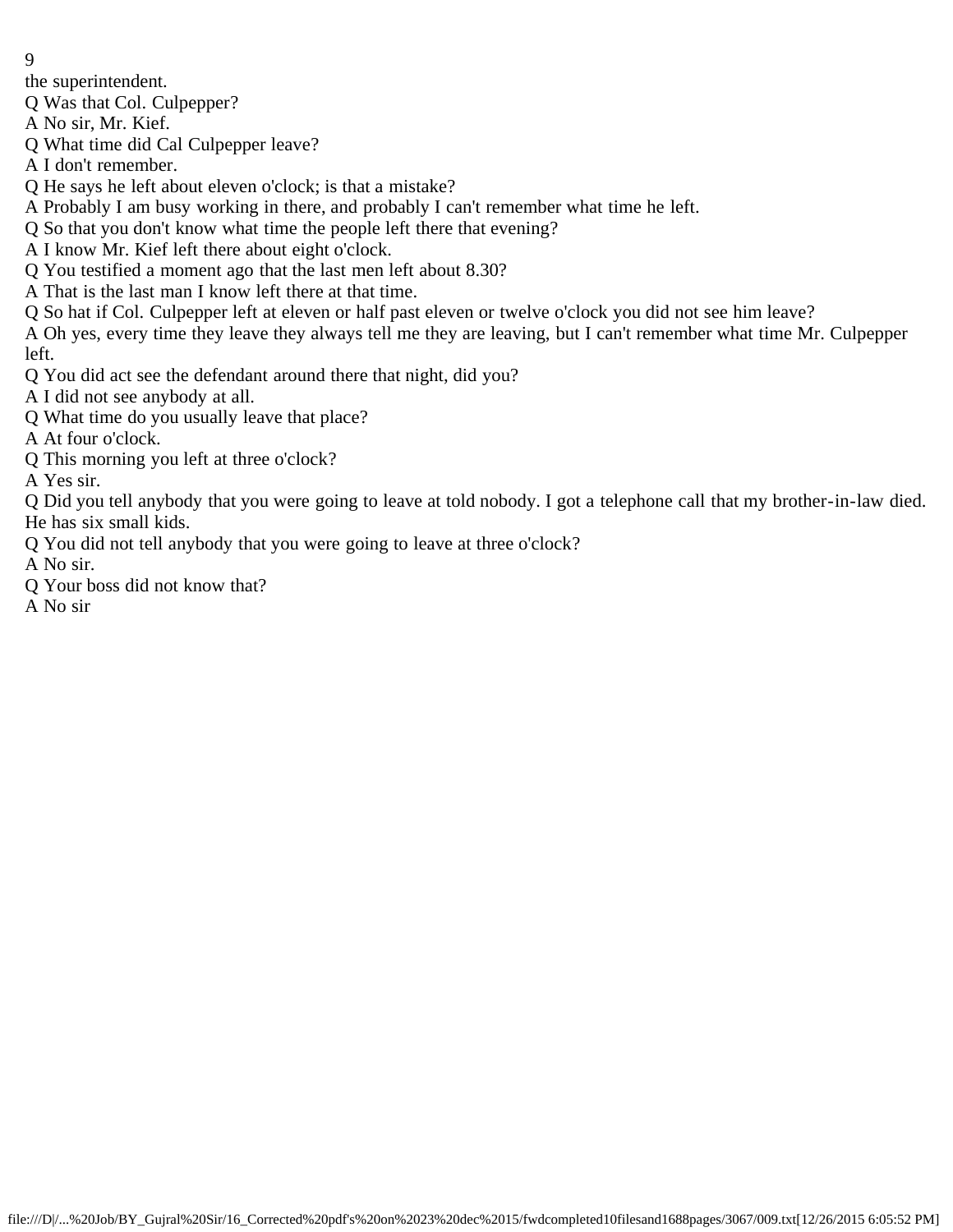the superintendent.

Q Was that Col. Culpepper?

A No sir, Mr. Kief.

Q What time did Cal Culpepper leave?

A I don't remember.

Q He says he left about eleven o'clock; is that a mistake?

A Probably I am busy working in there, and probably I can't remember what time he left.

Q So that you don't know what time the people left there that evening?

A I know Mr. Kief left there about eight o'clock.

Q You testified a moment ago that the last men left about 8.30?

A That is the last man I know left there at that time.

Q So hat if Col. Culpepper left at eleven or half past eleven or twelve o'clock you did not see him leave?

A Oh yes, every time they leave they always tell me they are leaving, but I can't remember what time Mr. Culpepper left.

Q You did act see the defendant around there that night, did you?

A I did not see anybody at all.

Q What time do you usually leave that place?

A At four o'clock.

Q This morning you left at three o'clock?

A Yes sir.

Q Did you tell anybody that you were going to leave at told nobody. I got a telephone call that my brother-in-law died. He has six small kids.

Q You did not tell anybody that you were going to leave at three o'clock?

A No sir.

Q Your boss did not know that?

A No sir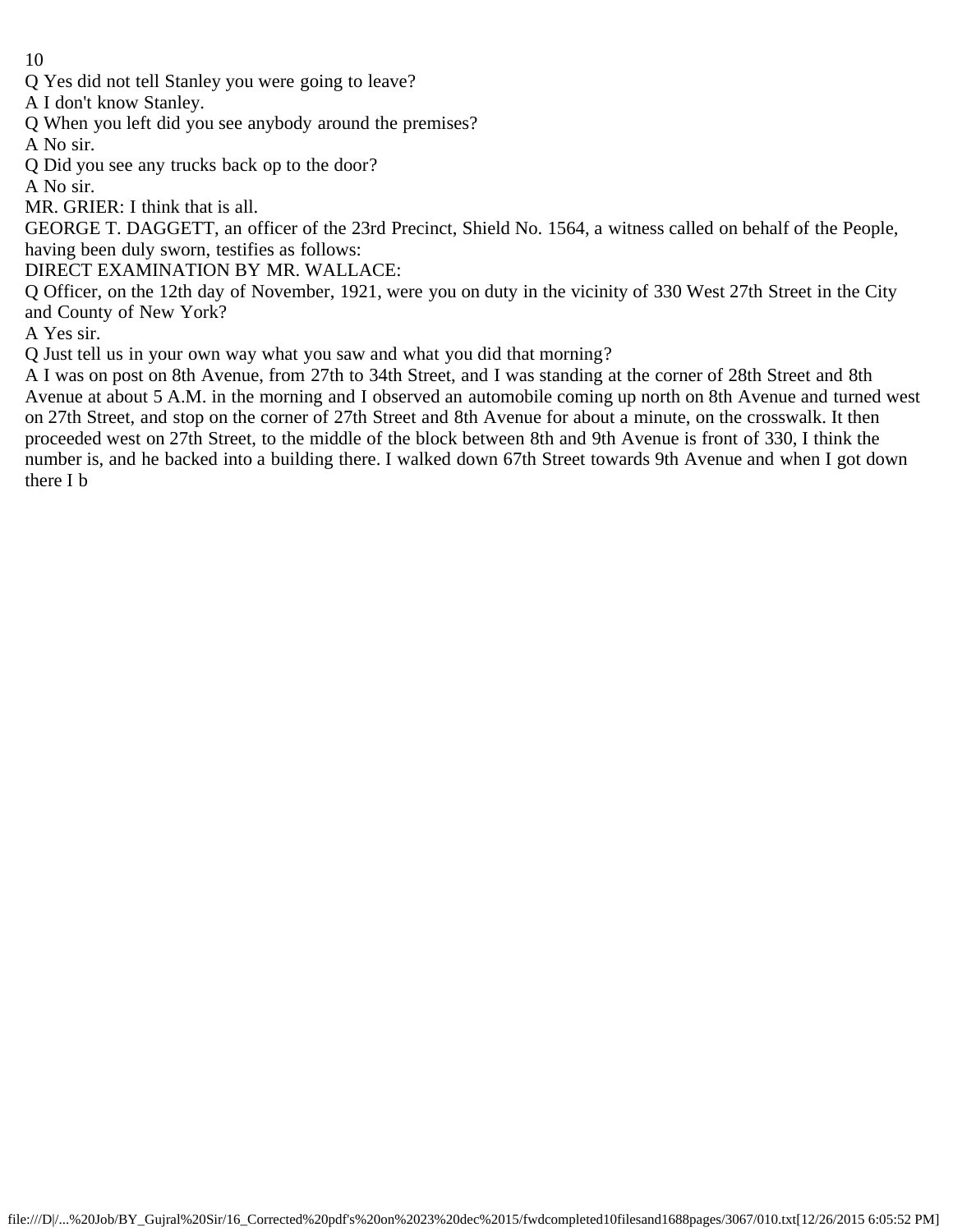Q Yes did not tell Stanley you were going to leave?

A I don't know Stanley.

Q When you left did you see anybody around the premises?

A No sir.

Q Did you see any trucks back op to the door?

A No sir.

MR. GRIER: I think that is all.

GEORGE T. DAGGETT, an officer of the 23rd Precinct, Shield No. 1564, a witness called on behalf of the People, having been duly sworn, testifies as follows:

DIRECT EXAMINATION BY MR. WALLACE:

Q Officer, on the 12th day of November, 1921, were you on duty in the vicinity of 330 West 27th Street in the City and County of New York?

A Yes sir.

Q Just tell us in your own way what you saw and what you did that morning?

A I was on post on 8th Avenue, from 27th to 34th Street, and I was standing at the corner of 28th Street and 8th Avenue at about 5 A.M. in the morning and I observed an automobile coming up north on 8th Avenue and turned west on 27th Street, and stop on the corner of 27th Street and 8th Avenue for about a minute, on the crosswalk. It then proceeded west on 27th Street, to the middle of the block between 8th and 9th Avenue is front of 330, I think the number is, and he backed into a building there. I walked down 67th Street towards 9th Avenue and when I got down there I b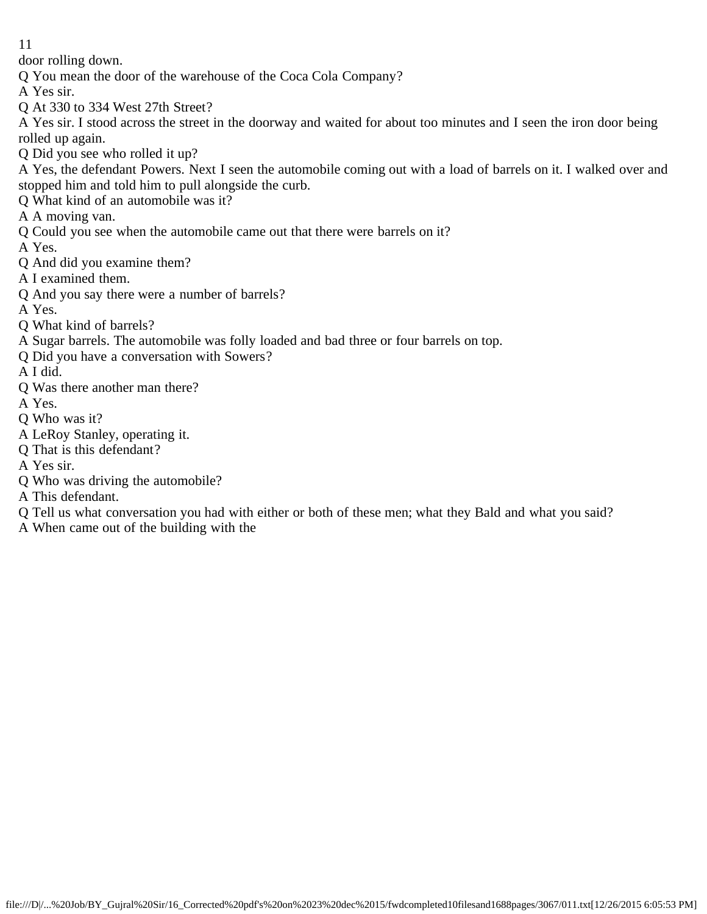door rolling down.

Q You mean the door of the warehouse of the Coca Cola Company?

A Yes sir.

Q At 330 to 334 West 27th Street?

A Yes sir. I stood across the street in the doorway and waited for about too minutes and I seen the iron door being rolled up again.

Q Did you see who rolled it up?

A Yes, the defendant Powers. Next I seen the automobile coming out with a load of barrels on it. I walked over and stopped him and told him to pull alongside the curb.

Q What kind of an automobile was it?

A A moving van.

Q Could you see when the automobile came out that there were barrels on it?

A Yes.

Q And did you examine them?

A I examined them.

Q And you say there were a number of barrels?

A Yes.

Q What kind of barrels?

A Sugar barrels. The automobile was folly loaded and bad three or four barrels on top.

Q Did you have a conversation with Sowers?

A I did.

Q Was there another man there?

A Yes.

Q Who was it?

A LeRoy Stanley, operating it.

Q That is this defendant?

A Yes sir.

Q Who was driving the automobile?

A This defendant.

Q Tell us what conversation you had with either or both of these men; what they Bald and what you said?

A When came out of the building with the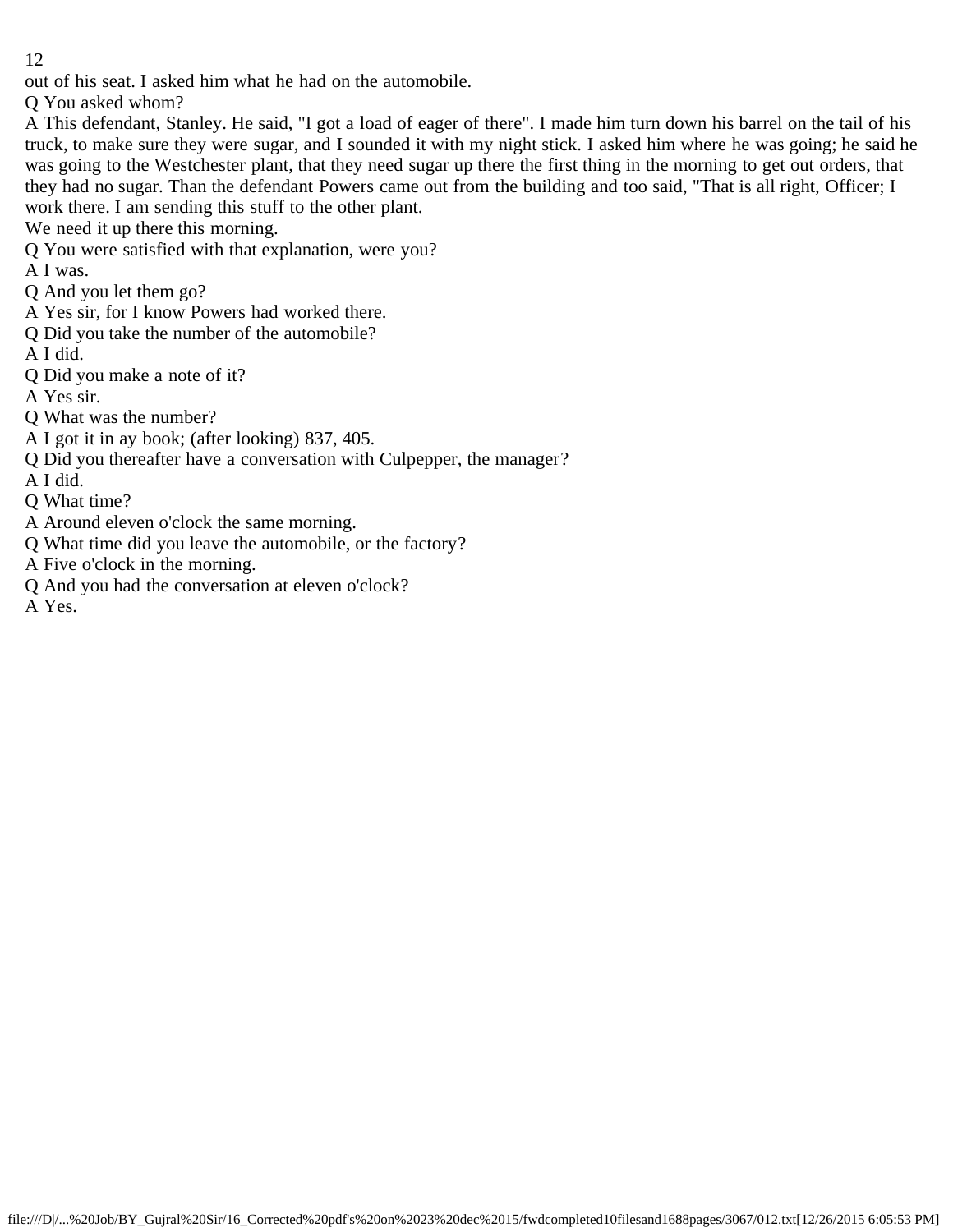out of his seat. I asked him what he had on the automobile.

Q You asked whom?

A This defendant, Stanley. He said, "I got a load of eager of there". I made him turn down his barrel on the tail of his truck, to make sure they were sugar, and I sounded it with my night stick. I asked him where he was going; he said he was going to the Westchester plant, that they need sugar up there the first thing in the morning to get out orders, that they had no sugar. Than the defendant Powers came out from the building and too said, "That is all right, Officer; I work there. I am sending this stuff to the other plant.

We need it up there this morning.

Q You were satisfied with that explanation, were you?

A I was.

Q And you let them go?

A Yes sir, for I know Powers had worked there.

Q Did you take the number of the automobile?

A I did.

Q Did you make a note of it?

A Yes sir.

Q What was the number?

A I got it in ay book; (after looking) 837, 405.

Q Did you thereafter have a conversation with Culpepper, the manager?

A I did.

Q What time?

A Around eleven o'clock the same morning.

Q What time did you leave the automobile, or the factory?

A Five o'clock in the morning.

Q And you had the conversation at eleven o'clock?

A Yes.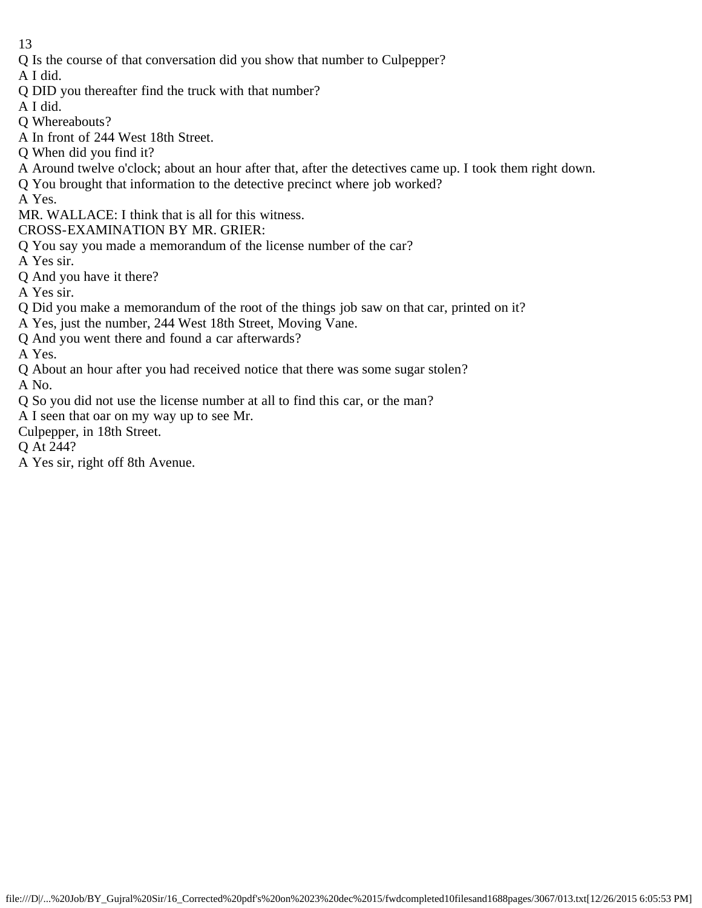Q Is the course of that conversation did you show that number to Culpepper?

A I did.

Q DID you thereafter find the truck with that number?

A I did.

Q Whereabouts?

A In front of 244 West 18th Street.

Q When did you find it?

A Around twelve o'clock; about an hour after that, after the detectives came up. I took them right down.

Q You brought that information to the detective precinct where job worked?

A Yes.

MR. WALLACE: I think that is all for this witness.

CROSS-EXAMINATION BY MR. GRIER:

Q You say you made a memorandum of the license number of the car?

A Yes sir.

Q And you have it there?

A Yes sir.

Q Did you make a memorandum of the root of the things job saw on that car, printed on it?

A Yes, just the number, 244 West 18th Street, Moving Vane.

Q And you went there and found a car afterwards?

A Yes.

Q About an hour after you had received notice that there was some sugar stolen?

A No.

Q So you did not use the license number at all to find this car, or the man?

A I seen that oar on my way up to see Mr.

Culpepper, in 18th Street.

Q At 244?

A Yes sir, right off 8th Avenue.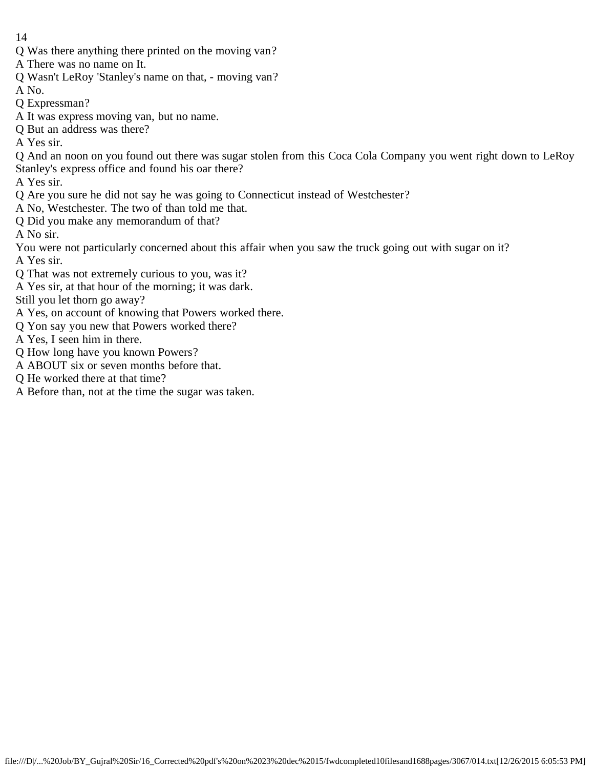Q Was there anything there printed on the moving van?

A There was no name on It.

Q Wasn't LeRoy 'Stanley's name on that, - moving van?

A No.

Q Expressman?

A It was express moving van, but no name.

Q But an address was there?

A Yes sir.

Q And an noon on you found out there was sugar stolen from this Coca Cola Company you went right down to LeRoy Stanley's express office and found his oar there?

A Yes sir.

Q Are you sure he did not say he was going to Connecticut instead of Westchester?

A No, Westchester. The two of than told me that.

Q Did you make any memorandum of that?

A No sir.

You were not particularly concerned about this affair when you saw the truck going out with sugar on it?

A Yes sir.

Q That was not extremely curious to you, was it?

A Yes sir, at that hour of the morning; it was dark.

Still you let thorn go away?

A Yes, on account of knowing that Powers worked there.

Q Yon say you new that Powers worked there?

A Yes, I seen him in there.

Q How long have you known Powers?

A ABOUT six or seven months before that.

Q He worked there at that time?

A Before than, not at the time the sugar was taken.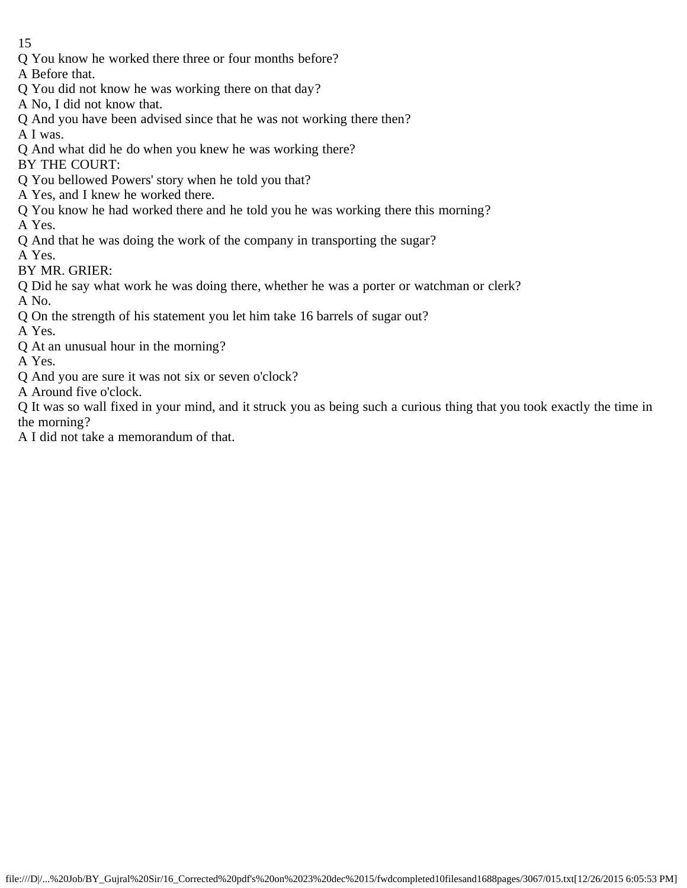Q You know he worked there three or four months before?

A Before that.

Q You did not know he was working there on that day?

A No, I did not know that.

Q And you have been advised since that he was not working there then?

A I was.

Q And what did he do when you knew he was working there?

BY THE COURT:

Q You bellowed Powers' story when he told you that?

A Yes, and I knew he worked there.

Q You know he had worked there and he told you he was working there this morning?

A Yes.

Q And that he was doing the work of the company in transporting the sugar?

A Yes.

BY MR. GRIER:

Q Did he say what work he was doing there, whether he was a porter or watchman or clerk?

A No.

Q On the strength of his statement you let him take 16 barrels of sugar out?

A Yes.

Q At an unusual hour in the morning?

A Yes.

Q And you are sure it was not six or seven o'clock?

A Around five o'clock.

Q It was so wall fixed in your mind, and it struck you as being such a curious thing that you took exactly the time in the morning?

A I did not take a memorandum of that.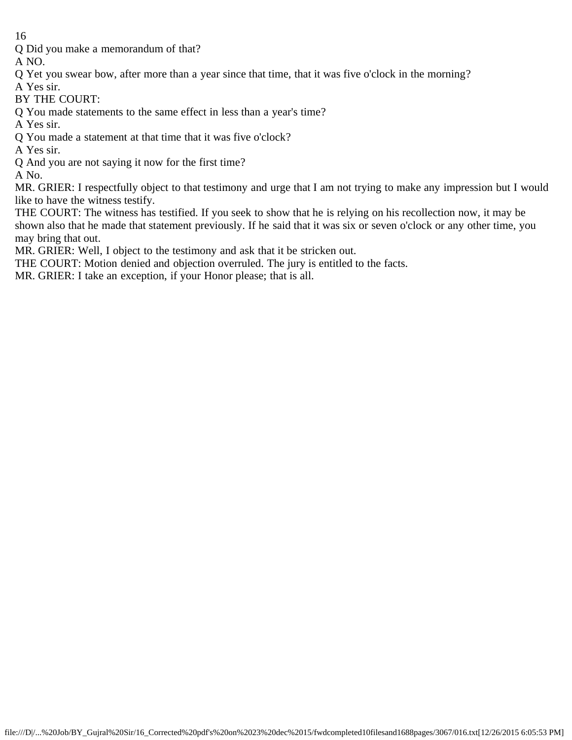Q Did you make a memorandum of that?

A NO.

Q Yet you swear bow, after more than a year since that time, that it was five o'clock in the morning?

A Yes sir.

BY THE COURT:

Q You made statements to the same effect in less than a year's time?

A Yes sir.

Q You made a statement at that time that it was five o'clock?

A Yes sir.

Q And you are not saying it now for the first time?

A No.

MR. GRIER: I respectfully object to that testimony and urge that I am not trying to make any impression but I would like to have the witness testify.

THE COURT: The witness has testified. If you seek to show that he is relying on his recollection now, it may be shown also that he made that statement previously. If he said that it was six or seven o'clock or any other time, you may bring that out.

MR. GRIER: Well, I object to the testimony and ask that it be stricken out.

THE COURT: Motion denied and objection overruled. The jury is entitled to the facts.

MR. GRIER: I take an exception, if your Honor please; that is all.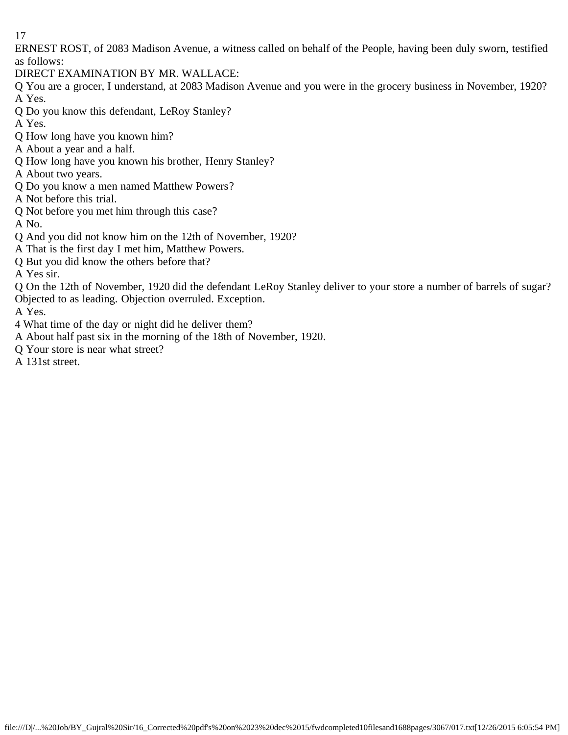ERNEST ROST, of 2083 Madison Avenue, a witness called on behalf of the People, having been duly sworn, testified as follows:

DIRECT EXAMINATION BY MR. WALLACE:

Q You are a grocer, I understand, at 2083 Madison Avenue and you were in the grocery business in November, 1920?

A Yes.

Q Do you know this defendant, LeRoy Stanley?

A Yes.

Q How long have you known him?

A About a year and a half.

Q How long have you known his brother, Henry Stanley?

A About two years.

Q Do you know a men named Matthew Powers?

A Not before this trial.

Q Not before you met him through this case?

A No.

Q And you did not know him on the 12th of November, 1920?

A That is the first day I met him, Matthew Powers.

Q But you did know the others before that?

A Yes sir.

Q On the 12th of November, 1920 did the defendant LeRoy Stanley deliver to your store a number of barrels of sugar?

Objected to as leading. Objection overruled. Exception.

A Yes.

4 What time of the day or night did he deliver them?

A About half past six in the morning of the 18th of November, 1920.

Q Your store is near what street?

A 131st street.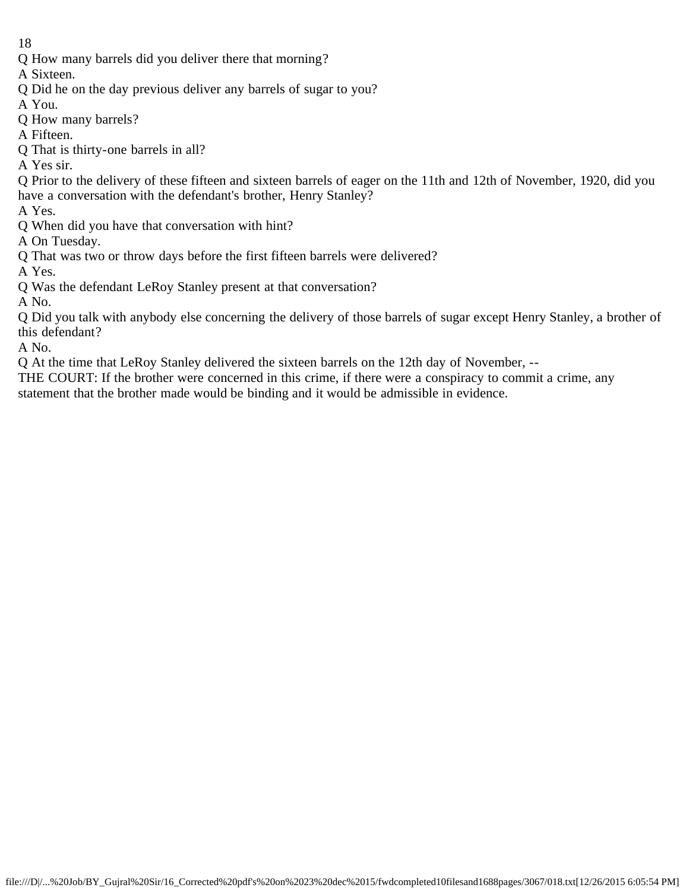Q How many barrels did you deliver there that morning?

A Sixteen.

Q Did he on the day previous deliver any barrels of sugar to you?

A You.

Q How many barrels?

A Fifteen.

Q That is thirty-one barrels in all?

A Yes sir.

Q Prior to the delivery of these fifteen and sixteen barrels of eager on the 11th and 12th of November, 1920, did you have a conversation with the defendant's brother, Henry Stanley?

A Yes.

Q When did you have that conversation with hint?

A On Tuesday.

Q That was two or throw days before the first fifteen barrels were delivered?

A Yes.

Q Was the defendant LeRoy Stanley present at that conversation?

A No.

Q Did you talk with anybody else concerning the delivery of those barrels of sugar except Henry Stanley, a brother of this defendant?

A No.

Q At the time that LeRoy Stanley delivered the sixteen barrels on the 12th day of November, --

THE COURT: If the brother were concerned in this crime, if there were a conspiracy to commit a crime, any statement that the brother made would be binding and it would be admissible in evidence.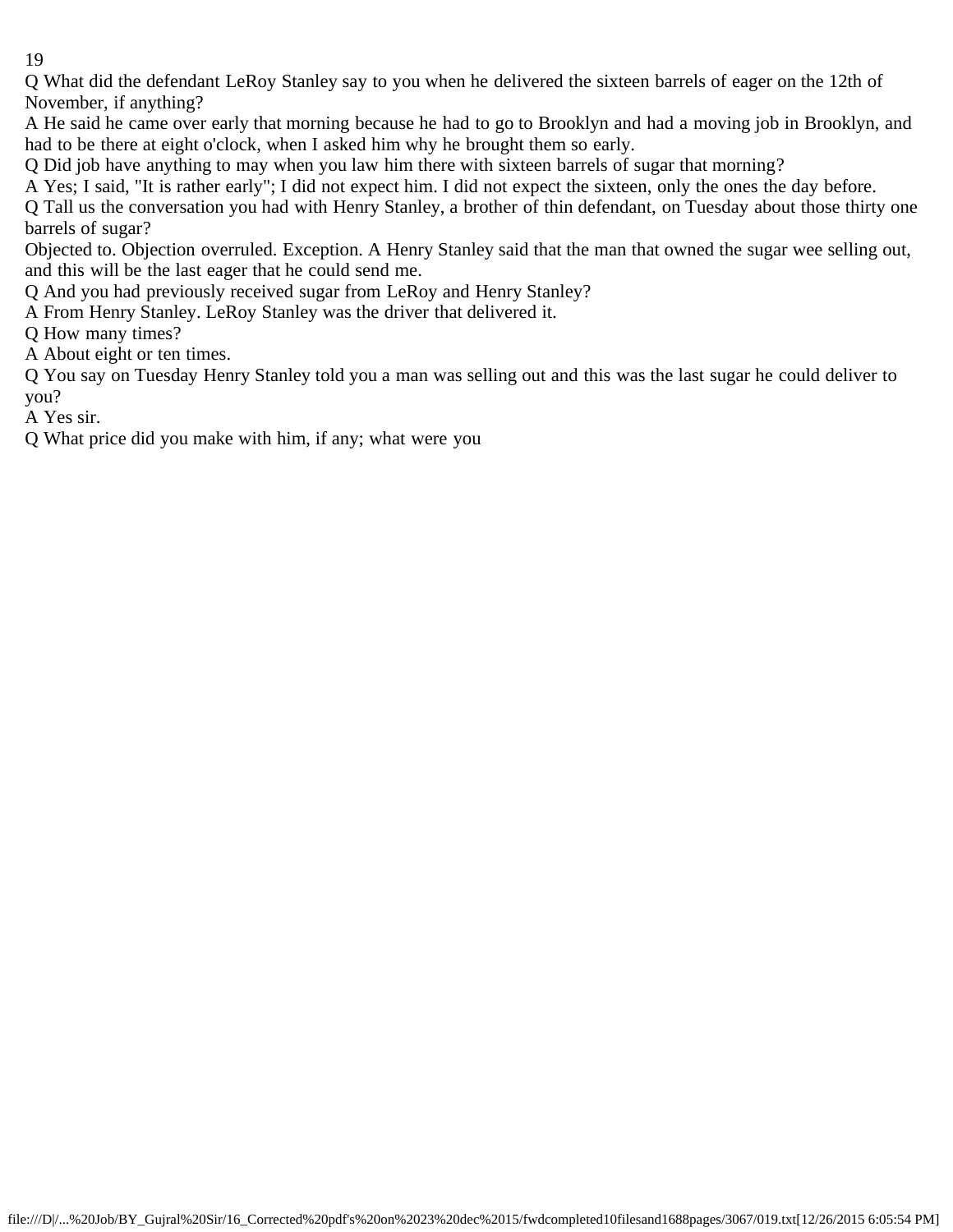Q What did the defendant LeRoy Stanley say to you when he delivered the sixteen barrels of eager on the 12th of November, if anything?

A He said he came over early that morning because he had to go to Brooklyn and had a moving job in Brooklyn, and had to be there at eight o'clock, when I asked him why he brought them so early.

Q Did job have anything to may when you law him there with sixteen barrels of sugar that morning?

A Yes; I said, "It is rather early"; I did not expect him. I did not expect the sixteen, only the ones the day before.

Q Tall us the conversation you had with Henry Stanley, a brother of thin defendant, on Tuesday about those thirty one barrels of sugar?

Objected to. Objection overruled. Exception. A Henry Stanley said that the man that owned the sugar wee selling out, and this will be the last eager that he could send me.

Q And you had previously received sugar from LeRoy and Henry Stanley?

A From Henry Stanley. LeRoy Stanley was the driver that delivered it.

Q How many times?

A About eight or ten times.

Q You say on Tuesday Henry Stanley told you a man was selling out and this was the last sugar he could deliver to you?

A Yes sir.

Q What price did you make with him, if any; what were you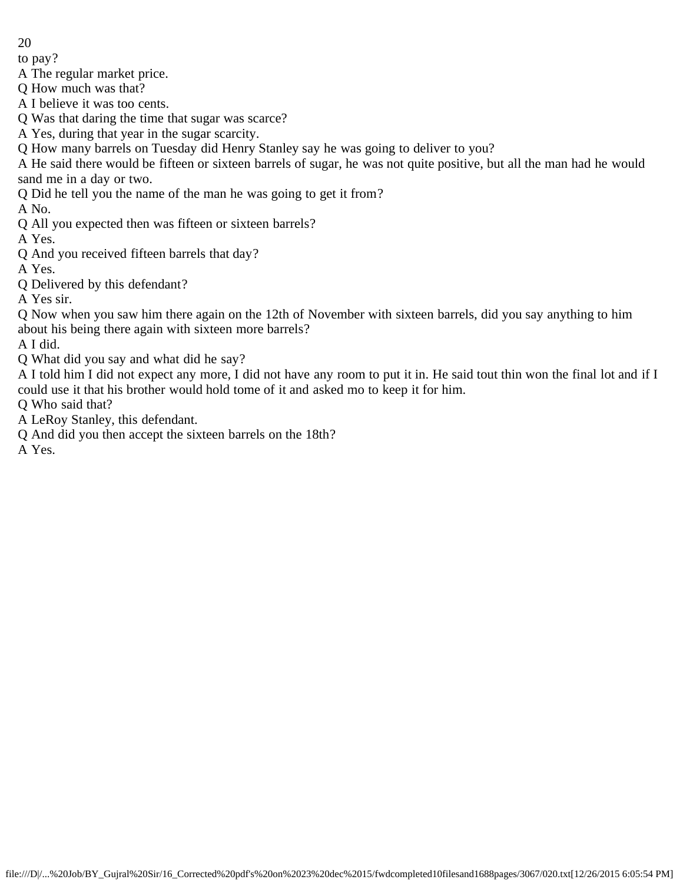to pay?

A The regular market price.

Q How much was that?

A I believe it was too cents.

Q Was that daring the time that sugar was scarce?

A Yes, during that year in the sugar scarcity.

Q How many barrels on Tuesday did Henry Stanley say he was going to deliver to you?

A He said there would be fifteen or sixteen barrels of sugar, he was not quite positive, but all the man had he would sand me in a day or two.

Q Did he tell you the name of the man he was going to get it from?

A No.

Q All you expected then was fifteen or sixteen barrels?

A Yes.

Q And you received fifteen barrels that day?

A Yes.

Q Delivered by this defendant?

A Yes sir.

Q Now when you saw him there again on the 12th of November with sixteen barrels, did you say anything to him about his being there again with sixteen more barrels?

A I did.

Q What did you say and what did he say?

A I told him I did not expect any more, I did not have any room to put it in. He said tout thin won the final lot and if I could use it that his brother would hold tome of it and asked mo to keep it for him.

Q Who said that?

A LeRoy Stanley, this defendant.

Q And did you then accept the sixteen barrels on the 18th?

A Yes.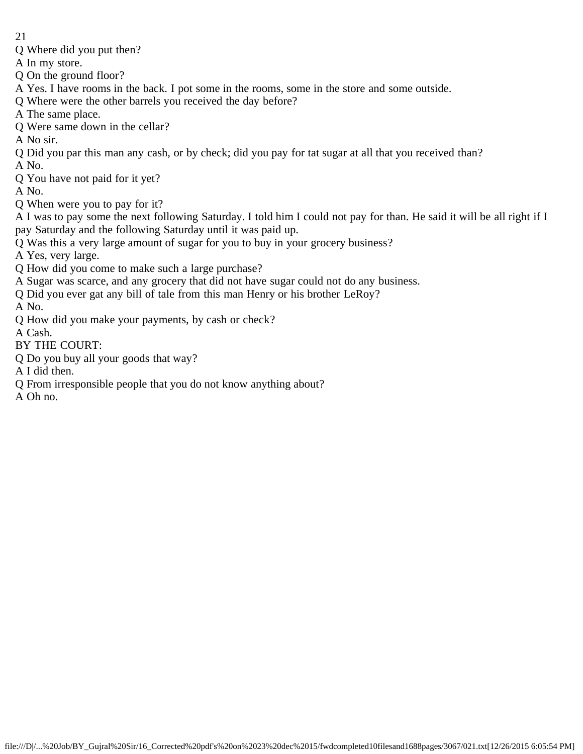Q Where did you put then?

A In my store.

Q On the ground floor?

A Yes. I have rooms in the back. I pot some in the rooms, some in the store and some outside.

Q Where were the other barrels you received the day before?

A The same place.

Q Were same down in the cellar?

A No sir.

Q Did you par this man any cash, or by check; did you pay for tat sugar at all that you received than?

A No.

Q You have not paid for it yet?

A No.

Q When were you to pay for it?

A I was to pay some the next following Saturday. I told him I could not pay for than. He said it will be all right if I pay Saturday and the following Saturday until it was paid up.

Q Was this a very large amount of sugar for you to buy in your grocery business?

A Yes, very large.

Q How did you come to make such a large purchase?

A Sugar was scarce, and any grocery that did not have sugar could not do any business.

Q Did you ever gat any bill of tale from this man Henry or his brother LeRoy?

A No.

Q How did you make your payments, by cash or check?

A Cash.

BY THE COURT:

Q Do you buy all your goods that way?

A I did then.

Q From irresponsible people that you do not know anything about?

A Oh no.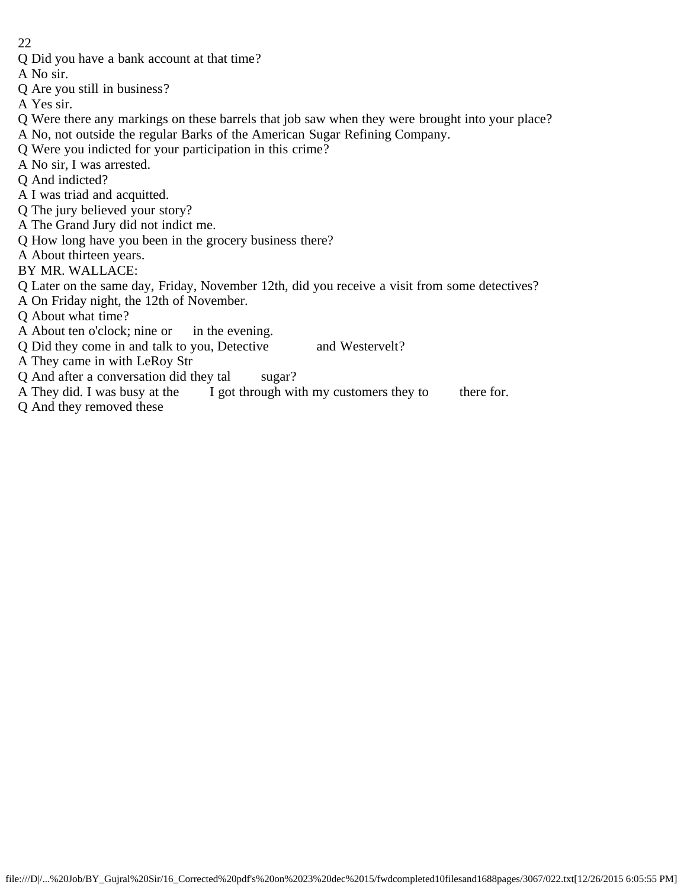Q Did you have a bank account at that time?

A No sir.

Q Are you still in business?

A Yes sir.

Q Were there any markings on these barrels that job saw when they were brought into your place?

A No, not outside the regular Barks of the American Sugar Refining Company.

Q Were you indicted for your participation in this crime?

A No sir, I was arrested.

Q And indicted?

A I was triad and acquitted.

Q The jury believed your story?

A The Grand Jury did not indict me.

Q How long have you been in the grocery business there?

A About thirteen years.

BY MR. WALLACE:

Q Later on the same day, Friday, November 12th, did you receive a visit from some detectives?

A On Friday night, the 12th of November.

Q About what time?

A About ten o'clock; nine or in the evening.

Q Did they come in and talk to you, Detective and Westervelt?

A They came in with LeRoy Str

Q And after a conversation did they tal sugar?

A They did. I was busy at the I got through with my customers they to there for.

Q And they removed these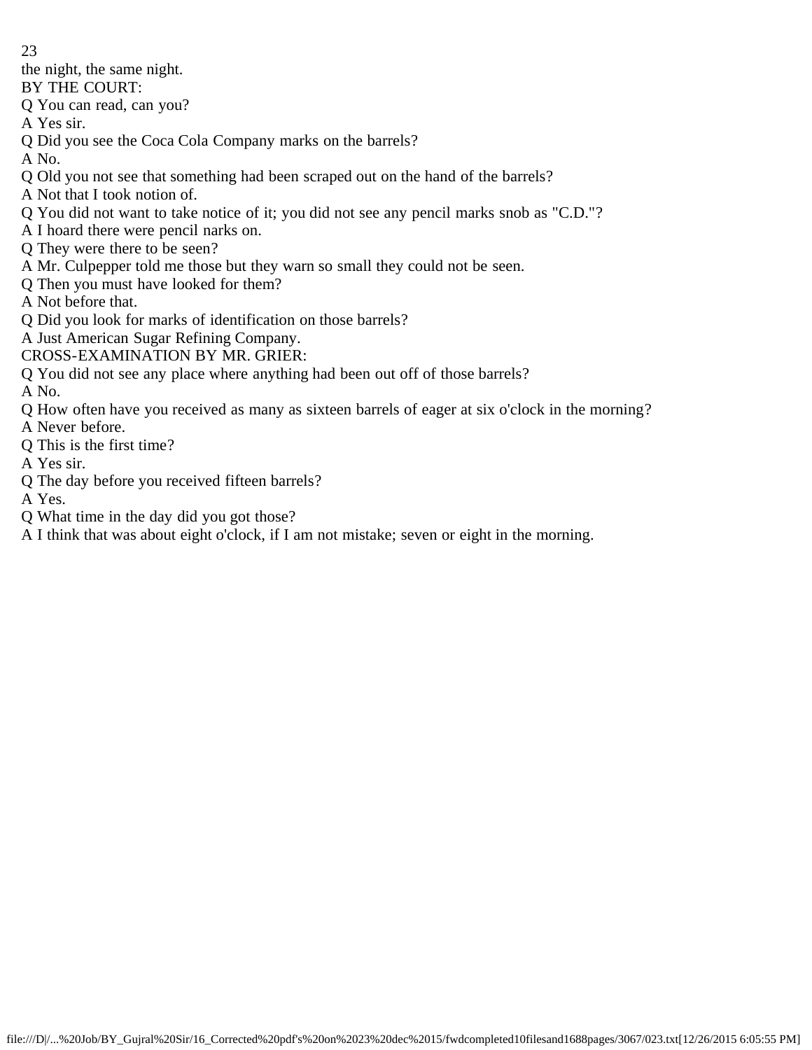the night, the same night.

BY THE COURT:

Q You can read, can you?

A Yes sir.

Q Did you see the Coca Cola Company marks on the barrels?

A No.

Q Old you not see that something had been scraped out on the hand of the barrels?

A Not that I took notion of.

Q You did not want to take notice of it; you did not see any pencil marks snob as "C.D."?

A I hoard there were pencil narks on.

Q They were there to be seen?

A Mr. Culpepper told me those but they warn so small they could not be seen.

Q Then you must have looked for them?

A Not before that.

Q Did you look for marks of identification on those barrels?

A Just American Sugar Refining Company.

CROSS-EXAMINATION BY MR. GRIER:

Q You did not see any place where anything had been out off of those barrels?

A No.

Q How often have you received as many as sixteen barrels of eager at six o'clock in the morning?

A Never before.

Q This is the first time?

A Yes sir.

Q The day before you received fifteen barrels?

A Yes.

Q What time in the day did you got those?

A I think that was about eight o'clock, if I am not mistake; seven or eight in the morning.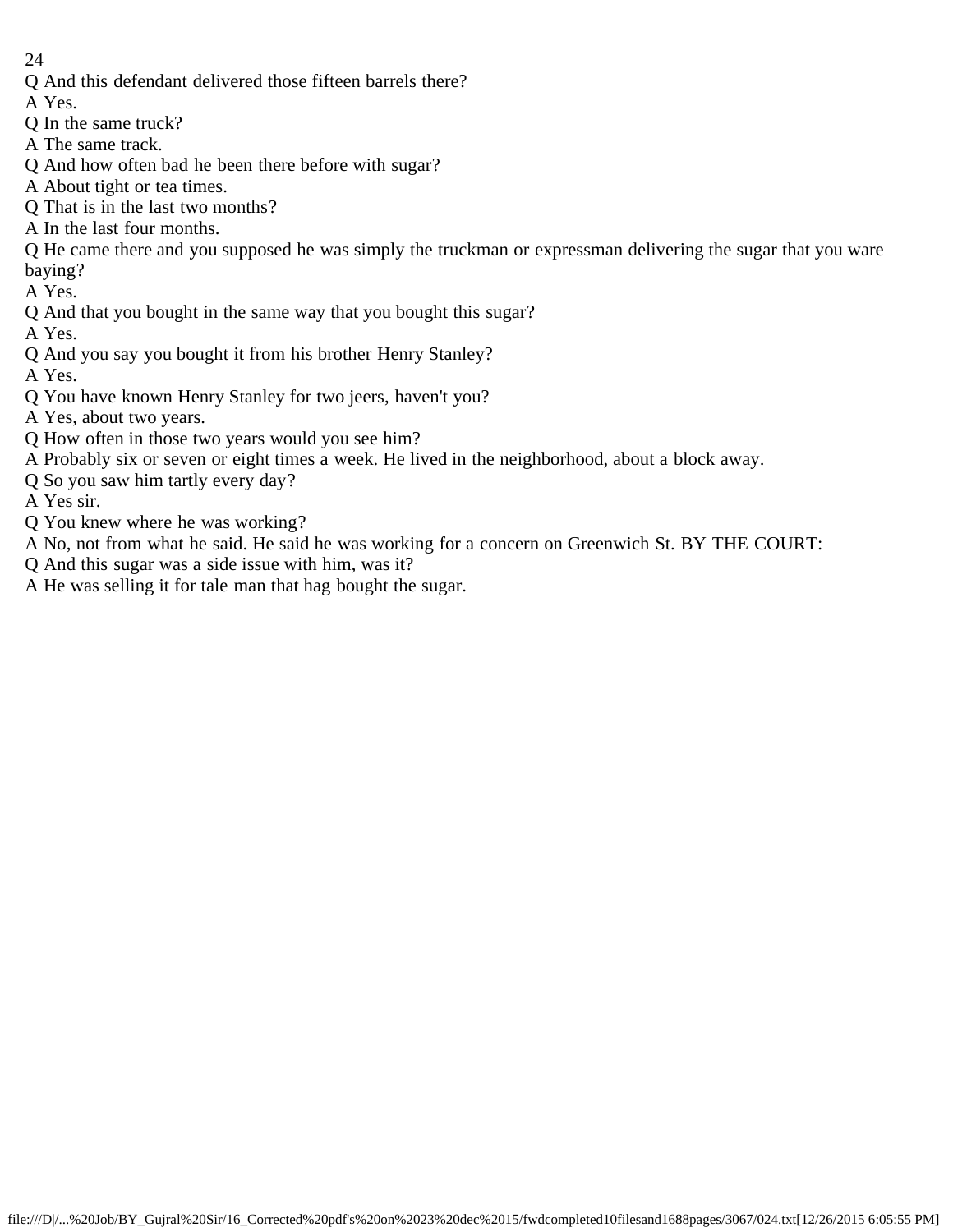Q And this defendant delivered those fifteen barrels there?

A Yes.

Q In the same truck?

A The same track.

Q And how often bad he been there before with sugar?

A About tight or tea times.

Q That is in the last two months?

A In the last four months.

Q He came there and you supposed he was simply the truckman or expressman delivering the sugar that you ware baying?

A Yes.

Q And that you bought in the same way that you bought this sugar?

A Yes.

Q And you say you bought it from his brother Henry Stanley?

A Yes.

Q You have known Henry Stanley for two jeers, haven't you?

A Yes, about two years.

Q How often in those two years would you see him?

A Probably six or seven or eight times a week. He lived in the neighborhood, about a block away.

Q So you saw him tartly every day?

A Yes sir.

Q You knew where he was working?

A No, not from what he said. He said he was working for a concern on Greenwich St. BY THE COURT:

Q And this sugar was a side issue with him, was it?

A He was selling it for tale man that hag bought the sugar.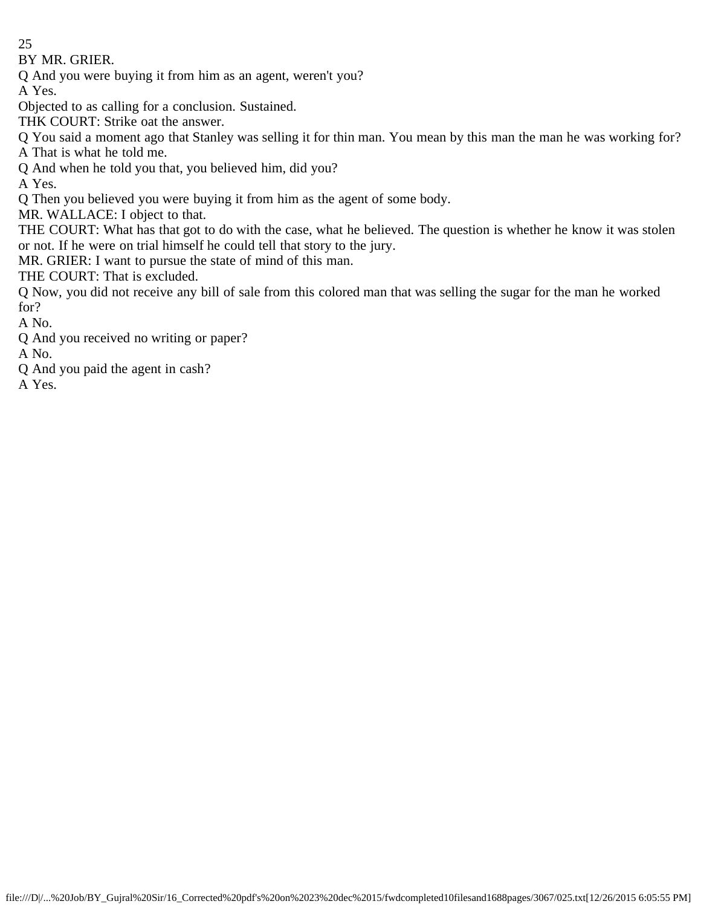BY MR. GRIER.

Q And you were buying it from him as an agent, weren't you?

A Yes.

Objected to as calling for a conclusion. Sustained.

THK COURT: Strike oat the answer.

Q You said a moment ago that Stanley was selling it for thin man. You mean by this man the man he was working for?

A That is what he told me.

Q And when he told you that, you believed him, did you?

A Yes.

Q Then you believed you were buying it from him as the agent of some body.

MR. WALLACE: I object to that.

THE COURT: What has that got to do with the case, what he believed. The question is whether he know it was stolen or not. If he were on trial himself he could tell that story to the jury.

MR. GRIER: I want to pursue the state of mind of this man.

THE COURT: That is excluded.

Q Now, you did not receive any bill of sale from this colored man that was selling the sugar for the man he worked for?

A No.

Q And you received no writing or paper?

A No.

Q And you paid the agent in cash?

A Yes.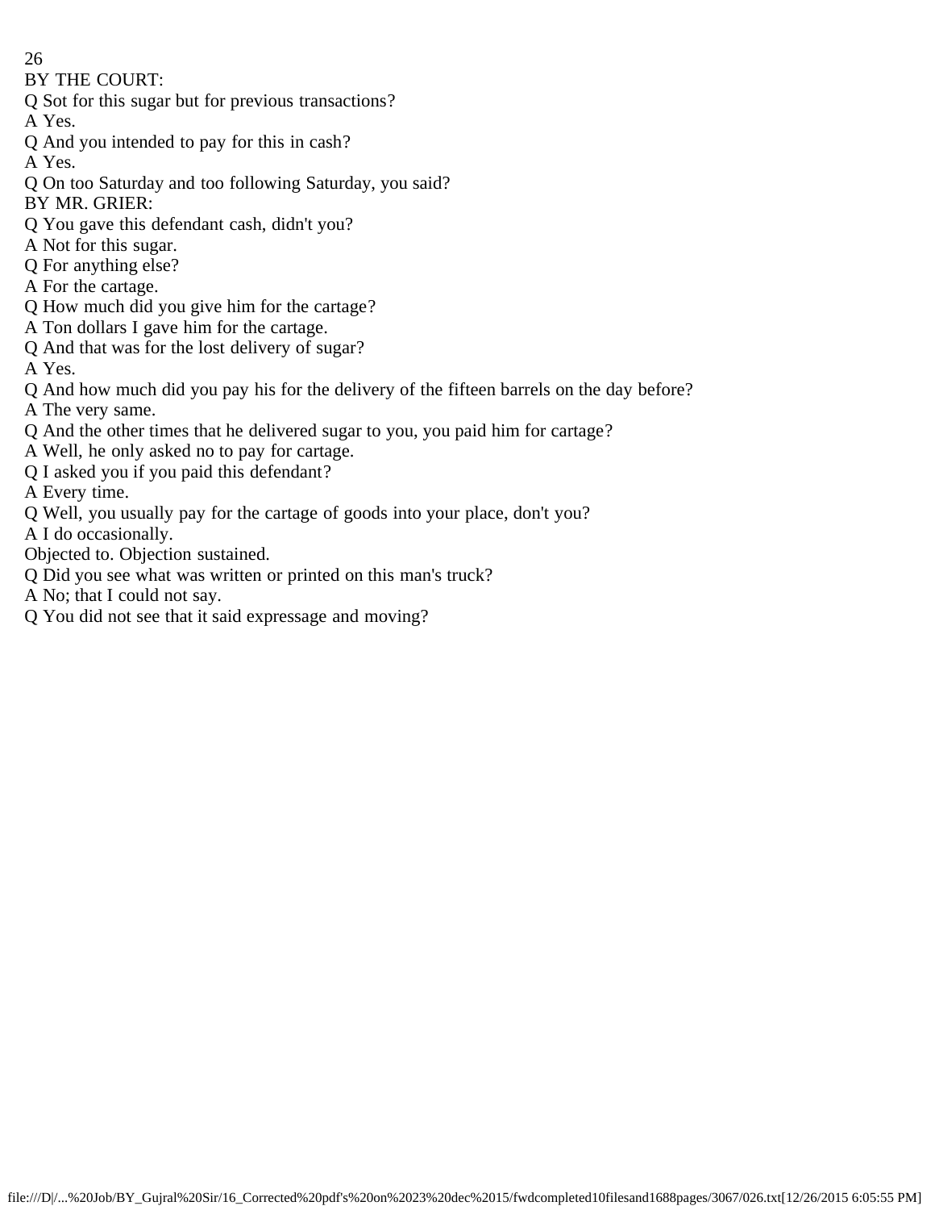BY THE COURT:

Q Sot for this sugar but for previous transactions?

A Yes.

Q And you intended to pay for this in cash?

A Yes.

Q On too Saturday and too following Saturday, you said?

BY MR. GRIER:

Q You gave this defendant cash, didn't you?

A Not for this sugar.

Q For anything else?

A For the cartage.

Q How much did you give him for the cartage?

A Ton dollars I gave him for the cartage.

Q And that was for the lost delivery of sugar?

A Yes.

Q And how much did you pay his for the delivery of the fifteen barrels on the day before?

A The very same.

Q And the other times that he delivered sugar to you, you paid him for cartage?

A Well, he only asked no to pay for cartage.

Q I asked you if you paid this defendant?

A Every time.

Q Well, you usually pay for the cartage of goods into your place, don't you?

A I do occasionally.

Objected to. Objection sustained.

Q Did you see what was written or printed on this man's truck?

A No; that I could not say.

Q You did not see that it said expressage and moving?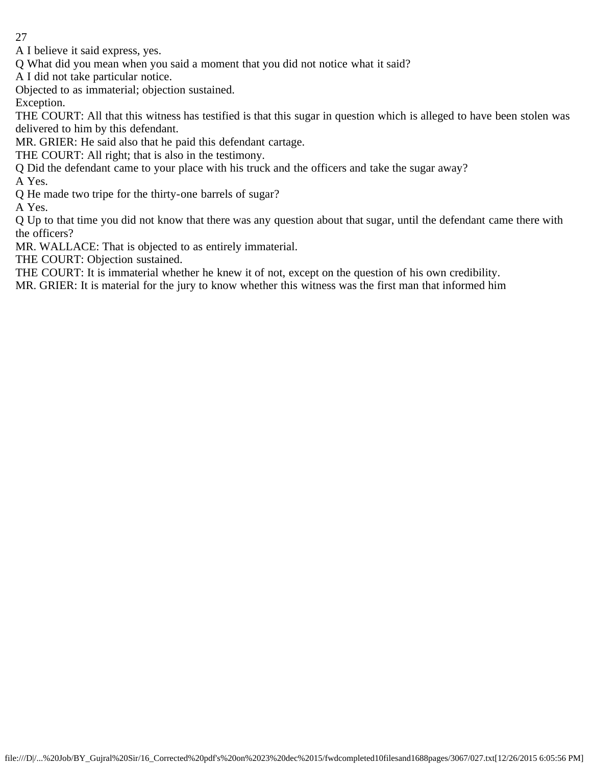A I believe it said express, yes.

Q What did you mean when you said a moment that you did not notice what it said?

A I did not take particular notice.

Objected to as immaterial; objection sustained.

Exception.

THE COURT: All that this witness has testified is that this sugar in question which is alleged to have been stolen was delivered to him by this defendant.

MR. GRIER: He said also that he paid this defendant cartage.

THE COURT: All right; that is also in the testimony.

Q Did the defendant came to your place with his truck and the officers and take the sugar away?

A Yes.

Q He made two tripe for the thirty-one barrels of sugar?

A Yes.

Q Up to that time you did not know that there was any question about that sugar, until the defendant came there with the officers?

MR. WALLACE: That is objected to as entirely immaterial.

THE COURT: Objection sustained.

THE COURT: It is immaterial whether he knew it of not, except on the question of his own credibility.

MR. GRIER: It is material for the jury to know whether this witness was the first man that informed him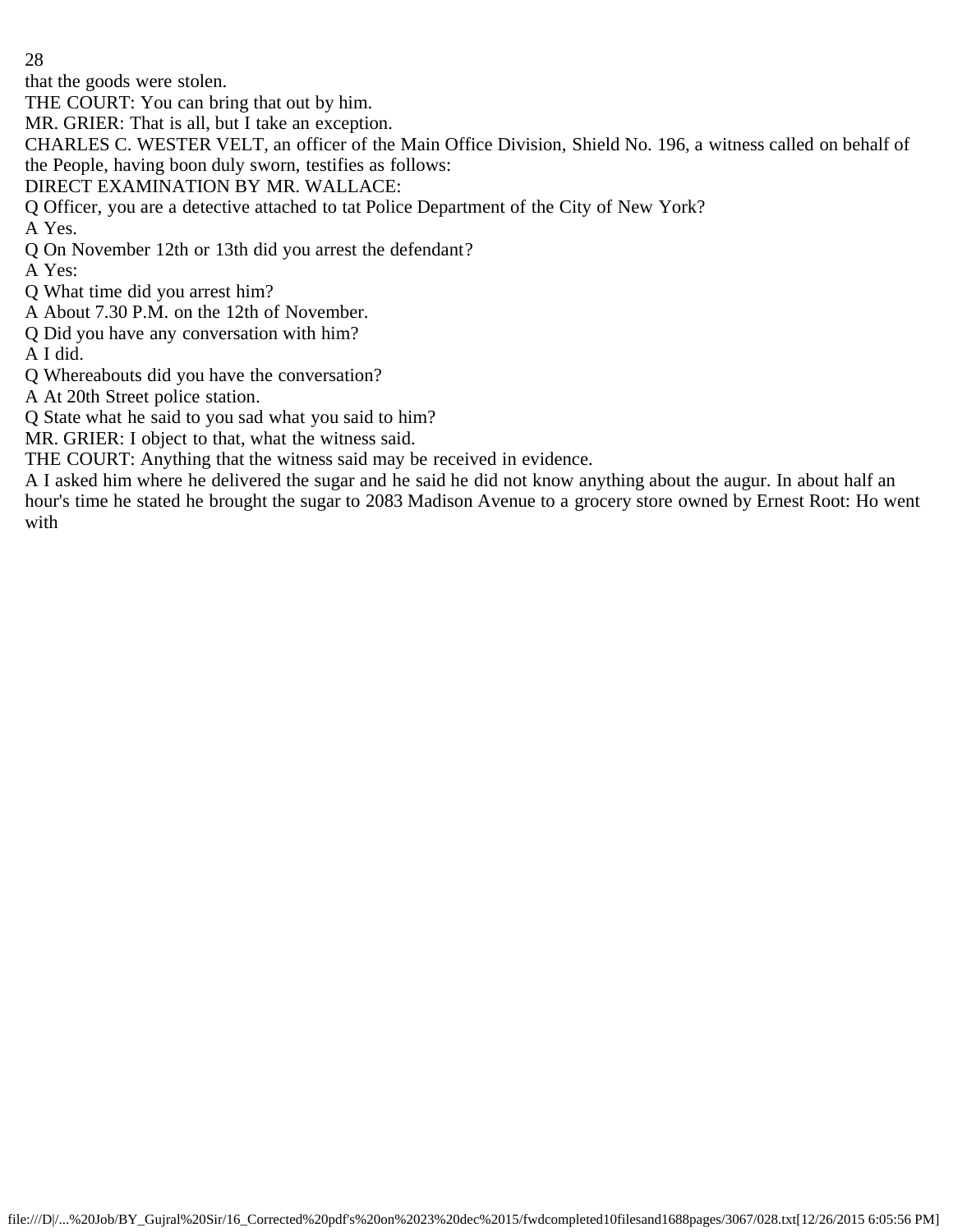that the goods were stolen.

THE COURT: You can bring that out by him.

MR. GRIER: That is all, but I take an exception.

CHARLES C. WESTER VELT, an officer of the Main Office Division, Shield No. 196, a witness called on behalf of the People, having boon duly sworn, testifies as follows:

DIRECT EXAMINATION BY MR. WALLACE:

Q Officer, you are a detective attached to tat Police Department of the City of New York?

A Yes.

Q On November 12th or 13th did you arrest the defendant?

A Yes:

Q What time did you arrest him?

A About 7.30 P.M. on the 12th of November.

Q Did you have any conversation with him?

A I did.

Q Whereabouts did you have the conversation?

A At 20th Street police station.

Q State what he said to you sad what you said to him?

MR. GRIER: I object to that, what the witness said.

THE COURT: Anything that the witness said may be received in evidence.

A I asked him where he delivered the sugar and he said he did not know anything about the augur. In about half an hour's time he stated he brought the sugar to 2083 Madison Avenue to a grocery store owned by Ernest Root: Ho went with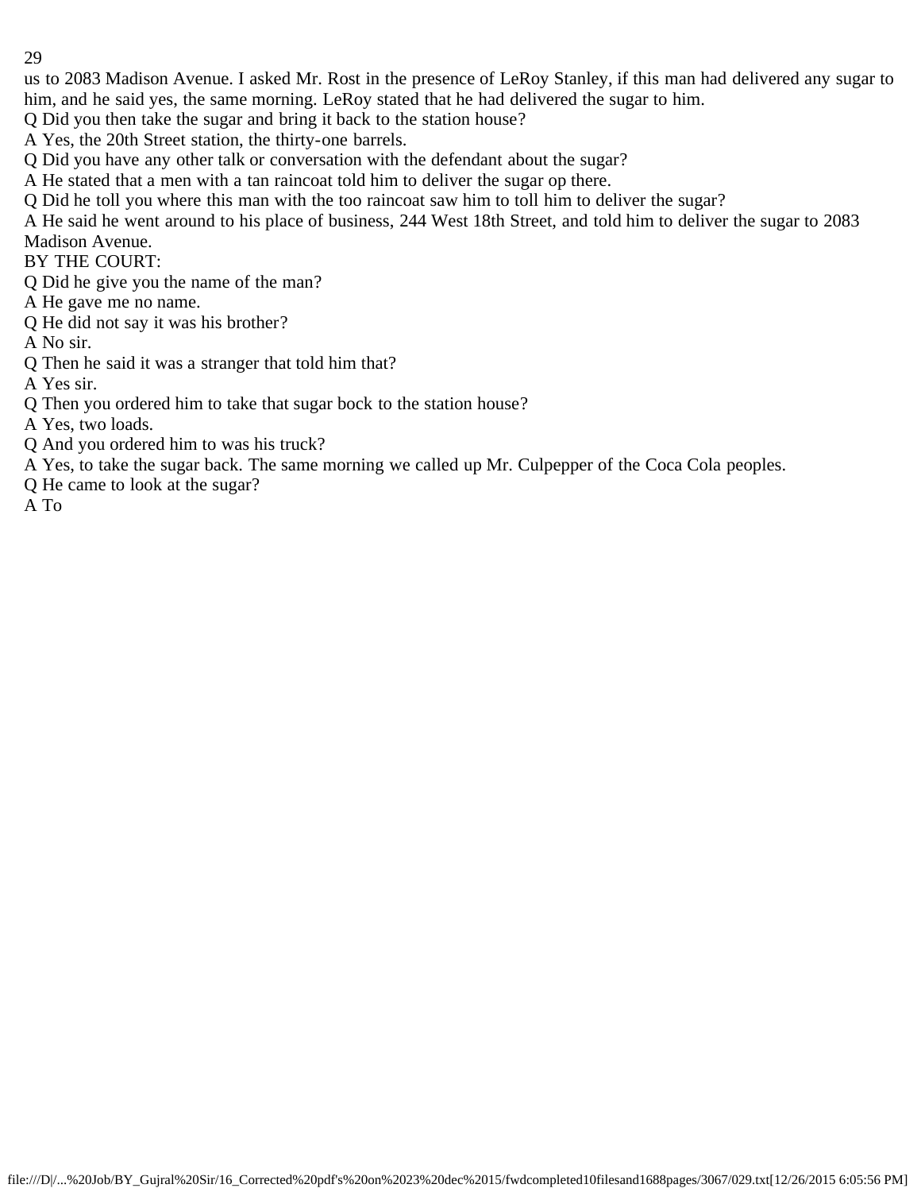us to 2083 Madison Avenue. I asked Mr. Rost in the presence of LeRoy Stanley, if this man had delivered any sugar to him, and he said yes, the same morning. LeRoy stated that he had delivered the sugar to him.

Q Did you then take the sugar and bring it back to the station house?

A Yes, the 20th Street station, the thirty-one barrels.

Q Did you have any other talk or conversation with the defendant about the sugar?

A He stated that a men with a tan raincoat told him to deliver the sugar op there.

Q Did he toll you where this man with the too raincoat saw him to toll him to deliver the sugar?

A He said he went around to his place of business, 244 West 18th Street, and told him to deliver the sugar to 2083 Madison Avenue.

BY THE COURT:

Q Did he give you the name of the man?

A He gave me no name.

Q He did not say it was his brother?

A No sir.

Q Then he said it was a stranger that told him that?

A Yes sir.

Q Then you ordered him to take that sugar bock to the station house?

A Yes, two loads.

Q And you ordered him to was his truck?

A Yes, to take the sugar back. The same morning we called up Mr. Culpepper of the Coca Cola peoples.

Q He came to look at the sugar?

A To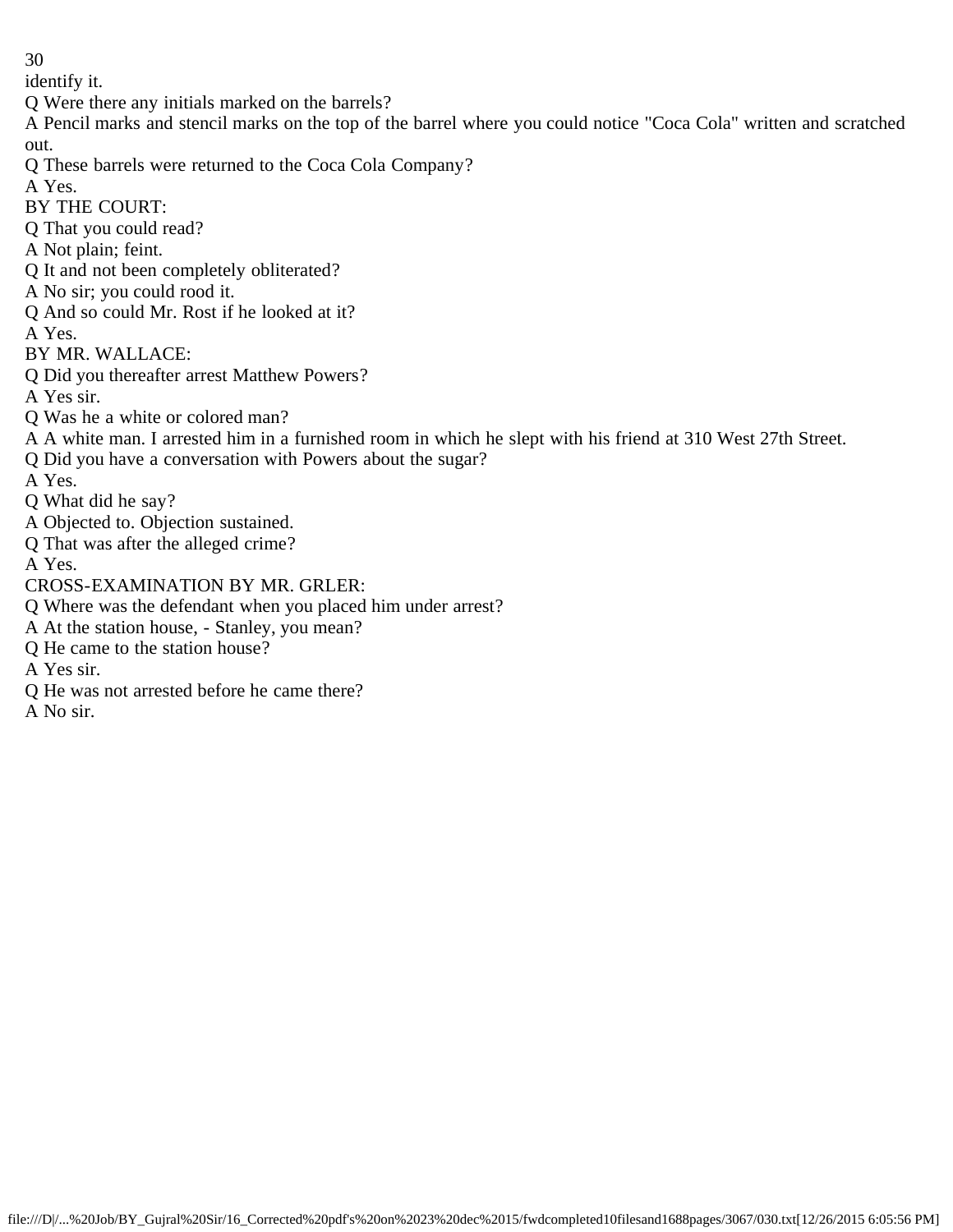identify it.

Q Were there any initials marked on the barrels?

A Pencil marks and stencil marks on the top of the barrel where you could notice "Coca Cola" written and scratched out.

Q These barrels were returned to the Coca Cola Company?

A Yes.

BY THE COURT:

Q That you could read?

A Not plain; feint.

Q It and not been completely obliterated?

A No sir; you could rood it.

Q And so could Mr. Rost if he looked at it?

A Yes.

BY MR. WALLACE:

Q Did you thereafter arrest Matthew Powers?

A Yes sir.

Q Was he a white or colored man?

A A white man. I arrested him in a furnished room in which he slept with his friend at 310 West 27th Street.

Q Did you have a conversation with Powers about the sugar?

A Yes.

Q What did he say?

A Objected to. Objection sustained.

Q That was after the alleged crime?

A Yes.

CROSS-EXAMINATION BY MR. GRLER:

Q Where was the defendant when you placed him under arrest?

A At the station house, - Stanley, you mean?

Q He came to the station house?

A Yes sir.

Q He was not arrested before he came there?

A No sir.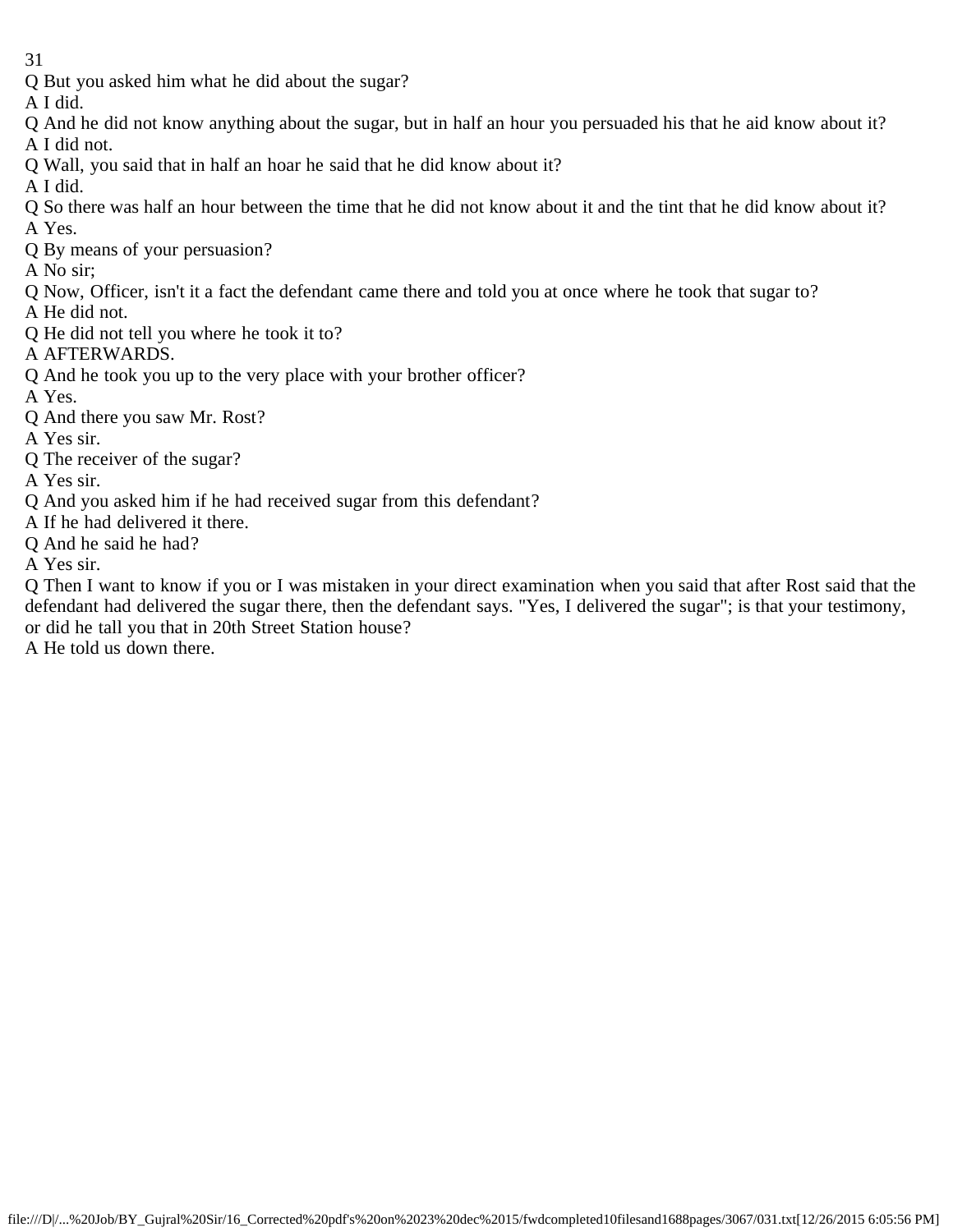Q But you asked him what he did about the sugar?

A I did.

Q And he did not know anything about the sugar, but in half an hour you persuaded his that he aid know about it?

A I did not.

Q Wall, you said that in half an hoar he said that he did know about it?

A I did.

Q So there was half an hour between the time that he did not know about it and the tint that he did know about it?

A Yes.

Q By means of your persuasion?

A No sir;

Q Now, Officer, isn't it a fact the defendant came there and told you at once where he took that sugar to?

A He did not.

Q He did not tell you where he took it to?

A AFTERWARDS.

Q And he took you up to the very place with your brother officer?

A Yes.

Q And there you saw Mr. Rost?

A Yes sir.

Q The receiver of the sugar?

A Yes sir.

Q And you asked him if he had received sugar from this defendant?

A If he had delivered it there.

Q And he said he had?

A Yes sir.

Q Then I want to know if you or I was mistaken in your direct examination when you said that after Rost said that the defendant had delivered the sugar there, then the defendant says. "Yes, I delivered the sugar"; is that your testimony, or did he tall you that in 20th Street Station house?

A He told us down there.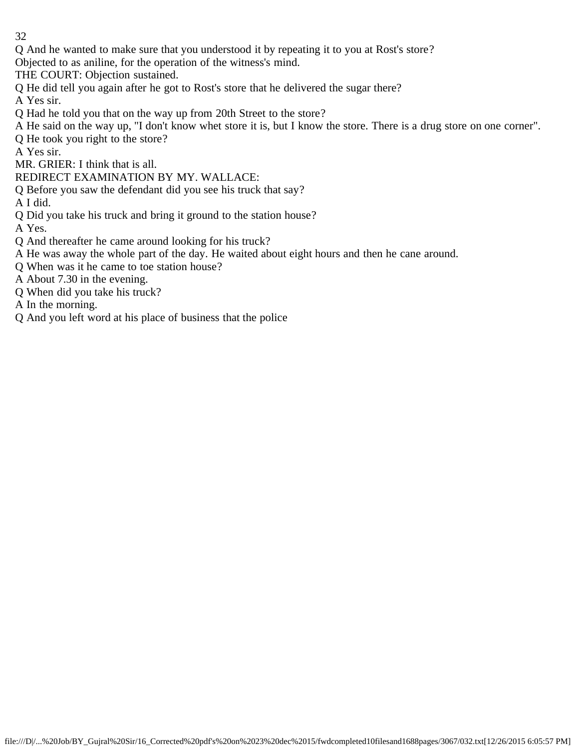Q And he wanted to make sure that you understood it by repeating it to you at Rost's store?

Objected to as aniline, for the operation of the witness's mind.

THE COURT: Objection sustained.

Q He did tell you again after he got to Rost's store that he delivered the sugar there?

A Yes sir.

Q Had he told you that on the way up from 20th Street to the store?

A He said on the way up, "I don't know whet store it is, but I know the store. There is a drug store on one corner".

Q He took you right to the store?

A Yes sir.

MR. GRIER: I think that is all.

REDIRECT EXAMINATION BY MY. WALLACE:

Q Before you saw the defendant did you see his truck that say?

A I did.

Q Did you take his truck and bring it ground to the station house?

A Yes.

Q And thereafter he came around looking for his truck?

A He was away the whole part of the day. He waited about eight hours and then he cane around.

Q When was it he came to toe station house?

A About 7.30 in the evening.

Q When did you take his truck?

A In the morning.

Q And you left word at his place of business that the police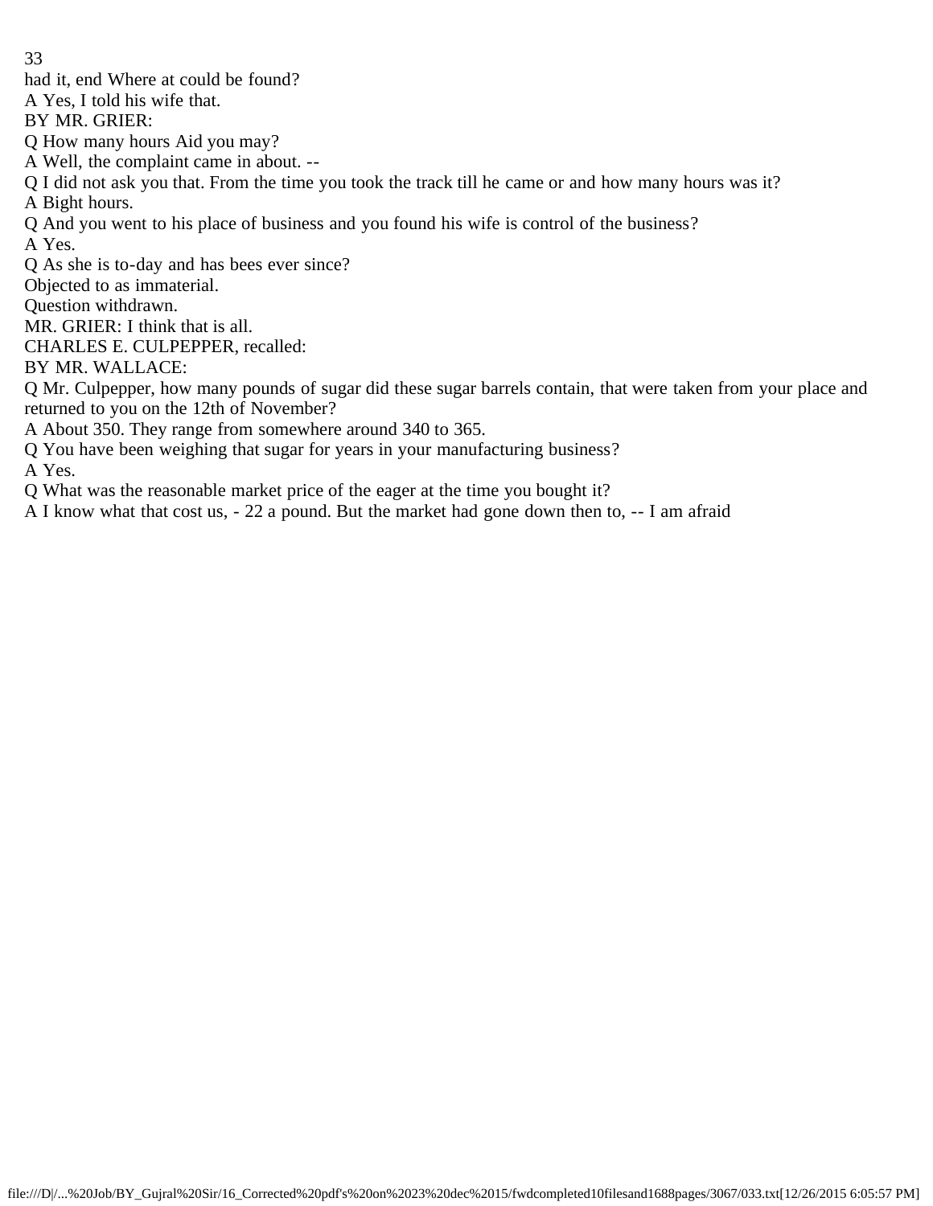had it, end Where at could be found?

A Yes, I told his wife that.

BY MR. GRIER:

Q How many hours Aid you may?

A Well, the complaint came in about. --

Q I did not ask you that. From the time you took the track till he came or and how many hours was it?

A Bight hours.

Q And you went to his place of business and you found his wife is control of the business?

A Yes.

Q As she is to-day and has bees ever since?

Objected to as immaterial.

Question withdrawn.

MR. GRIER: I think that is all.

CHARLES E. CULPEPPER, recalled:

BY MR. WALLACE:

Q Mr. Culpepper, how many pounds of sugar did these sugar barrels contain, that were taken from your place and returned to you on the 12th of November?

A About 350. They range from somewhere around 340 to 365.

Q You have been weighing that sugar for years in your manufacturing business?

A Yes.

Q What was the reasonable market price of the eager at the time you bought it?

A I know what that cost us, - 22 a pound. But the market had gone down then to, -- I am afraid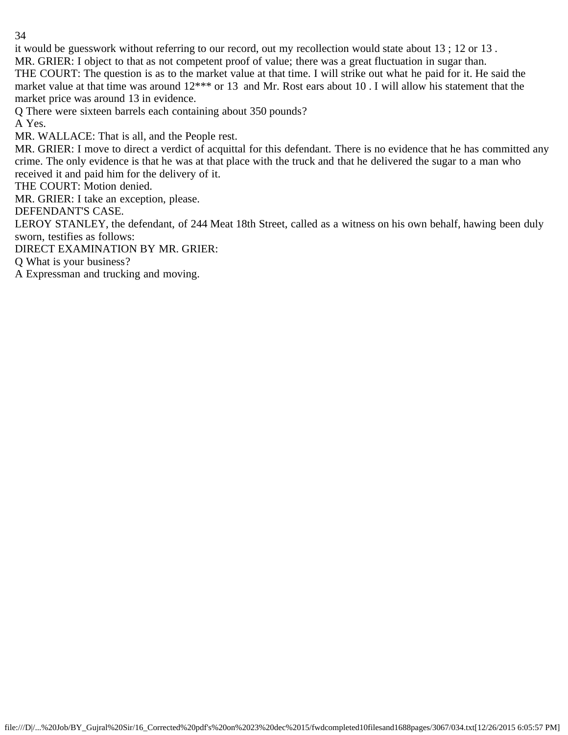it would be guesswork without referring to our record, out my recollection would state about 13 ; 12 or 13 .

MR. GRIER: I object to that as not competent proof of value; there was a great fluctuation in sugar than.

THE COURT: The question is as to the market value at that time. I will strike out what he paid for it. He said the market value at that time was around 12*** or 13 and Mr. Rost ears about 10 . I will allow his statement that the market price was around 13 in evidence.

Q There were sixteen barrels each containing about 350 pounds?

A Yes.

MR. WALLACE: That is all, and the People rest.

MR. GRIER: I move to direct a verdict of acquittal for this defendant. There is no evidence that he has committed any crime. The only evidence is that he was at that place with the truck and that he delivered the sugar to a man who received it and paid him for the delivery of it.

THE COURT: Motion denied.

MR. GRIER: I take an exception, please.

DEFENDANT'S CASE.

LEROY STANLEY, the defendant, of 244 Meat 18th Street, called as a witness on his own behalf, hawing been duly sworn, testifies as follows:

DIRECT EXAMINATION BY MR. GRIER:

Q What is your business?

A Expressman and trucking and moving.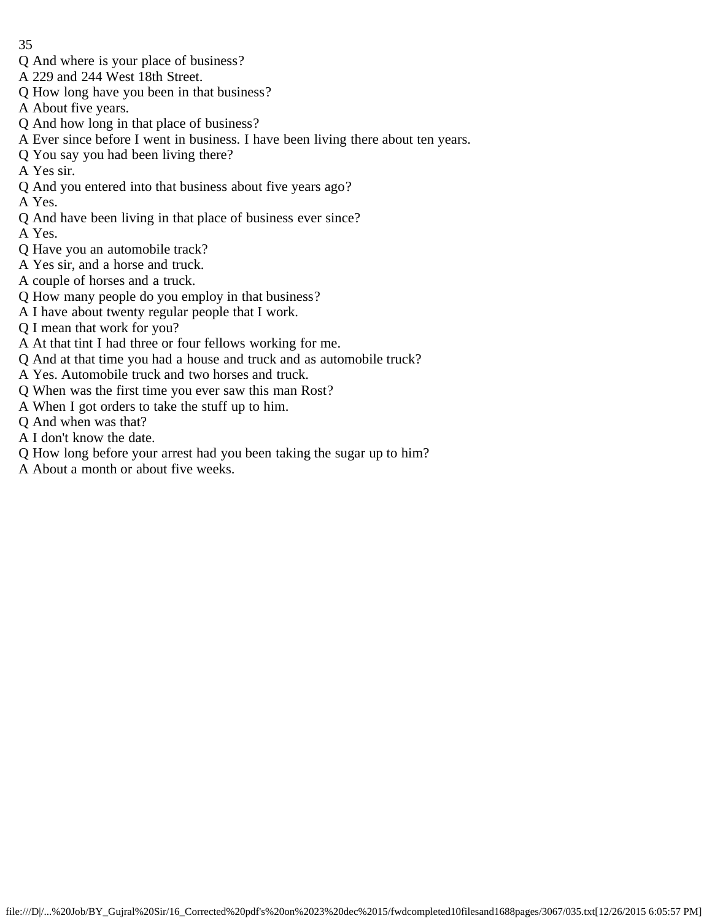Q And where is your place of business?
A 229 and 244 West 18th Street.
Q How long have you been in that business?
A About five years.
Q And how long in that place of business?
A Ever since before I went in business. I have been living there about ten years.
Q You say you had been living there?
A Yes sir.
Q And you entered into that business about five years ago?
A Yes.
Q And have been living in that place of business ever since?
A Yes.
Q Have you an automobile track?
A Yes sir, and a horse and truck.
A couple of horses and a truck.
Q How many people do you employ in that business?
A I have about twenty regular people that I work.
Q I mean that work for you?
A At that tint I had three or four fellows working for me.
Q And at that time you had a house and truck and as automobile truck?
A Yes. Automobile truck and two horses and truck.
Q When was the first time you ever saw this man Rost?
A When I got orders to take the stuff up to him.
Q And when was that?
A I don't know the date.
Q How long before your arrest had you been taking the sugar up to him?
A About a month or about five weeks.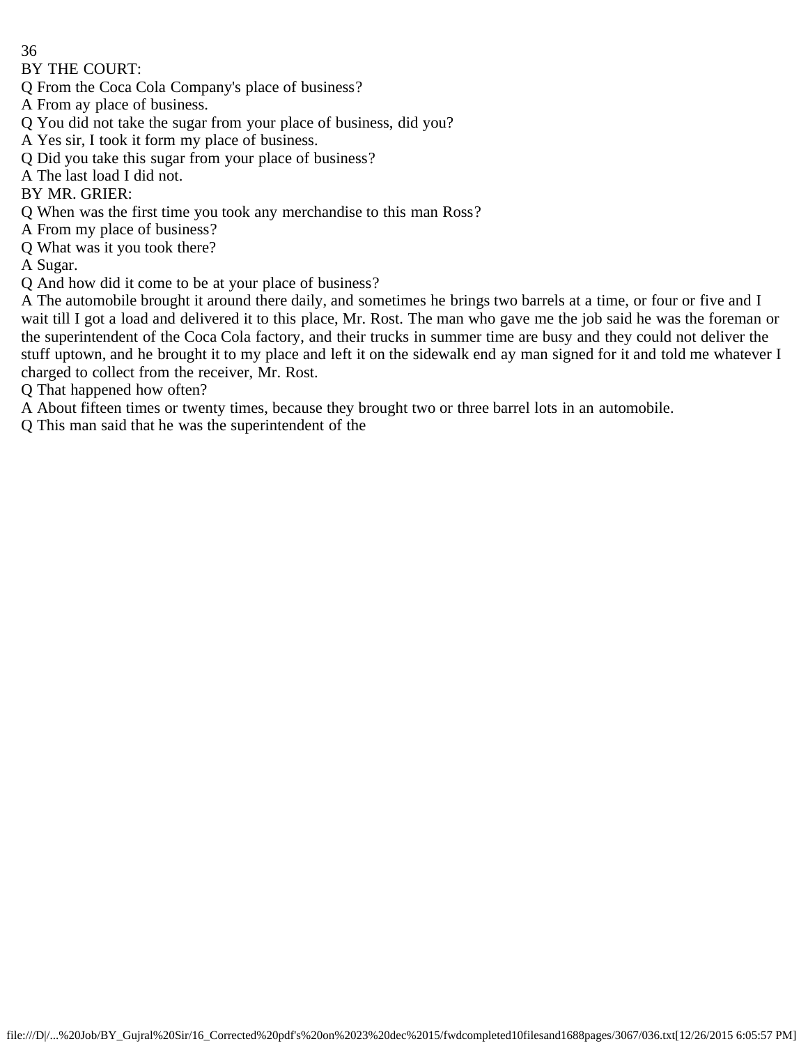BY THE COURT:

Q From the Coca Cola Company's place of business?

A From ay place of business.

Q You did not take the sugar from your place of business, did you?

A Yes sir, I took it form my place of business.

Q Did you take this sugar from your place of business?

A The last load I did not.

BY MR. GRIER:

Q When was the first time you took any merchandise to this man Ross?

A From my place of business?

Q What was it you took there?

A Sugar.

Q And how did it come to be at your place of business?

A The automobile brought it around there daily, and sometimes he brings two barrels at a time, or four or five and I wait till I got a load and delivered it to this place, Mr. Rost. The man who gave me the job said he was the foreman or the superintendent of the Coca Cola factory, and their trucks in summer time are busy and they could not deliver the stuff uptown, and he brought it to my place and left it on the sidewalk end ay man signed for it and told me whatever I charged to collect from the receiver, Mr. Rost.

Q That happened how often?

A About fifteen times or twenty times, because they brought two or three barrel lots in an automobile.

Q This man said that he was the superintendent of the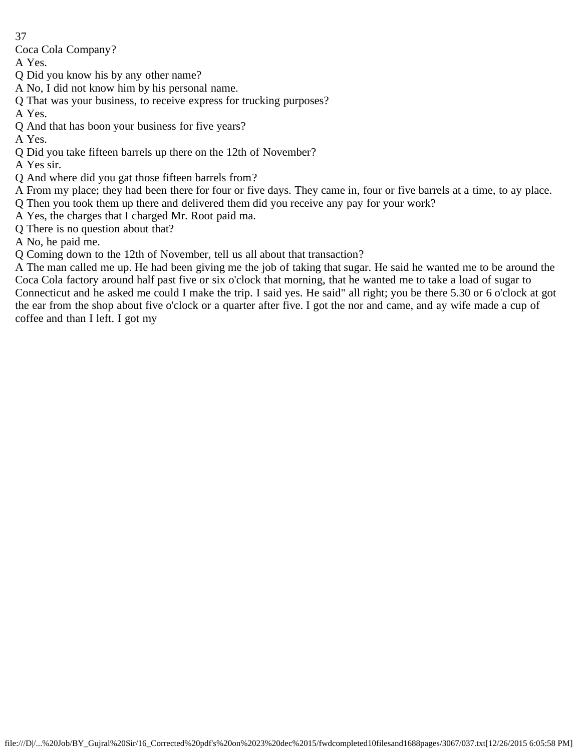Coca Cola Company?

A Yes.

Q Did you know his by any other name?

A No, I did not know him by his personal name.

Q That was your business, to receive express for trucking purposes?

A Yes.

Q And that has boon your business for five years?

A Yes.

Q Did you take fifteen barrels up there on the 12th of November?

A Yes sir.

Q And where did you gat those fifteen barrels from?

A From my place; they had been there for four or five days. They came in, four or five barrels at a time, to ay place.

Q Then you took them up there and delivered them did you receive any pay for your work?

A Yes, the charges that I charged Mr. Root paid ma.

Q There is no question about that?

A No, he paid me.

Q Coming down to the 12th of November, tell us all about that transaction?

A The man called me up. He had been giving me the job of taking that sugar. He said he wanted me to be around the Coca Cola factory around half past five or six o'clock that morning, that he wanted me to take a load of sugar to Connecticut and he asked me could I make the trip. I said yes. He said" all right; you be there 5.30 or 6 o'clock at got the ear from the shop about five o'clock or a quarter after five. I got the nor and came, and ay wife made a cup of coffee and than I left. I got my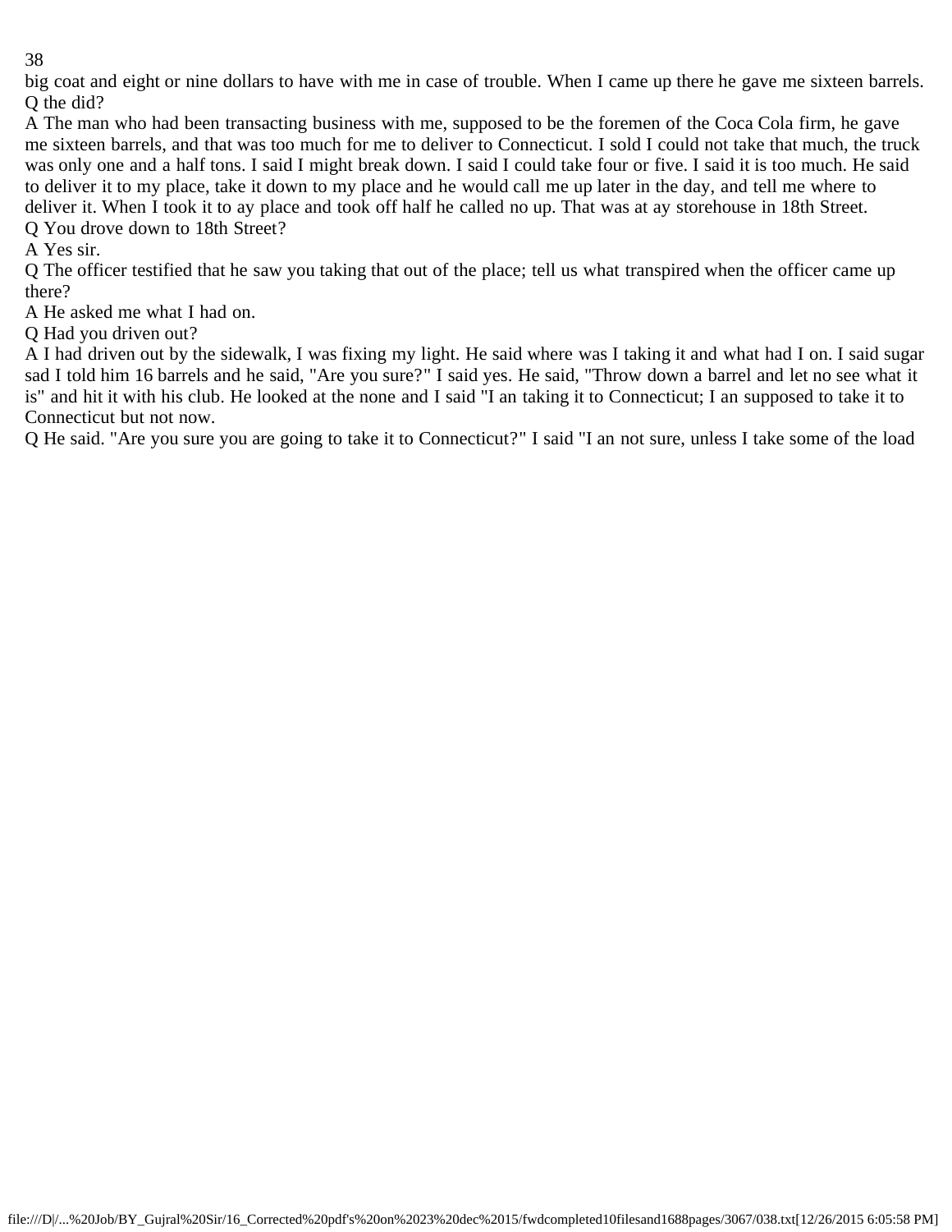big coat and eight or nine dollars to have with me in case of trouble. When I came up there he gave me sixteen barrels.
Q the did?
A The man who had been transacting business with me, supposed to be the foremen of the Coca Cola firm, he gave me sixteen barrels, and that was too much for me to deliver to Connecticut. I sold I could not take that much, the truck was only one and a half tons. I said I might break down. I said I could take four or five. I said it is too much. He said to deliver it to my place, take it down to my place and he would call me up later in the day, and tell me where to deliver it. When I took it to ay place and took off half he called no up. That was at ay storehouse in 18th Street.
Q You drove down to 18th Street?
A Yes sir.
Q The officer testified that he saw you taking that out of the place; tell us what transpired when the officer came up there?
A He asked me what I had on.
Q Had you driven out?
A I had driven out by the sidewalk, I was fixing my light. He said where was I taking it and what had I on. I said sugar sad I told him 16 barrels and he said, "Are you sure?" I said yes. He said, "Throw down a barrel and let no see what it is" and hit it with his club. He looked at the none and I said "I an taking it to Connecticut; I an supposed to take it to Connecticut but not now.
Q He said. "Are you sure you are going to take it to Connecticut?" I said "I an not sure, unless I take some of the load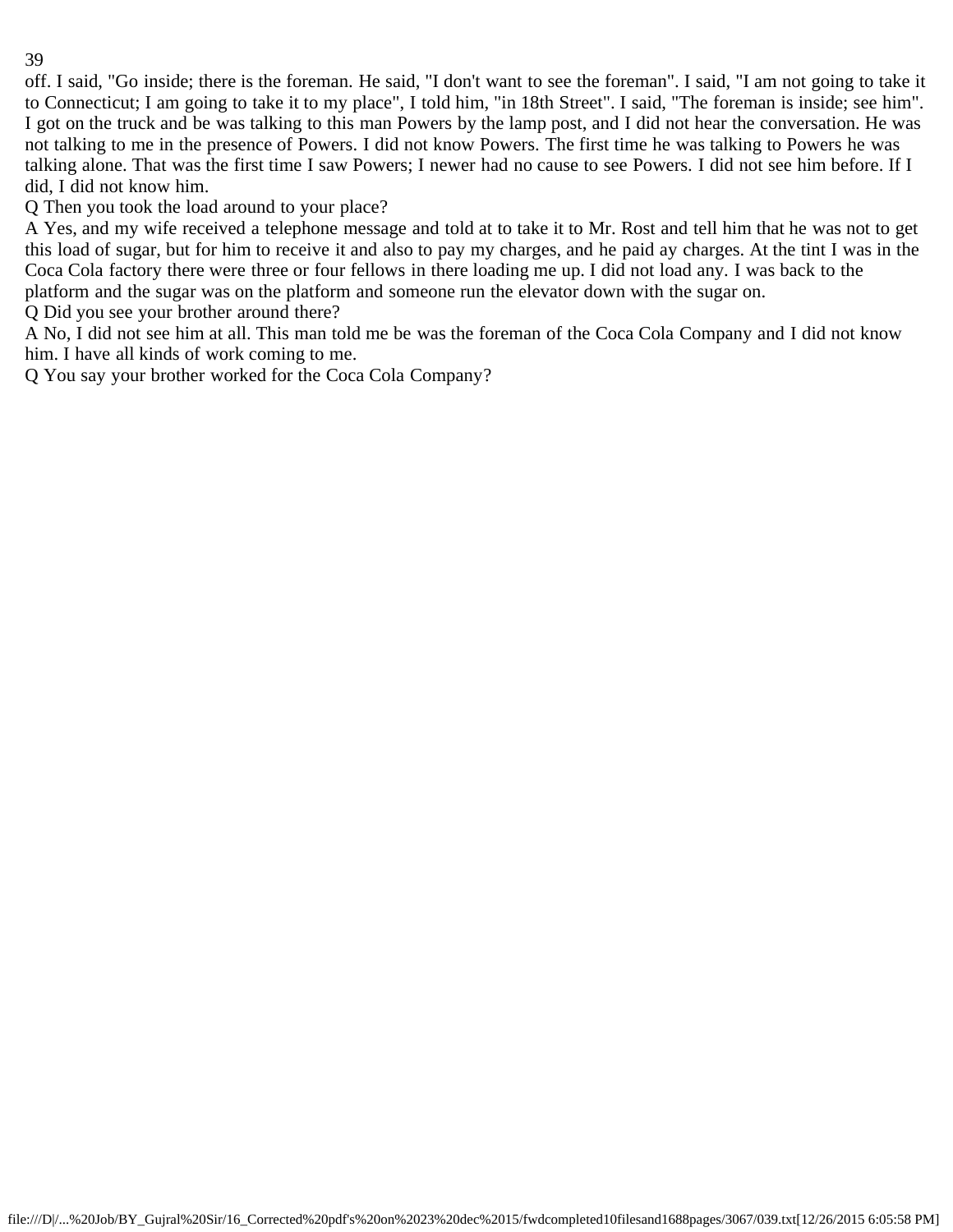off. I said, "Go inside; there is the foreman. He said, "I don't want to see the foreman". I said, "I am not going to take it to Connecticut; I am going to take it to my place", I told him, "in 18th Street". I said, "The foreman is inside; see him". I got on the truck and be was talking to this man Powers by the lamp post, and I did not hear the conversation. He was not talking to me in the presence of Powers. I did not know Powers. The first time he was talking to Powers he was talking alone. That was the first time I saw Powers; I newer had no cause to see Powers. I did not see him before. If I did, I did not know him.

Q Then you took the load around to your place?

A Yes, and my wife received a telephone message and told at to take it to Mr. Rost and tell him that he was not to get this load of sugar, but for him to receive it and also to pay my charges, and he paid ay charges. At the tint I was in the Coca Cola factory there were three or four fellows in there loading me up. I did not load any. I was back to the platform and the sugar was on the platform and someone run the elevator down with the sugar on.

Q Did you see your brother around there?

A No, I did not see him at all. This man told me be was the foreman of the Coca Cola Company and I did not know him. I have all kinds of work coming to me.

Q You say your brother worked for the Coca Cola Company?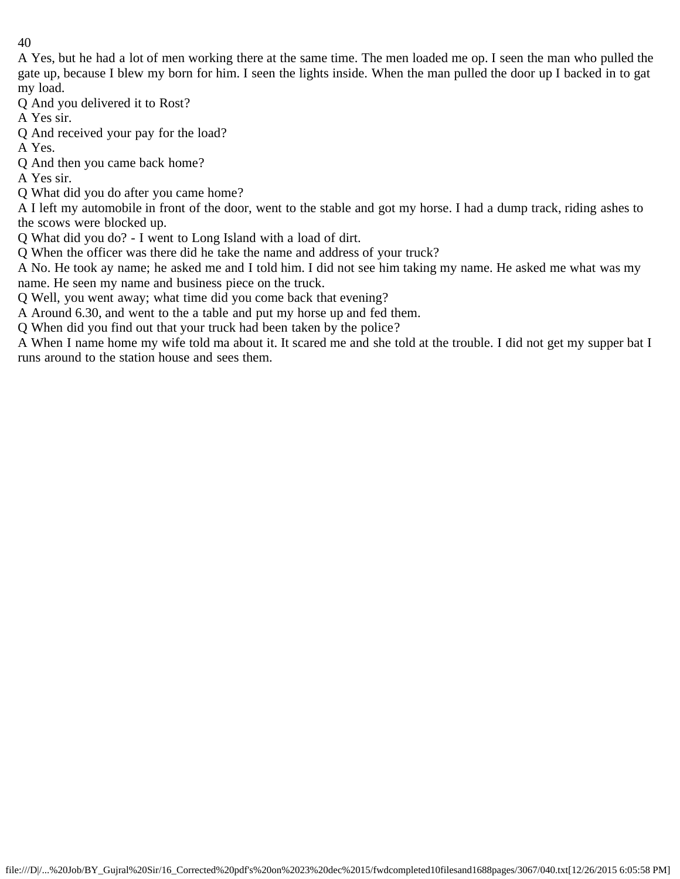A Yes, but he had a lot of men working there at the same time. The men loaded me op. I seen the man who pulled the gate up, because I blew my born for him. I seen the lights inside. When the man pulled the door up I backed in to gat my load.

Q And you delivered it to Rost?

A Yes sir.

Q And received your pay for the load?

A Yes.

Q And then you came back home?

A Yes sir.

Q What did you do after you came home?

A I left my automobile in front of the door, went to the stable and got my horse. I had a dump track, riding ashes to the scows were blocked up.

Q What did you do? - I went to Long Island with a load of dirt.

Q When the officer was there did he take the name and address of your truck?

A No. He took ay name; he asked me and I told him. I did not see him taking my name. He asked me what was my name. He seen my name and business piece on the truck.

Q Well, you went away; what time did you come back that evening?

A Around 6.30, and went to the a table and put my horse up and fed them.

Q When did you find out that your truck had been taken by the police?

A When I name home my wife told ma about it. It scared me and she told at the trouble. I did not get my supper bat I runs around to the station house and sees them.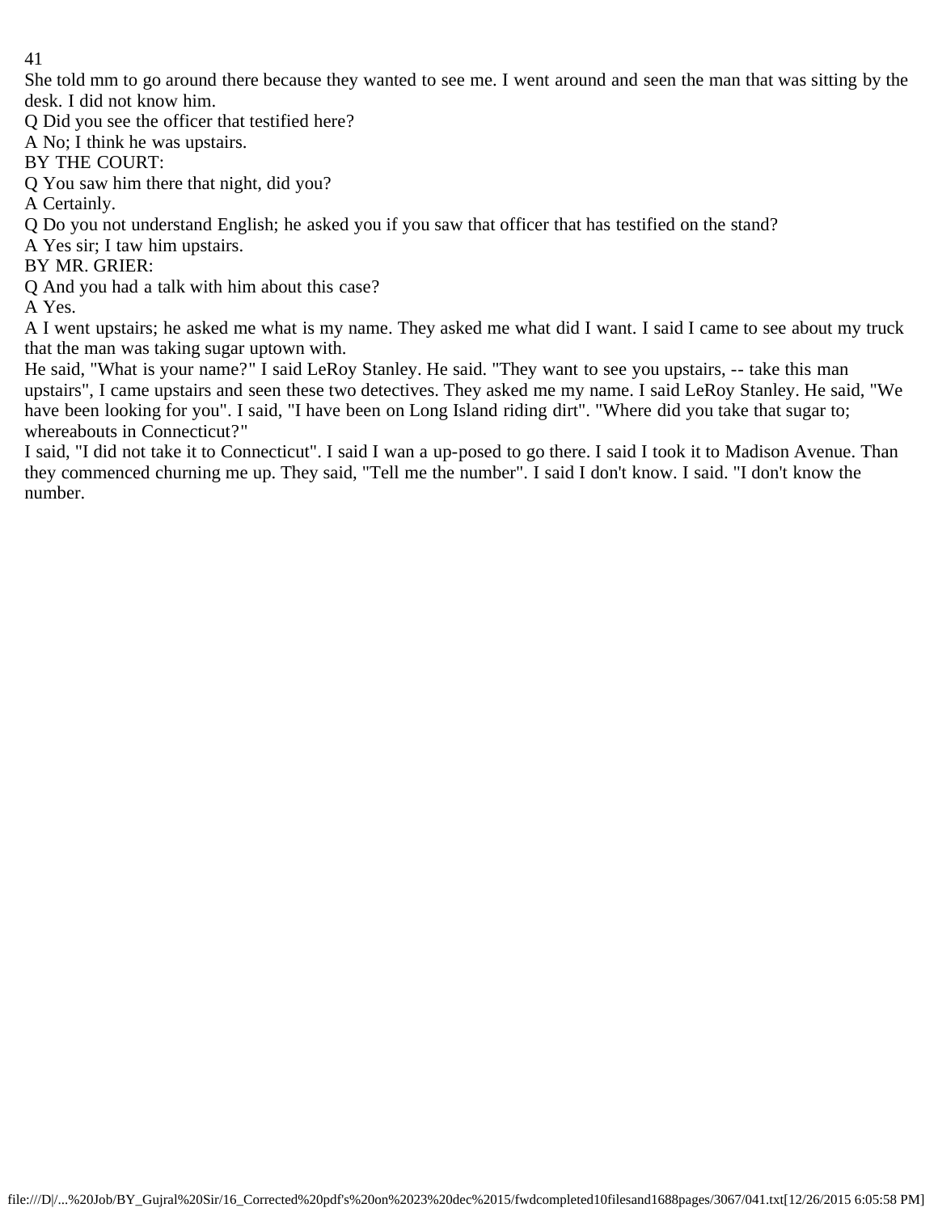She told mm to go around there because they wanted to see me. I went around and seen the man that was sitting by the desk. I did not know him.

Q Did you see the officer that testified here?

A No; I think he was upstairs.

BY THE COURT:

Q You saw him there that night, did you?

A Certainly.

Q Do you not understand English; he asked you if you saw that officer that has testified on the stand?

A Yes sir; I taw him upstairs.

BY MR. GRIER:

Q And you had a talk with him about this case?

A Yes.

A I went upstairs; he asked me what is my name. They asked me what did I want. I said I came to see about my truck that the man was taking sugar uptown with.

He said, "What is your name?" I said LeRoy Stanley. He said. "They want to see you upstairs, -- take this man upstairs", I came upstairs and seen these two detectives. They asked me my name. I said LeRoy Stanley. He said, "We have been looking for you". I said, "I have been on Long Island riding dirt". "Where did you take that sugar to; whereabouts in Connecticut?"

I said, "I did not take it to Connecticut". I said I wan a up-posed to go there. I said I took it to Madison Avenue. Than they commenced churning me up. They said, "Tell me the number". I said I don't know. I said. "I don't know the number.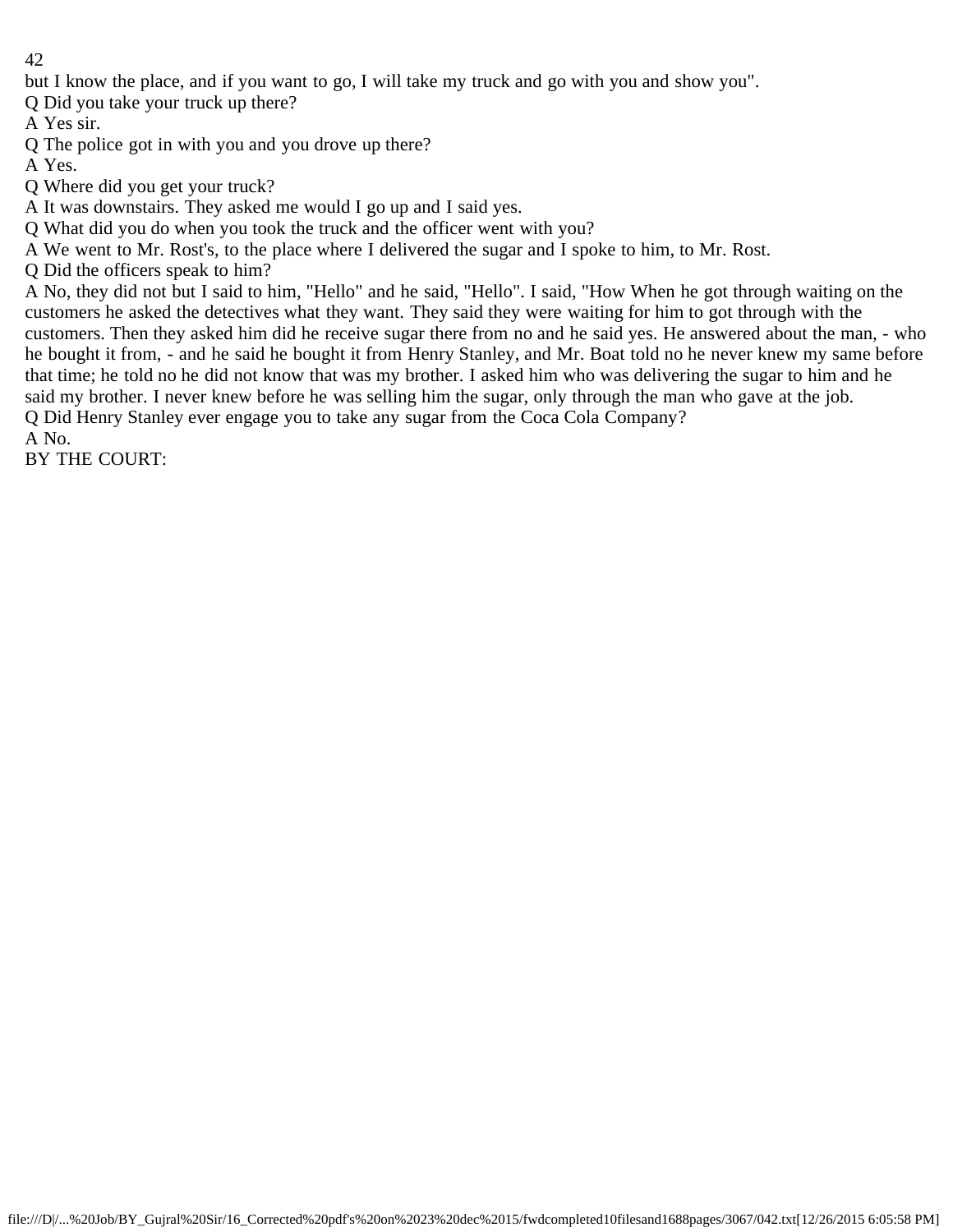but I know the place, and if you want to go, I will take my truck and go with you and show you".

Q Did you take your truck up there?

A Yes sir.

Q The police got in with you and you drove up there?

A Yes.

Q Where did you get your truck?

A It was downstairs. They asked me would I go up and I said yes.

Q What did you do when you took the truck and the officer went with you?

A We went to Mr. Rost's, to the place where I delivered the sugar and I spoke to him, to Mr. Rost.

Q Did the officers speak to him?

A No, they did not but I said to him, "Hello" and he said, "Hello". I said, "How When he got through waiting on the customers he asked the detectives what they want. They said they were waiting for him to got through with the customers. Then they asked him did he receive sugar there from no and he said yes. He answered about the man, - who he bought it from, - and he said he bought it from Henry Stanley, and Mr. Boat told no he never knew my same before that time; he told no he did not know that was my brother. I asked him who was delivering the sugar to him and he said my brother. I never knew before he was selling him the sugar, only through the man who gave at the job.

Q Did Henry Stanley ever engage you to take any sugar from the Coca Cola Company?

A No.

BY THE COURT: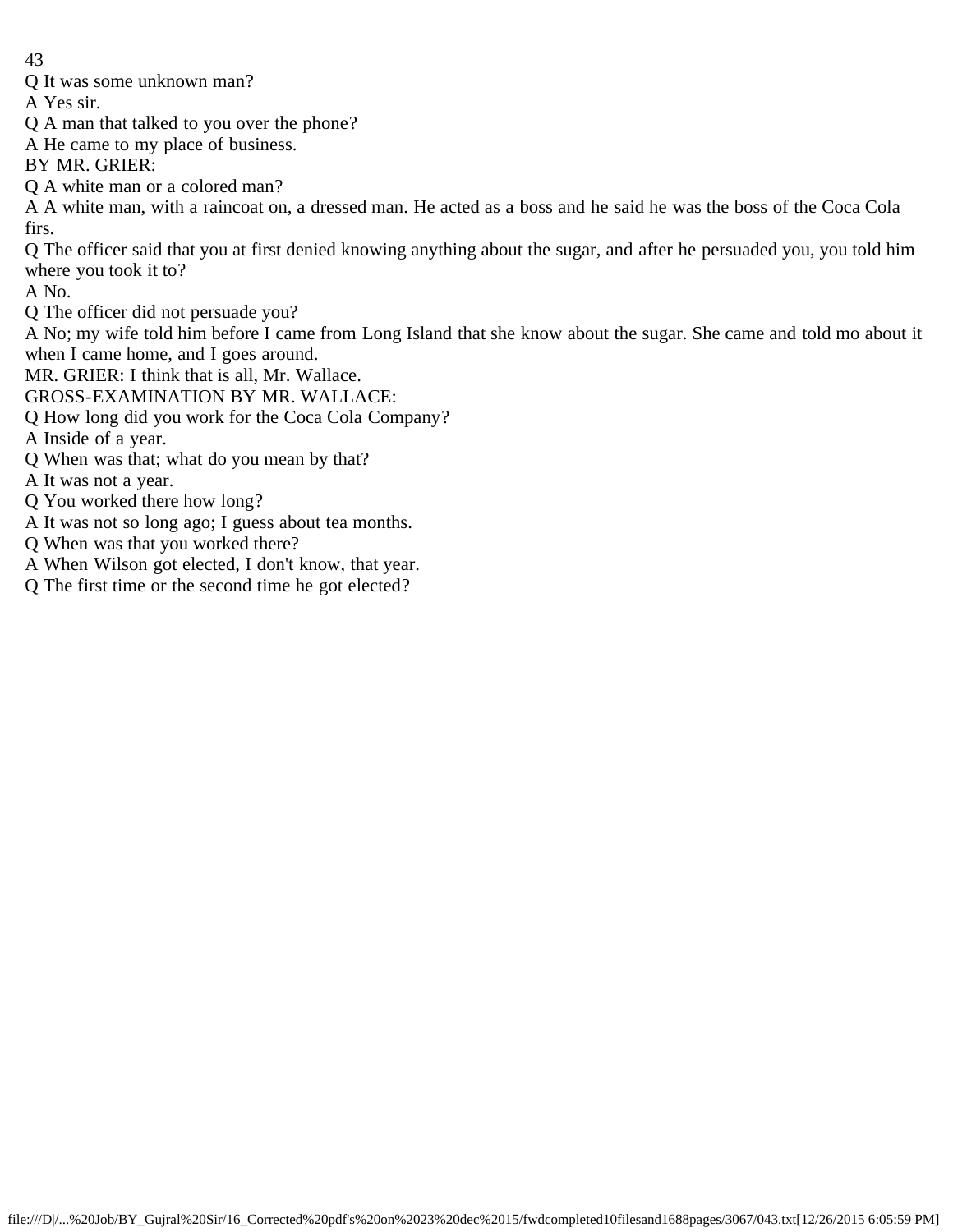Q It was some unknown man?

A Yes sir.

Q A man that talked to you over the phone?

A He came to my place of business.

BY MR. GRIER:

Q A white man or a colored man?

A A white man, with a raincoat on, a dressed man. He acted as a boss and he said he was the boss of the Coca Cola firs.

Q The officer said that you at first denied knowing anything about the sugar, and after he persuaded you, you told him where you took it to?

A No.

Q The officer did not persuade you?

A No; my wife told him before I came from Long Island that she know about the sugar. She came and told mo about it when I came home, and I goes around.

MR. GRIER: I think that is all, Mr. Wallace.

GROSS-EXAMINATION BY MR. WALLACE:

Q How long did you work for the Coca Cola Company?

A Inside of a year.

Q When was that; what do you mean by that?

A It was not a year.

Q You worked there how long?

A It was not so long ago; I guess about tea months.

Q When was that you worked there?

A When Wilson got elected, I don't know, that year.

Q The first time or the second time he got elected?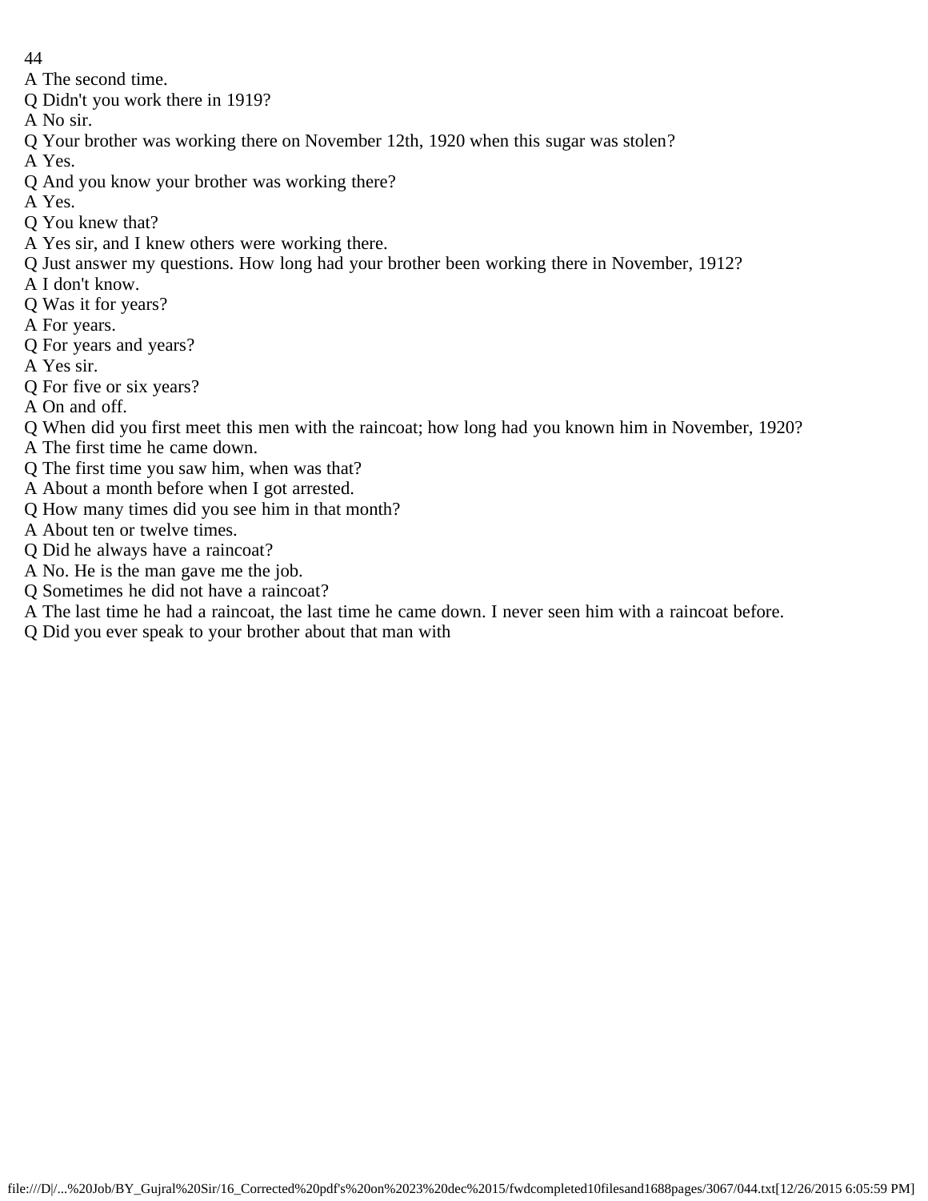A The second time.

Q Didn't you work there in 1919?

A No sir.

Q Your brother was working there on November 12th, 1920 when this sugar was stolen?

A Yes.

Q And you know your brother was working there?

A Yes.

Q You knew that?

A Yes sir, and I knew others were working there.

Q Just answer my questions. How long had your brother been working there in November, 1912?

A I don't know.

Q Was it for years?

A For years.

Q For years and years?

A Yes sir.

Q For five or six years?

A On and off.

Q When did you first meet this men with the raincoat; how long had you known him in November, 1920?

A The first time he came down.

Q The first time you saw him, when was that?

A About a month before when I got arrested.

Q How many times did you see him in that month?

A About ten or twelve times.

Q Did he always have a raincoat?

A No. He is the man gave me the job.

Q Sometimes he did not have a raincoat?

A The last time he had a raincoat, the last time he came down. I never seen him with a raincoat before.

Q Did you ever speak to your brother about that man with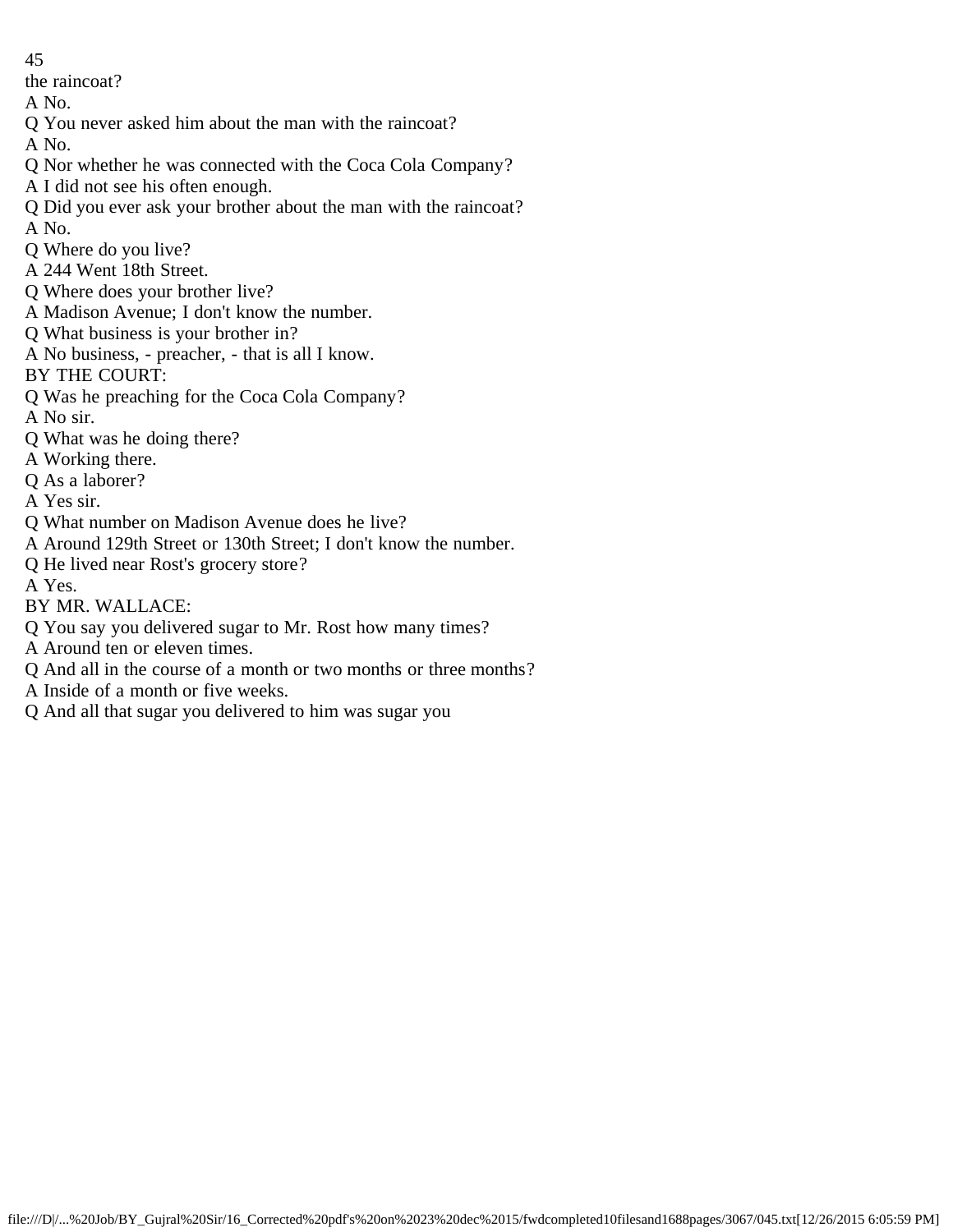the raincoat?

A No.

Q You never asked him about the man with the raincoat?

A No.

Q Nor whether he was connected with the Coca Cola Company?

A I did not see his often enough.

Q Did you ever ask your brother about the man with the raincoat?

A No.

Q Where do you live?

A 244 Went 18th Street.

Q Where does your brother live?

A Madison Avenue; I don't know the number.

Q What business is your brother in?

A No business, - preacher, - that is all I know.

BY THE COURT:

Q Was he preaching for the Coca Cola Company?

A No sir.

Q What was he doing there?

A Working there.

Q As a laborer?

A Yes sir.

Q What number on Madison Avenue does he live?

A Around 129th Street or 130th Street; I don't know the number.

Q He lived near Rost's grocery store?

A Yes.

BY MR. WALLACE:

Q You say you delivered sugar to Mr. Rost how many times?

A Around ten or eleven times.

Q And all in the course of a month or two months or three months?

A Inside of a month or five weeks.

Q And all that sugar you delivered to him was sugar you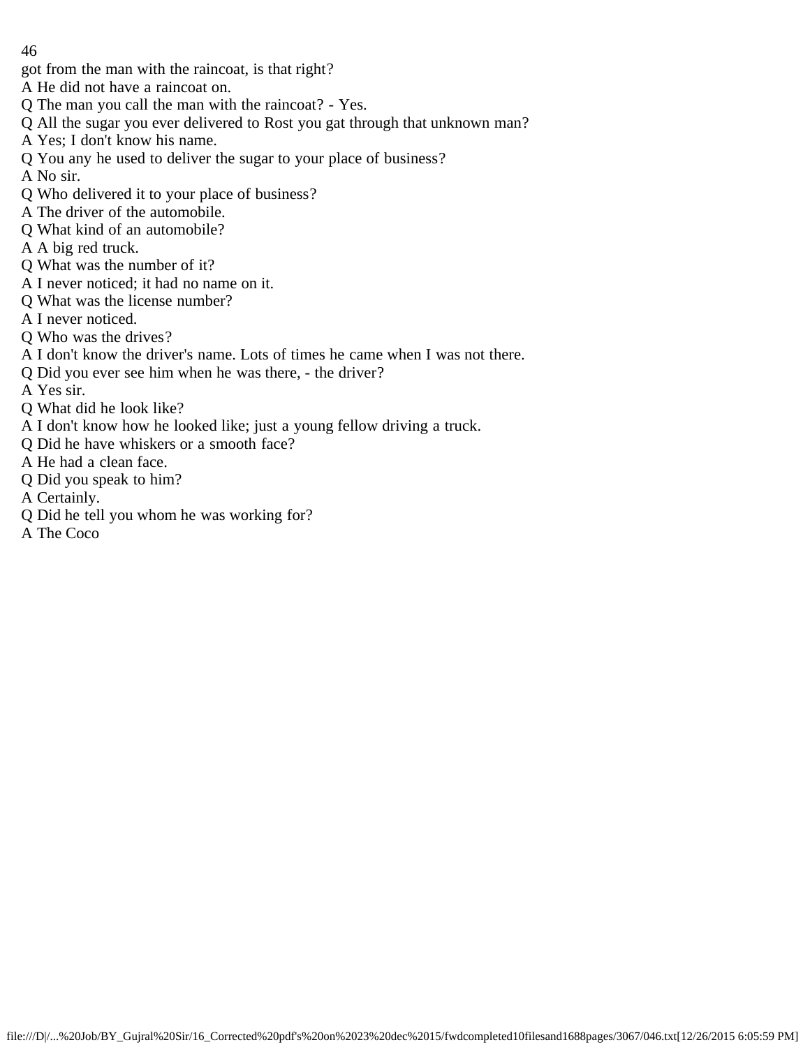got from the man with the raincoat, is that right?

A He did not have a raincoat on.

Q The man you call the man with the raincoat? - Yes.

Q All the sugar you ever delivered to Rost you gat through that unknown man?

A Yes; I don't know his name.

Q You any he used to deliver the sugar to your place of business?

A No sir.

Q Who delivered it to your place of business?

A The driver of the automobile.

Q What kind of an automobile?

A A big red truck.

Q What was the number of it?

A I never noticed; it had no name on it.

Q What was the license number?

A I never noticed.

Q Who was the drives?

A I don't know the driver's name. Lots of times he came when I was not there.

Q Did you ever see him when he was there, - the driver?

A Yes sir.

Q What did he look like?

A I don't know how he looked like; just a young fellow driving a truck.

Q Did he have whiskers or a smooth face?

A He had a clean face.

Q Did you speak to him?

A Certainly.

Q Did he tell you whom he was working for?

A The Coco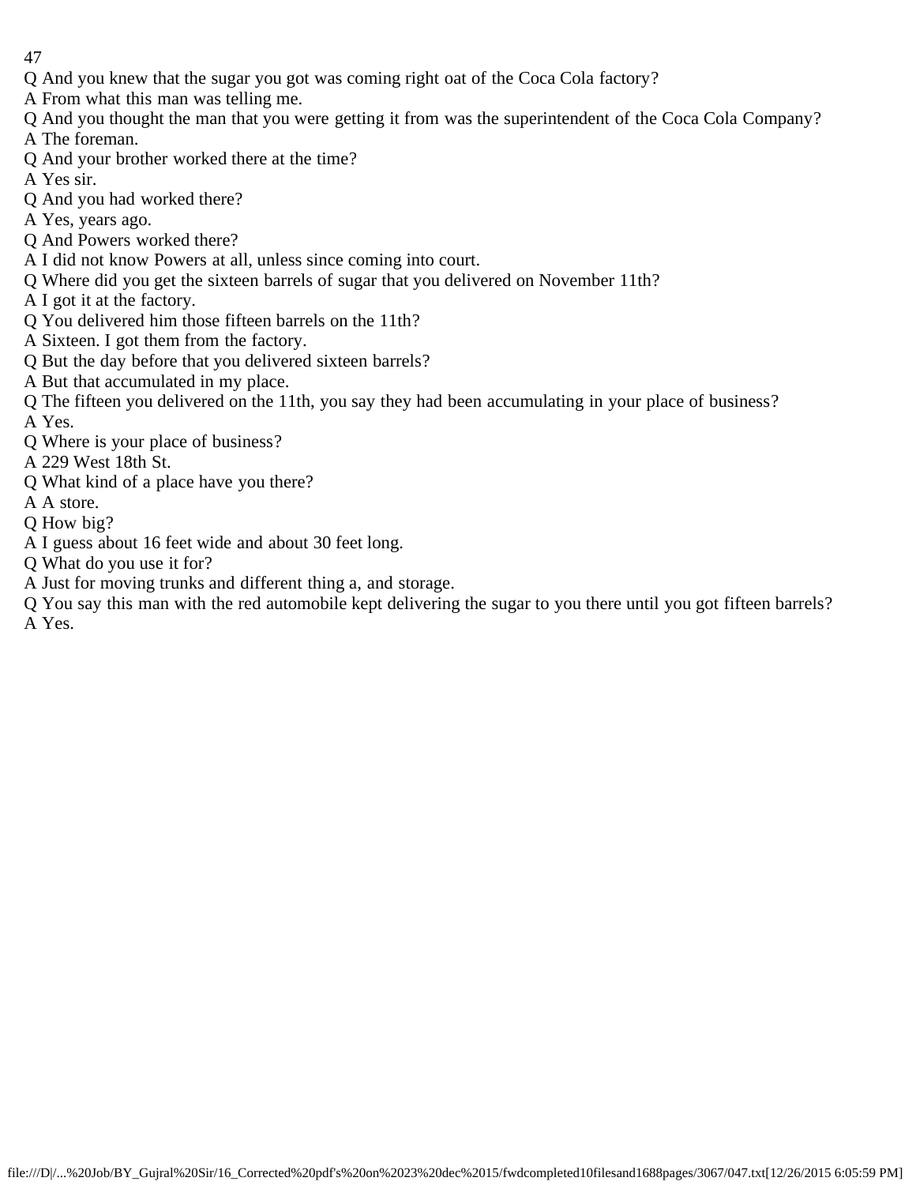Q And you knew that the sugar you got was coming right oat of the Coca Cola factory?
A From what this man was telling me.
Q And you thought the man that you were getting it from was the superintendent of the Coca Cola Company?
A The foreman.
Q And your brother worked there at the time?
A Yes sir.
Q And you had worked there?
A Yes, years ago.
Q And Powers worked there?
A I did not know Powers at all, unless since coming into court.
Q Where did you get the sixteen barrels of sugar that you delivered on November 11th?
A I got it at the factory.
Q You delivered him those fifteen barrels on the 11th?
A Sixteen. I got them from the factory.
Q But the day before that you delivered sixteen barrels?
A But that accumulated in my place.
Q The fifteen you delivered on the 11th, you say they had been accumulating in your place of business?
A Yes.
Q Where is your place of business?
A 229 West 18th St.
Q What kind of a place have you there?
A A store.
Q How big?
A I guess about 16 feet wide and about 30 feet long.
Q What do you use it for?
A Just for moving trunks and different thing a, and storage.
Q You say this man with the red automobile kept delivering the sugar to you there until you got fifteen barrels?
A Yes.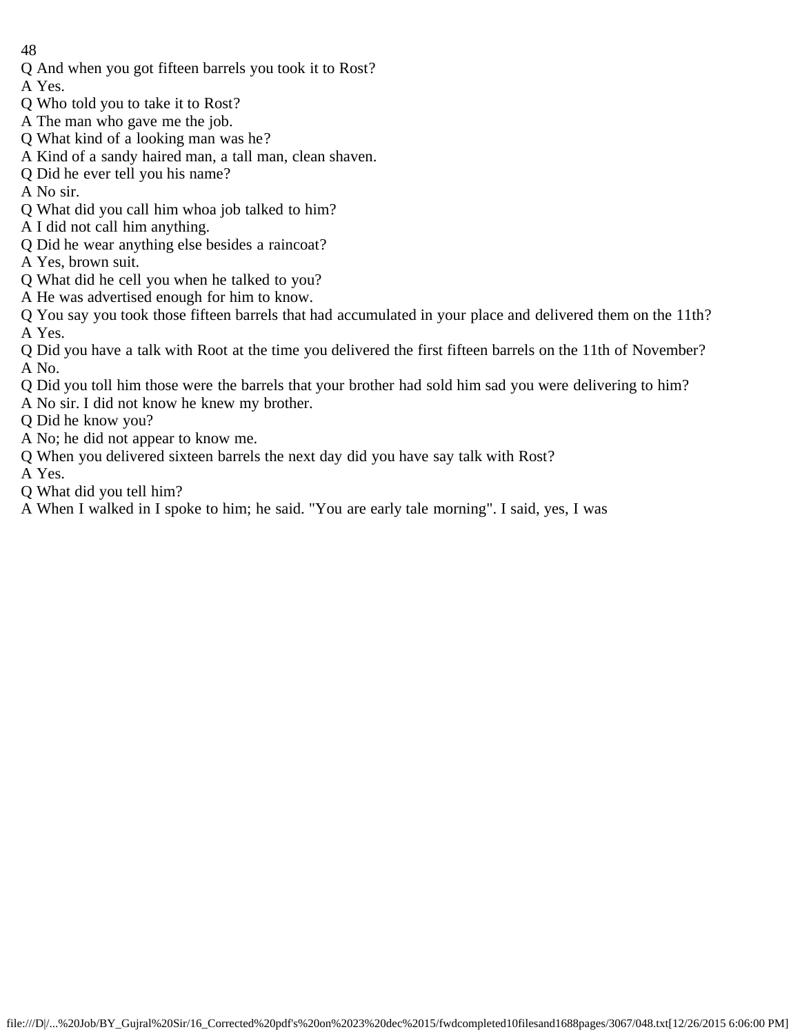Q And when you got fifteen barrels you took it to Rost?
A Yes.
Q Who told you to take it to Rost?
A The man who gave me the job.
Q What kind of a looking man was he?
A Kind of a sandy haired man, a tall man, clean shaven.
Q Did he ever tell you his name?
A No sir.
Q What did you call him whoa job talked to him?
A I did not call him anything.
Q Did he wear anything else besides a raincoat?
A Yes, brown suit.
Q What did he cell you when he talked to you?
A He was advertised enough for him to know.
Q You say you took those fifteen barrels that had accumulated in your place and delivered them on the 11th?
A Yes.
Q Did you have a talk with Root at the time you delivered the first fifteen barrels on the 11th of November?
A No.
Q Did you toll him those were the barrels that your brother had sold him sad you were delivering to him?
A No sir. I did not know he knew my brother.
Q Did he know you?
A No; he did not appear to know me.
Q When you delivered sixteen barrels the next day did you have say talk with Rost?
A Yes.
Q What did you tell him?
A When I walked in I spoke to him; he said. "You are early tale morning". I said, yes, I was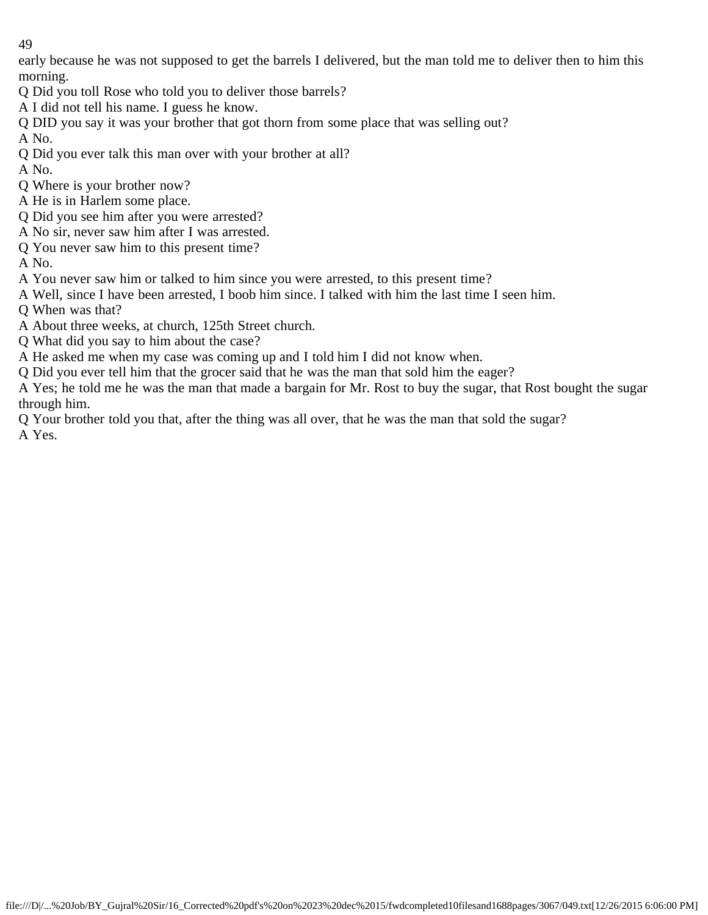early because he was not supposed to get the barrels I delivered, but the man told me to deliver then to him this morning.

Q Did you toll Rose who told you to deliver those barrels?

A I did not tell his name. I guess he know.

Q DID you say it was your brother that got thorn from some place that was selling out?

A No.

Q Did you ever talk this man over with your brother at all?

A No.

Q Where is your brother now?

A He is in Harlem some place.

Q Did you see him after you were arrested?

A No sir, never saw him after I was arrested.

Q You never saw him to this present time?

A No.

A You never saw him or talked to him since you were arrested, to this present time?

A Well, since I have been arrested, I boob him since. I talked with him the last time I seen him.

Q When was that?

A About three weeks, at church, 125th Street church.

Q What did you say to him about the case?

A He asked me when my case was coming up and I told him I did not know when.

Q Did you ever tell him that the grocer said that he was the man that sold him the eager?

A Yes; he told me he was the man that made a bargain for Mr. Rost to buy the sugar, that Rost bought the sugar through him.

Q Your brother told you that, after the thing was all over, that he was the man that sold the sugar?

A Yes.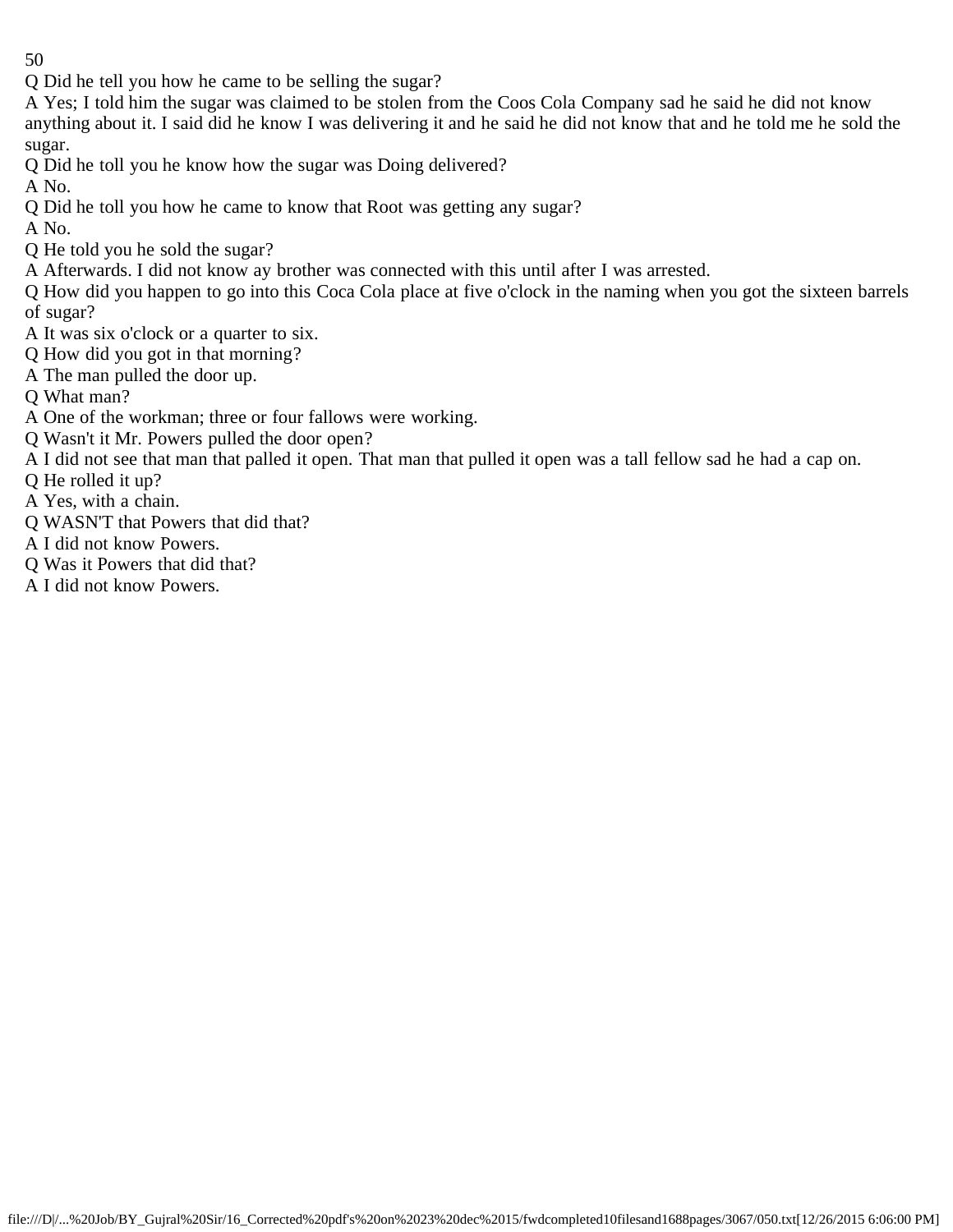Q Did he tell you how he came to be selling the sugar?

A Yes; I told him the sugar was claimed to be stolen from the Coos Cola Company sad he said he did not know anything about it. I said did he know I was delivering it and he said he did not know that and he told me he sold the sugar.

Q Did he toll you he know how the sugar was Doing delivered?

A No.

Q Did he toll you how he came to know that Root was getting any sugar?

A No.

Q He told you he sold the sugar?

A Afterwards. I did not know ay brother was connected with this until after I was arrested.

Q How did you happen to go into this Coca Cola place at five o'clock in the naming when you got the sixteen barrels of sugar?

A It was six o'clock or a quarter to six.

Q How did you got in that morning?

A The man pulled the door up.

Q What man?

A One of the workman; three or four fallows were working.

Q Wasn't it Mr. Powers pulled the door open?

A I did not see that man that palled it open. That man that pulled it open was a tall fellow sad he had a cap on.

Q He rolled it up?

A Yes, with a chain.

Q WASN'T that Powers that did that?

A I did not know Powers.

Q Was it Powers that did that?

A I did not know Powers.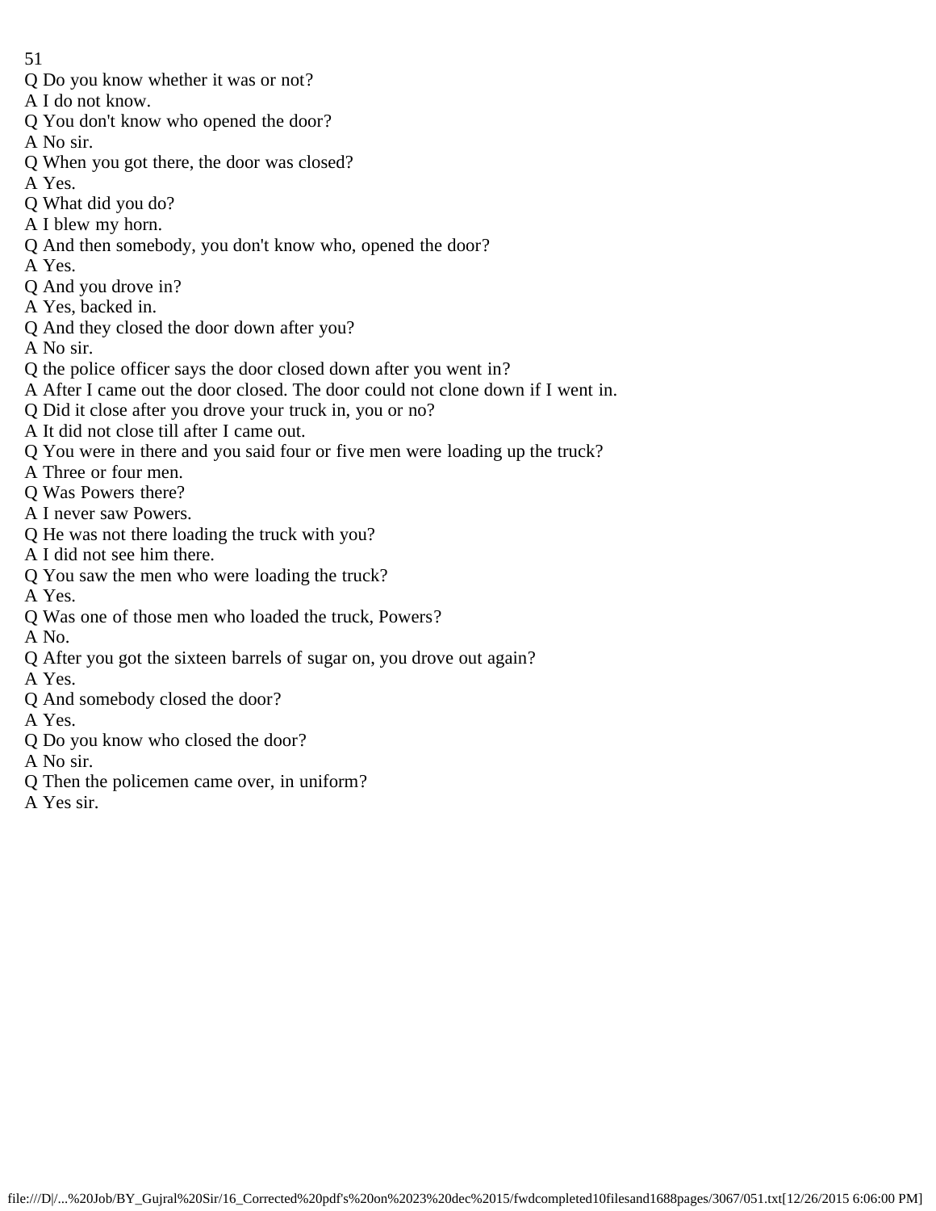Q Do you know whether it was or not?
A I do not know.
Q You don't know who opened the door?
A No sir.
Q When you got there, the door was closed?
A Yes.
Q What did you do?
A I blew my horn.
Q And then somebody, you don't know who, opened the door?
A Yes.
Q And you drove in?
A Yes, backed in.
Q And they closed the door down after you?
A No sir.
Q the police officer says the door closed down after you went in?
A After I came out the door closed. The door could not clone down if I went in.
Q Did it close after you drove your truck in, you or no?
A It did not close till after I came out.
Q You were in there and you said four or five men were loading up the truck?
A Three or four men.
Q Was Powers there?
A I never saw Powers.
Q He was not there loading the truck with you?
A I did not see him there.
Q You saw the men who were loading the truck?
A Yes.
Q Was one of those men who loaded the truck, Powers?
A No.
Q After you got the sixteen barrels of sugar on, you drove out again?
A Yes.
Q And somebody closed the door?
A Yes.
Q Do you know who closed the door?
A No sir.
Q Then the policemen came over, in uniform?
A Yes sir.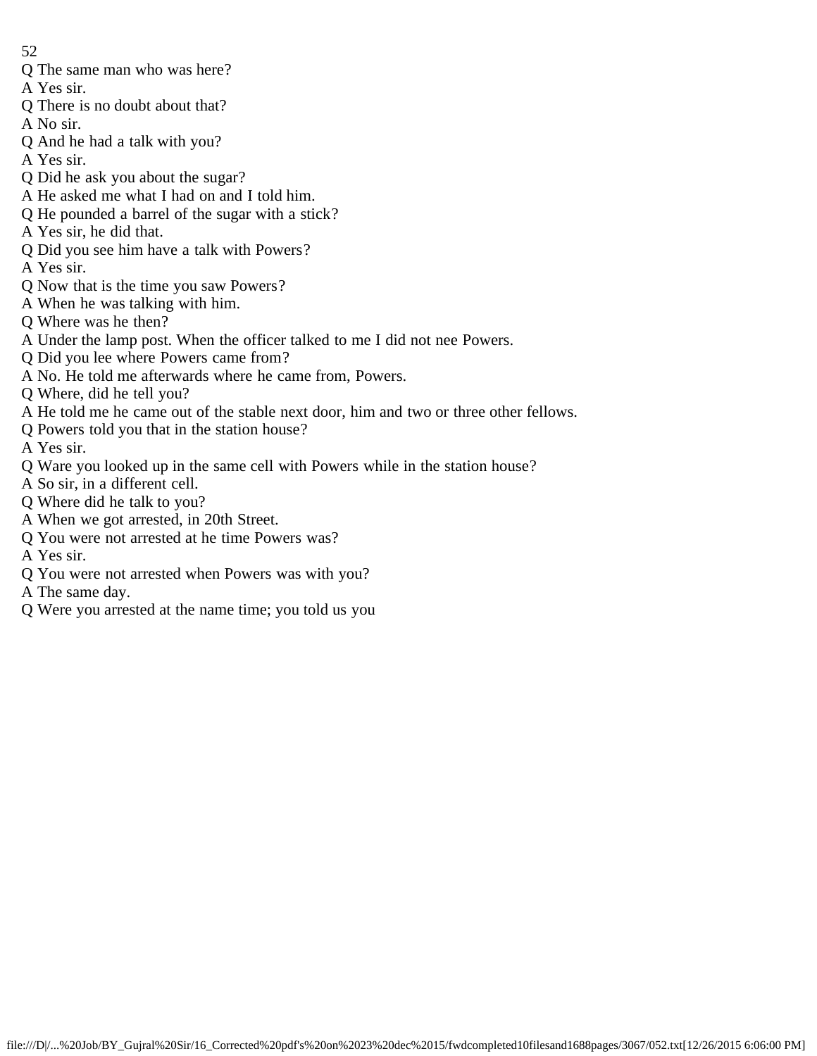Q The same man who was here?
A Yes sir.
Q There is no doubt about that?
A No sir.
Q And he had a talk with you?
A Yes sir.
Q Did he ask you about the sugar?
A He asked me what I had on and I told him.
Q He pounded a barrel of the sugar with a stick?
A Yes sir, he did that.
Q Did you see him have a talk with Powers?
A Yes sir.
Q Now that is the time you saw Powers?
A When he was talking with him.
Q Where was he then?
A Under the lamp post. When the officer talked to me I did not nee Powers.
Q Did you lee where Powers came from?
A No. He told me afterwards where he came from, Powers.
Q Where, did he tell you?
A He told me he came out of the stable next door, him and two or three other fellows.
Q Powers told you that in the station house?
A Yes sir.
Q Ware you looked up in the same cell with Powers while in the station house?
A So sir, in a different cell.
Q Where did he talk to you?
A When we got arrested, in 20th Street.
Q You were not arrested at he time Powers was?
A Yes sir.
Q You were not arrested when Powers was with you?
A The same day.
Q Were you arrested at the name time; you told us you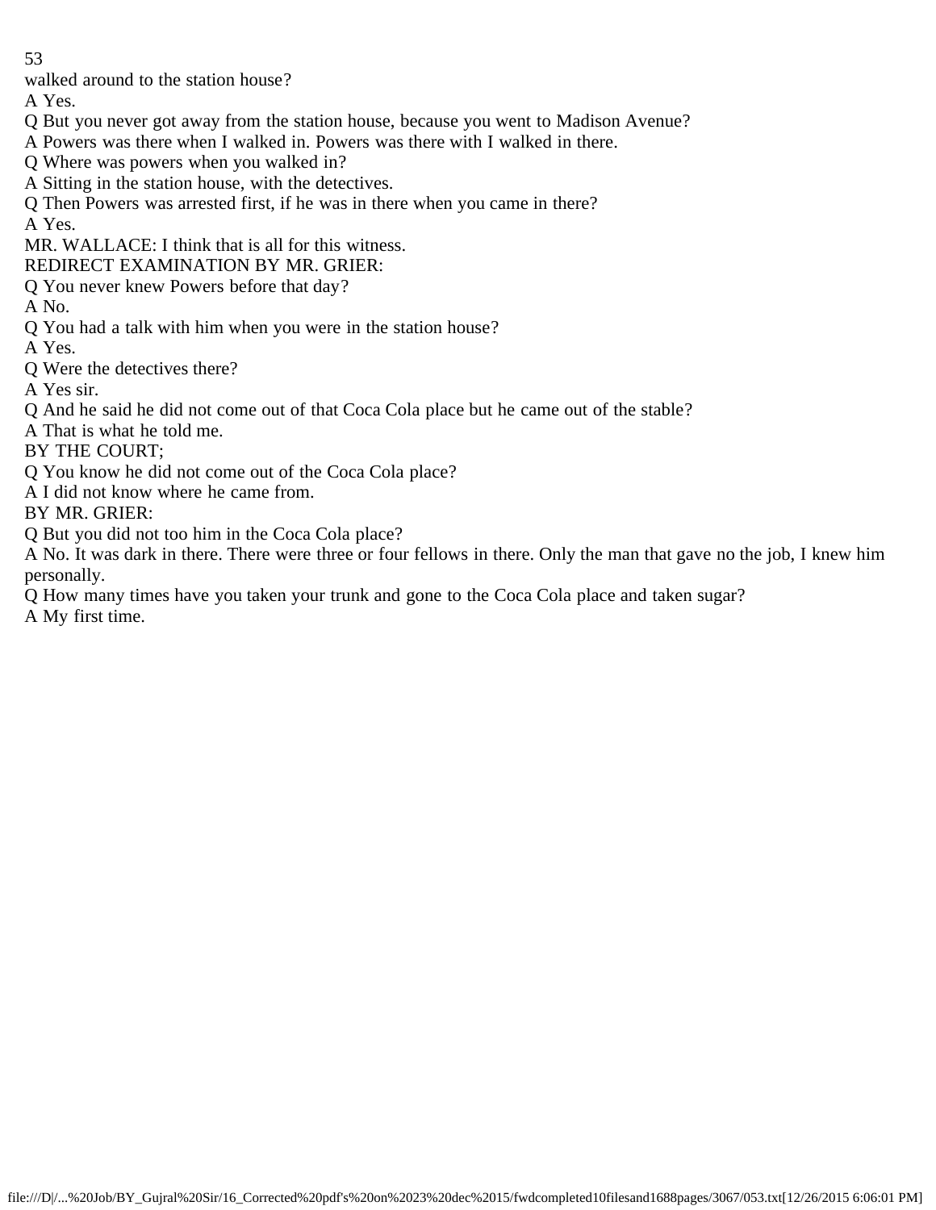walked around to the station house?

A Yes.

Q But you never got away from the station house, because you went to Madison Avenue?

A Powers was there when I walked in. Powers was there with I walked in there.

Q Where was powers when you walked in?

A Sitting in the station house, with the detectives.

Q Then Powers was arrested first, if he was in there when you came in there?

A Yes.

MR. WALLACE: I think that is all for this witness.

REDIRECT EXAMINATION BY MR. GRIER:

Q You never knew Powers before that day?

A No.

Q You had a talk with him when you were in the station house?

A Yes.

Q Were the detectives there?

A Yes sir.

Q And he said he did not come out of that Coca Cola place but he came out of the stable?

A That is what he told me.

BY THE COURT;

Q You know he did not come out of the Coca Cola place?

A I did not know where he came from.

BY MR. GRIER:

Q But you did not too him in the Coca Cola place?

A No. It was dark in there. There were three or four fellows in there. Only the man that gave no the job, I knew him personally.

Q How many times have you taken your trunk and gone to the Coca Cola place and taken sugar?

A My first time.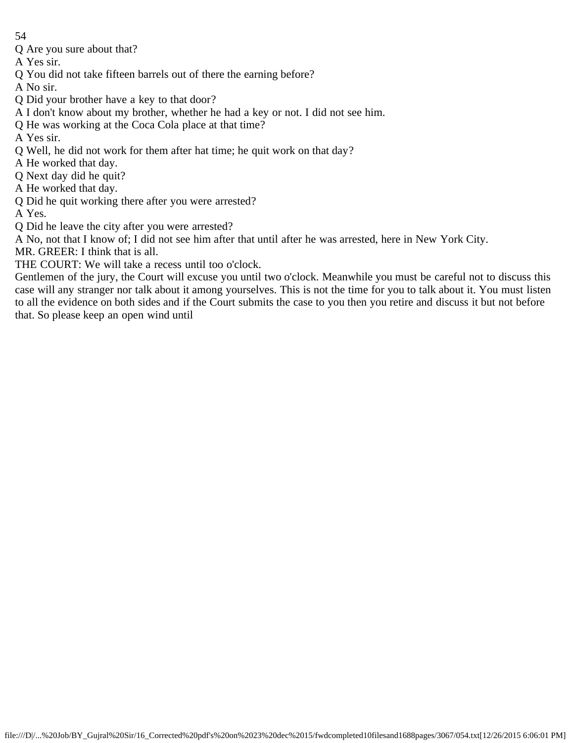Q Are you sure about that?

A Yes sir.

Q You did not take fifteen barrels out of there the earning before?

A No sir.

Q Did your brother have a key to that door?

A I don't know about my brother, whether he had a key or not. I did not see him.

Q He was working at the Coca Cola place at that time?

A Yes sir.

Q Well, he did not work for them after hat time; he quit work on that day?

A He worked that day.

Q Next day did he quit?

A He worked that day.

Q Did he quit working there after you were arrested?

A Yes.

Q Did he leave the city after you were arrested?

A No, not that I know of; I did not see him after that until after he was arrested, here in New York City.

MR. GREER: I think that is all.

THE COURT: We will take a recess until too o'clock.

Gentlemen of the jury, the Court will excuse you until two o'clock. Meanwhile you must be careful not to discuss this case will any stranger nor talk about it among yourselves. This is not the time for you to talk about it. You must listen to all the evidence on both sides and if the Court submits the case to you then you retire and discuss it but not before that. So please keep an open wind until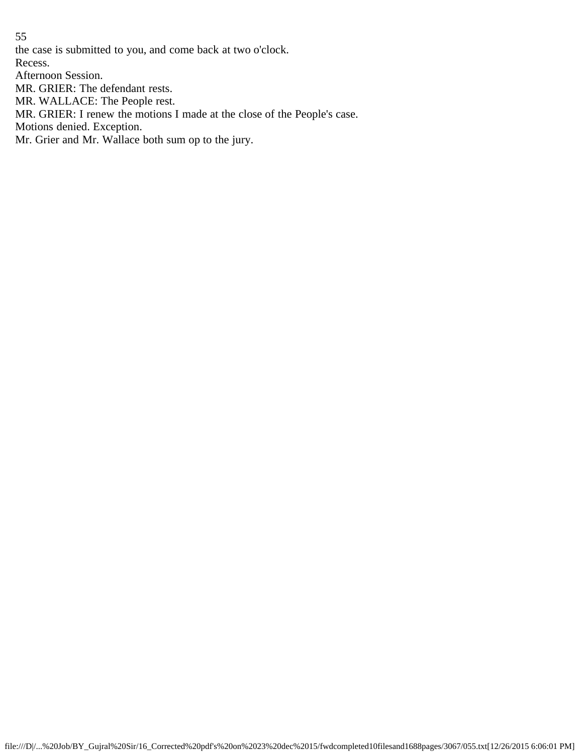the case is submitted to you, and come back at two o'clock.

Recess.

Afternoon Session.

MR. GRIER: The defendant rests.

MR. WALLACE: The People rest.

MR. GRIER: I renew the motions I made at the close of the People's case.

Motions denied. Exception.

Mr. Grier and Mr. Wallace both sum op to the jury.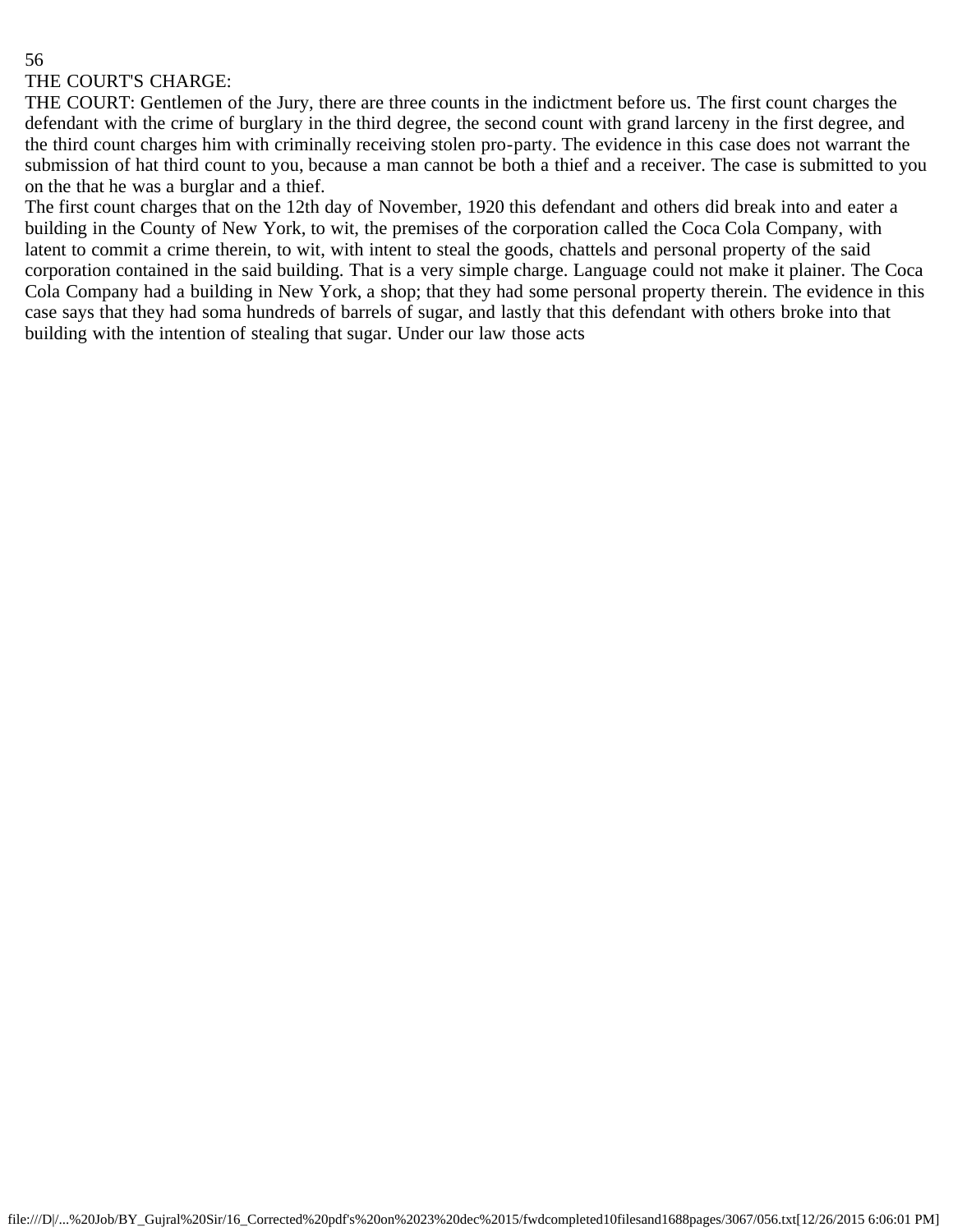THE COURT'S CHARGE:

THE COURT: Gentlemen of the Jury, there are three counts in the indictment before us. The first count charges the defendant with the crime of burglary in the third degree, the second count with grand larceny in the first degree, and the third count charges him with criminally receiving stolen pro-party. The evidence in this case does not warrant the submission of hat third count to you, because a man cannot be both a thief and a receiver. The case is submitted to you on the that he was a burglar and a thief.

The first count charges that on the 12th day of November, 1920 this defendant and others did break into and eater a building in the County of New York, to wit, the premises of the corporation called the Coca Cola Company, with latent to commit a crime therein, to wit, with intent to steal the goods, chattels and personal property of the said corporation contained in the said building. That is a very simple charge. Language could not make it plainer. The Coca Cola Company had a building in New York, a shop; that they had some personal property therein. The evidence in this case says that they had soma hundreds of barrels of sugar, and lastly that this defendant with others broke into that building with the intention of stealing that sugar. Under our law those acts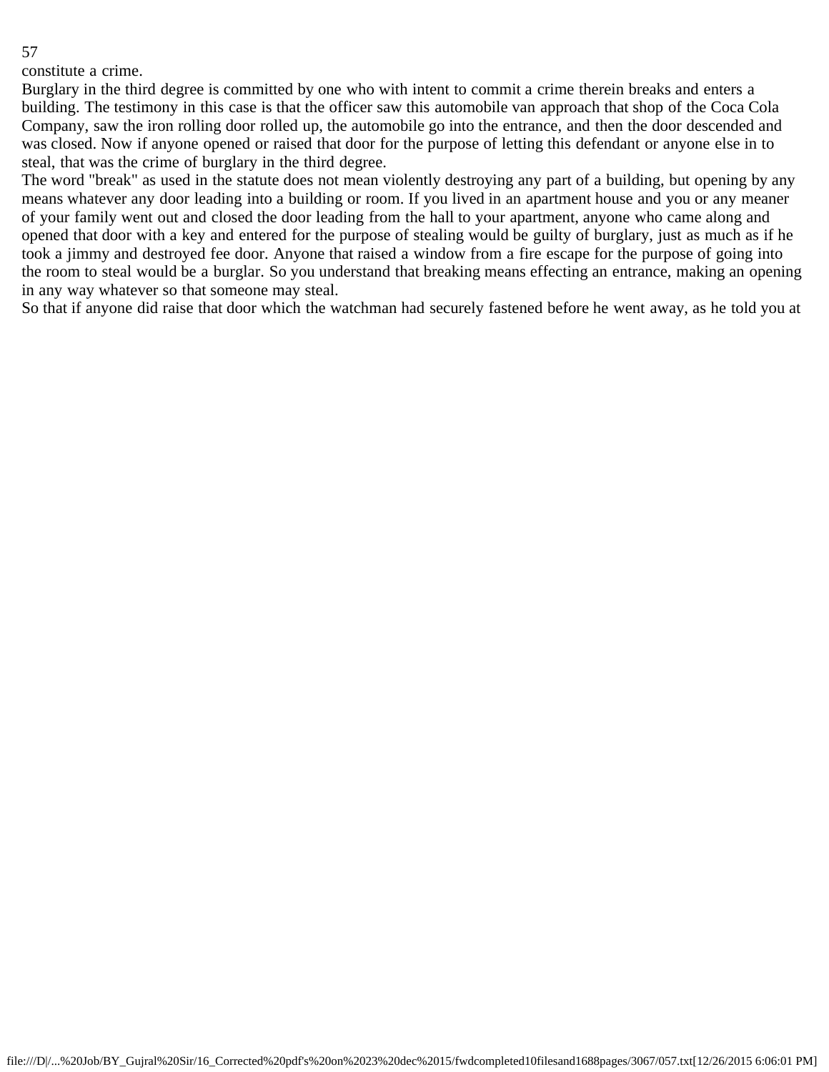constitute a crime.

Burglary in the third degree is committed by one who with intent to commit a crime therein breaks and enters a building. The testimony in this case is that the officer saw this automobile van approach that shop of the Coca Cola Company, saw the iron rolling door rolled up, the automobile go into the entrance, and then the door descended and was closed. Now if anyone opened or raised that door for the purpose of letting this defendant or anyone else in to steal, that was the crime of burglary in the third degree.

The word "break" as used in the statute does not mean violently destroying any part of a building, but opening by any means whatever any door leading into a building or room. If you lived in an apartment house and you or any meaner of your family went out and closed the door leading from the hall to your apartment, anyone who came along and opened that door with a key and entered for the purpose of stealing would be guilty of burglary, just as much as if he took a jimmy and destroyed fee door. Anyone that raised a window from a fire escape for the purpose of going into the room to steal would be a burglar. So you understand that breaking means effecting an entrance, making an opening in any way whatever so that someone may steal.

So that if anyone did raise that door which the watchman had securely fastened before he went away, as he told you at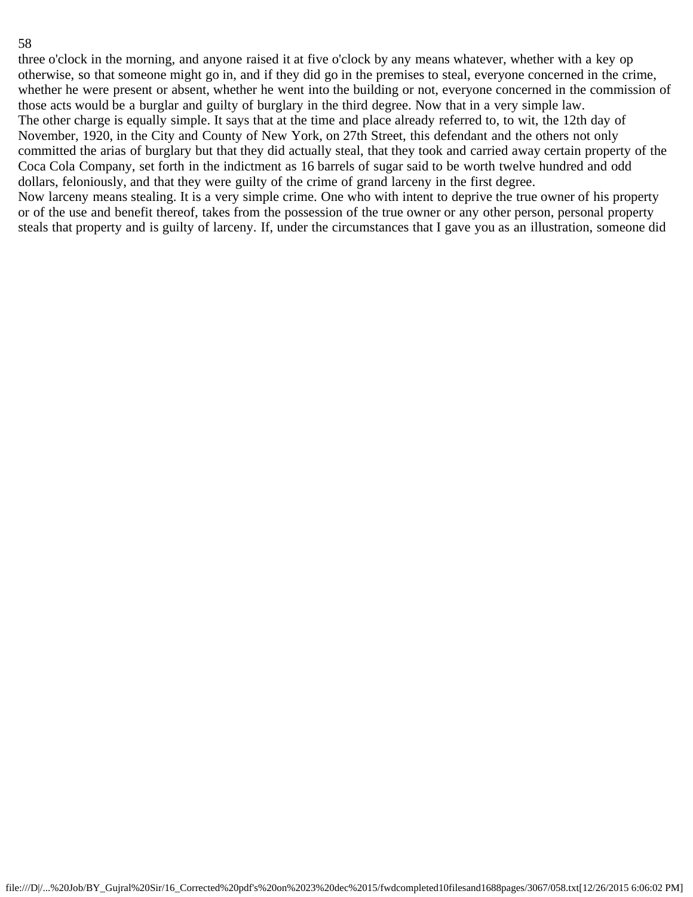three o'clock in the morning, and anyone raised it at five o'clock by any means whatever, whether with a key op otherwise, so that someone might go in, and if they did go in the premises to steal, everyone concerned in the crime, whether he were present or absent, whether he went into the building or not, everyone concerned in the commission of those acts would be a burglar and guilty of burglary in the third degree. Now that in a very simple law.

The other charge is equally simple. It says that at the time and place already referred to, to wit, the 12th day of November, 1920, in the City and County of New York, on 27th Street, this defendant and the others not only committed the arias of burglary but that they did actually steal, that they took and carried away certain property of the Coca Cola Company, set forth in the indictment as 16 barrels of sugar said to be worth twelve hundred and odd dollars, feloniously, and that they were guilty of the crime of grand larceny in the first degree.

Now larceny means stealing. It is a very simple crime. One who with intent to deprive the true owner of his property or of the use and benefit thereof, takes from the possession of the true owner or any other person, personal property steals that property and is guilty of larceny. If, under the circumstances that I gave you as an illustration, someone did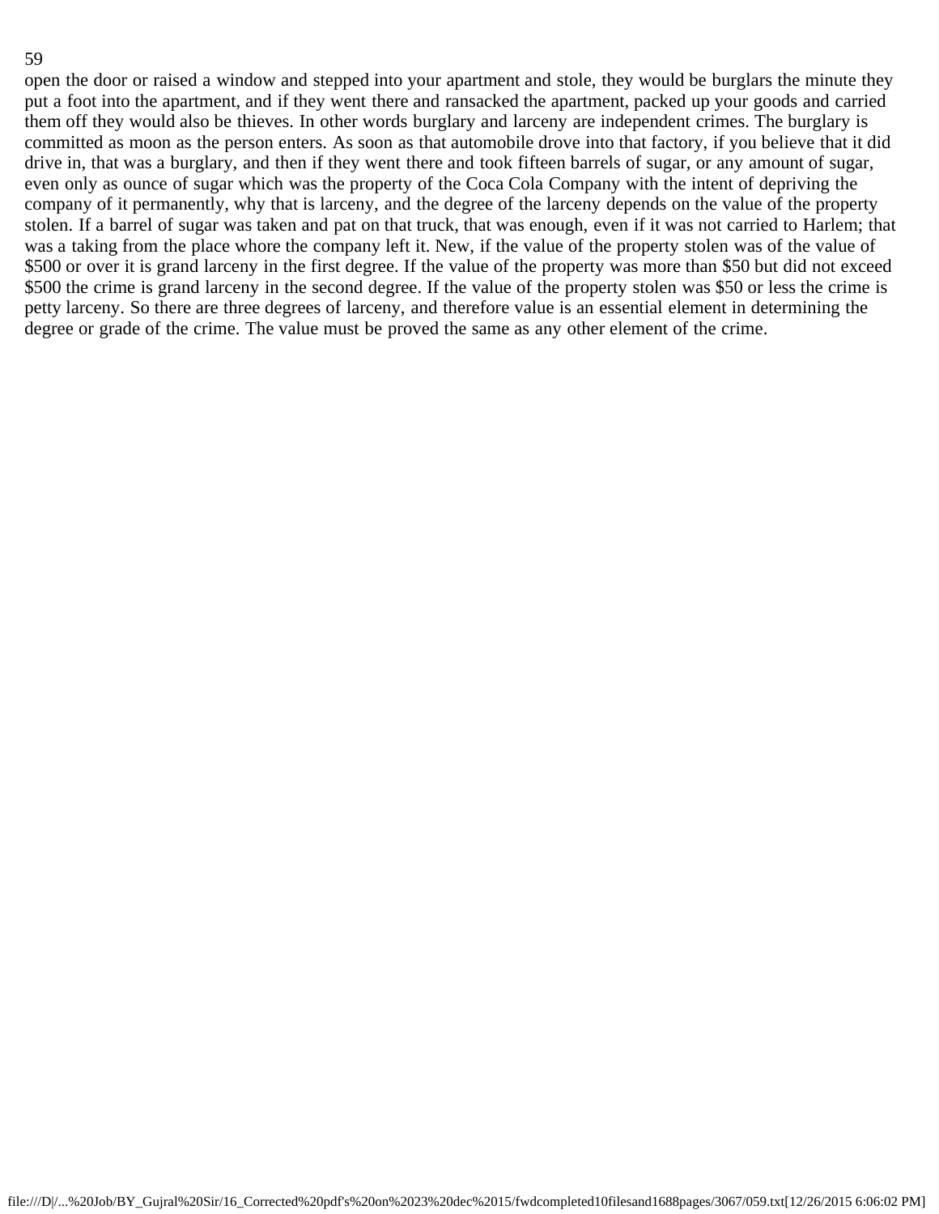open the door or raised a window and stepped into your apartment and stole, they would be burglars the minute they put a foot into the apartment, and if they went there and ransacked the apartment, packed up your goods and carried them off they would also be thieves. In other words burglary and larceny are independent crimes. The burglary is committed as moon as the person enters. As soon as that automobile drove into that factory, if you believe that it did drive in, that was a burglary, and then if they went there and took fifteen barrels of sugar, or any amount of sugar, even only as ounce of sugar which was the property of the Coca Cola Company with the intent of depriving the company of it permanently, why that is larceny, and the degree of the larceny depends on the value of the property stolen. If a barrel of sugar was taken and pat on that truck, that was enough, even if it was not carried to Harlem; that was a taking from the place whore the company left it. New, if the value of the property stolen was of the value of $500 or over it is grand larceny in the first degree. If the value of the property was more than $50 but did not exceed $500 the crime is grand larceny in the second degree. If the value of the property stolen was $50 or less the crime is petty larceny. So there are three degrees of larceny, and therefore value is an essential element in determining the degree or grade of the crime. The value must be proved the same as any other element of the crime.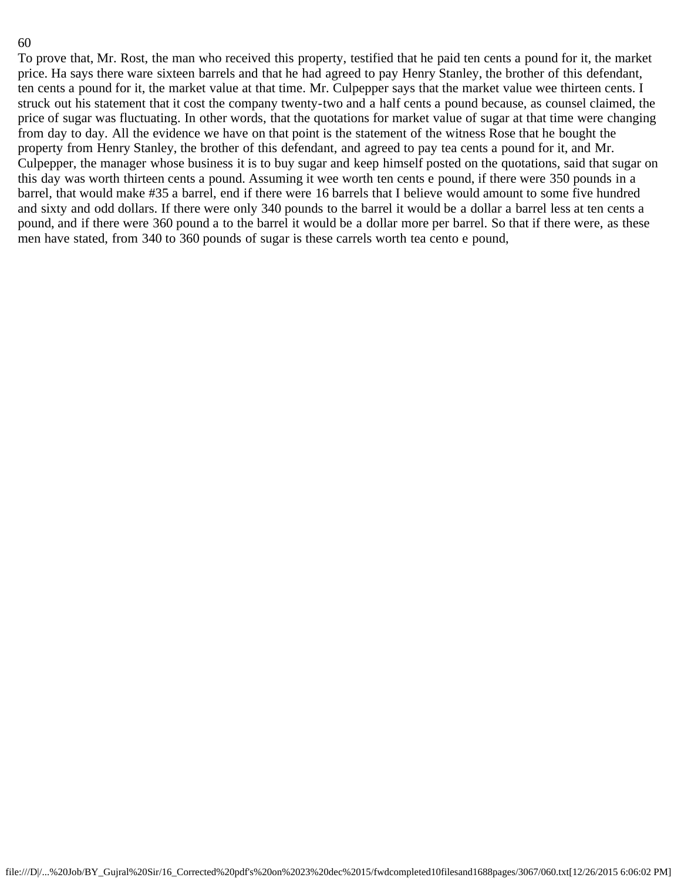To prove that, Mr. Rost, the man who received this property, testified that he paid ten cents a pound for it, the market price. Ha says there ware sixteen barrels and that he had agreed to pay Henry Stanley, the brother of this defendant, ten cents a pound for it, the market value at that time. Mr. Culpepper says that the market value wee thirteen cents. I struck out his statement that it cost the company twenty-two and a half cents a pound because, as counsel claimed, the price of sugar was fluctuating. In other words, that the quotations for market value of sugar at that time were changing from day to day. All the evidence we have on that point is the statement of the witness Rose that he bought the property from Henry Stanley, the brother of this defendant, and agreed to pay tea cents a pound for it, and Mr. Culpepper, the manager whose business it is to buy sugar and keep himself posted on the quotations, said that sugar on this day was worth thirteen cents a pound. Assuming it wee worth ten cents e pound, if there were 350 pounds in a barrel, that would make #35 a barrel, end if there were 16 barrels that I believe would amount to some five hundred and sixty and odd dollars. If there were only 340 pounds to the barrel it would be a dollar a barrel less at ten cents a pound, and if there were 360 pound a to the barrel it would be a dollar more per barrel. So that if there were, as these men have stated, from 340 to 360 pounds of sugar is these carrels worth tea cento e pound,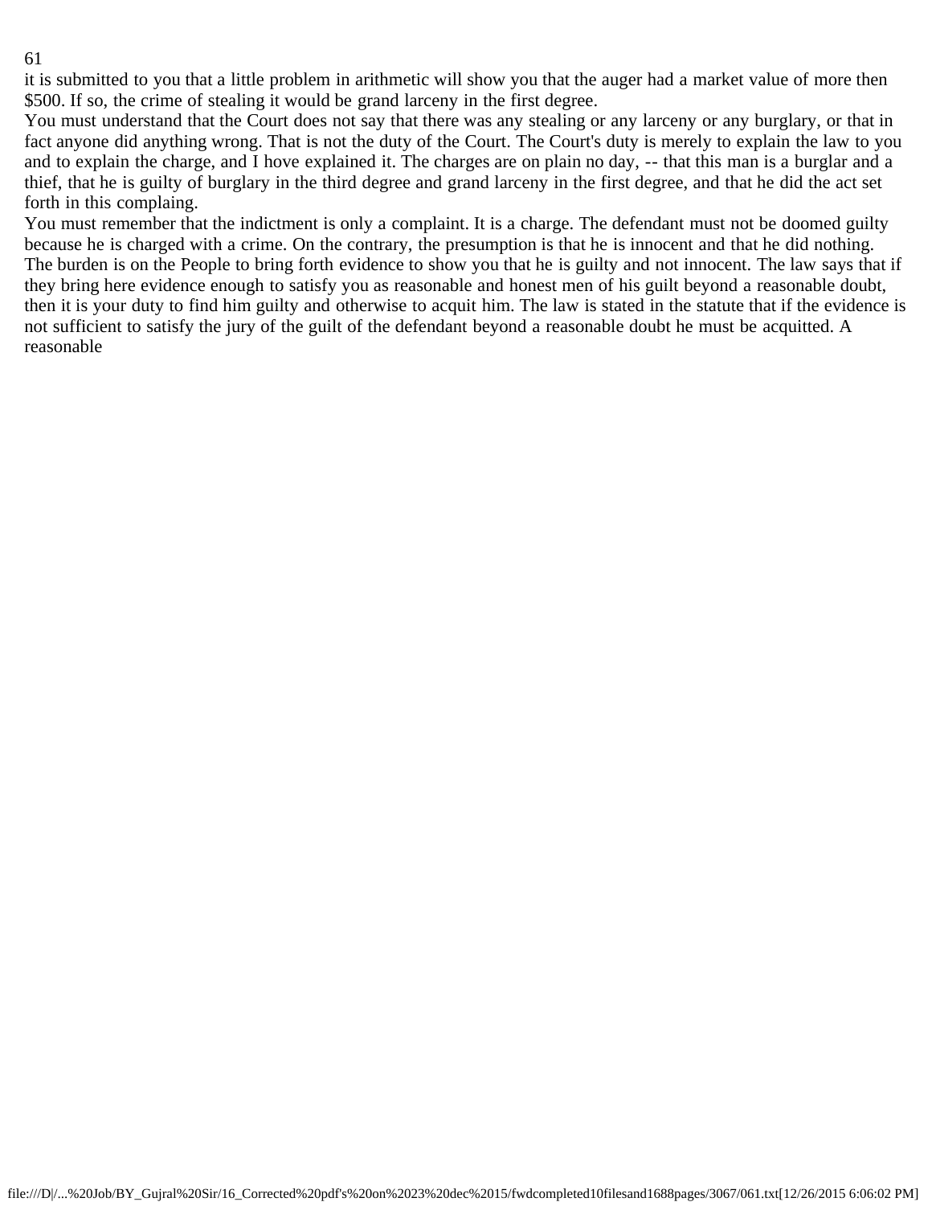it is submitted to you that a little problem in arithmetic will show you that the auger had a market value of more then $500. If so, the crime of stealing it would be grand larceny in the first degree.

You must understand that the Court does not say that there was any stealing or any larceny or any burglary, or that in fact anyone did anything wrong. That is not the duty of the Court. The Court's duty is merely to explain the law to you and to explain the charge, and I hove explained it. The charges are on plain no day, -- that this man is a burglar and a thief, that he is guilty of burglary in the third degree and grand larceny in the first degree, and that he did the act set forth in this complaing.

You must remember that the indictment is only a complaint. It is a charge. The defendant must not be doomed guilty because he is charged with a crime. On the contrary, the presumption is that he is innocent and that he did nothing. The burden is on the People to bring forth evidence to show you that he is guilty and not innocent. The law says that if they bring here evidence enough to satisfy you as reasonable and honest men of his guilt beyond a reasonable doubt, then it is your duty to find him guilty and otherwise to acquit him. The law is stated in the statute that if the evidence is not sufficient to satisfy the jury of the guilt of the defendant beyond a reasonable doubt he must be acquitted. A reasonable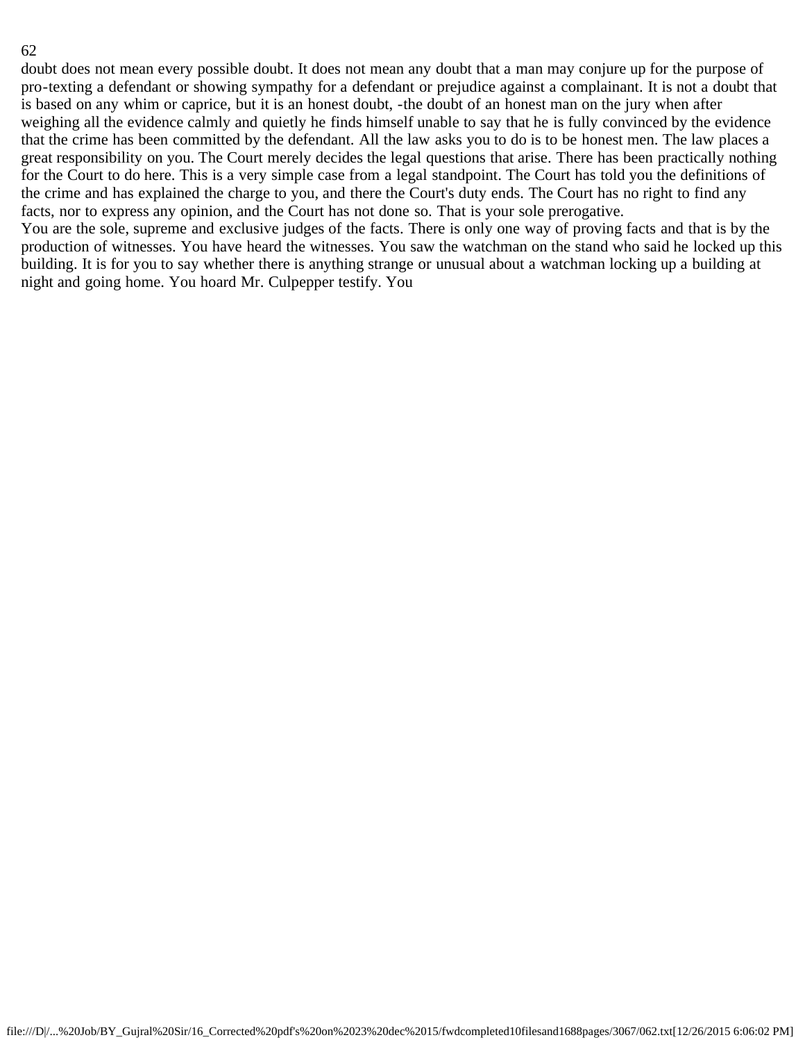doubt does not mean every possible doubt. It does not mean any doubt that a man may conjure up for the purpose of pro-texting a defendant or showing sympathy for a defendant or prejudice against a complainant. It is not a doubt that is based on any whim or caprice, but it is an honest doubt, -the doubt of an honest man on the jury when after weighing all the evidence calmly and quietly he finds himself unable to say that he is fully convinced by the evidence that the crime has been committed by the defendant. All the law asks you to do is to be honest men. The law places a great responsibility on you. The Court merely decides the legal questions that arise. There has been practically nothing for the Court to do here. This is a very simple case from a legal standpoint. The Court has told you the definitions of the crime and has explained the charge to you, and there the Court's duty ends. The Court has no right to find any facts, nor to express any opinion, and the Court has not done so. That is your sole prerogative.

You are the sole, supreme and exclusive judges of the facts. There is only one way of proving facts and that is by the production of witnesses. You have heard the witnesses. You saw the watchman on the stand who said he locked up this building. It is for you to say whether there is anything strange or unusual about a watchman locking up a building at night and going home. You hoard Mr. Culpepper testify. You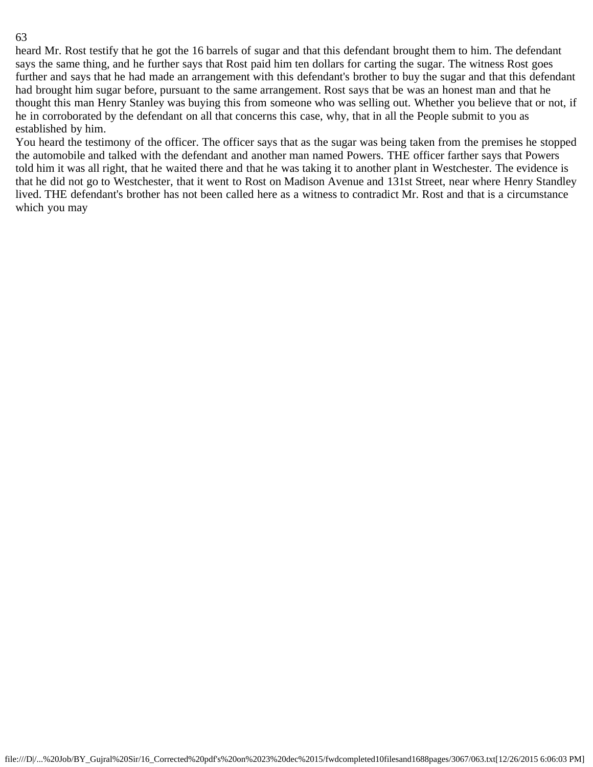heard Mr. Rost testify that he got the 16 barrels of sugar and that this defendant brought them to him. The defendant says the same thing, and he further says that Rost paid him ten dollars for carting the sugar. The witness Rost goes further and says that he had made an arrangement with this defendant's brother to buy the sugar and that this defendant had brought him sugar before, pursuant to the same arrangement. Rost says that be was an honest man and that he thought this man Henry Stanley was buying this from someone who was selling out. Whether you believe that or not, if he in corroborated by the defendant on all that concerns this case, why, that in all the People submit to you as established by him.

You heard the testimony of the officer. The officer says that as the sugar was being taken from the premises he stopped the automobile and talked with the defendant and another man named Powers. THE officer farther says that Powers told him it was all right, that he waited there and that he was taking it to another plant in Westchester. The evidence is that he did not go to Westchester, that it went to Rost on Madison Avenue and 131st Street, near where Henry Standley lived. THE defendant's brother has not been called here as a witness to contradict Mr. Rost and that is a circumstance which you may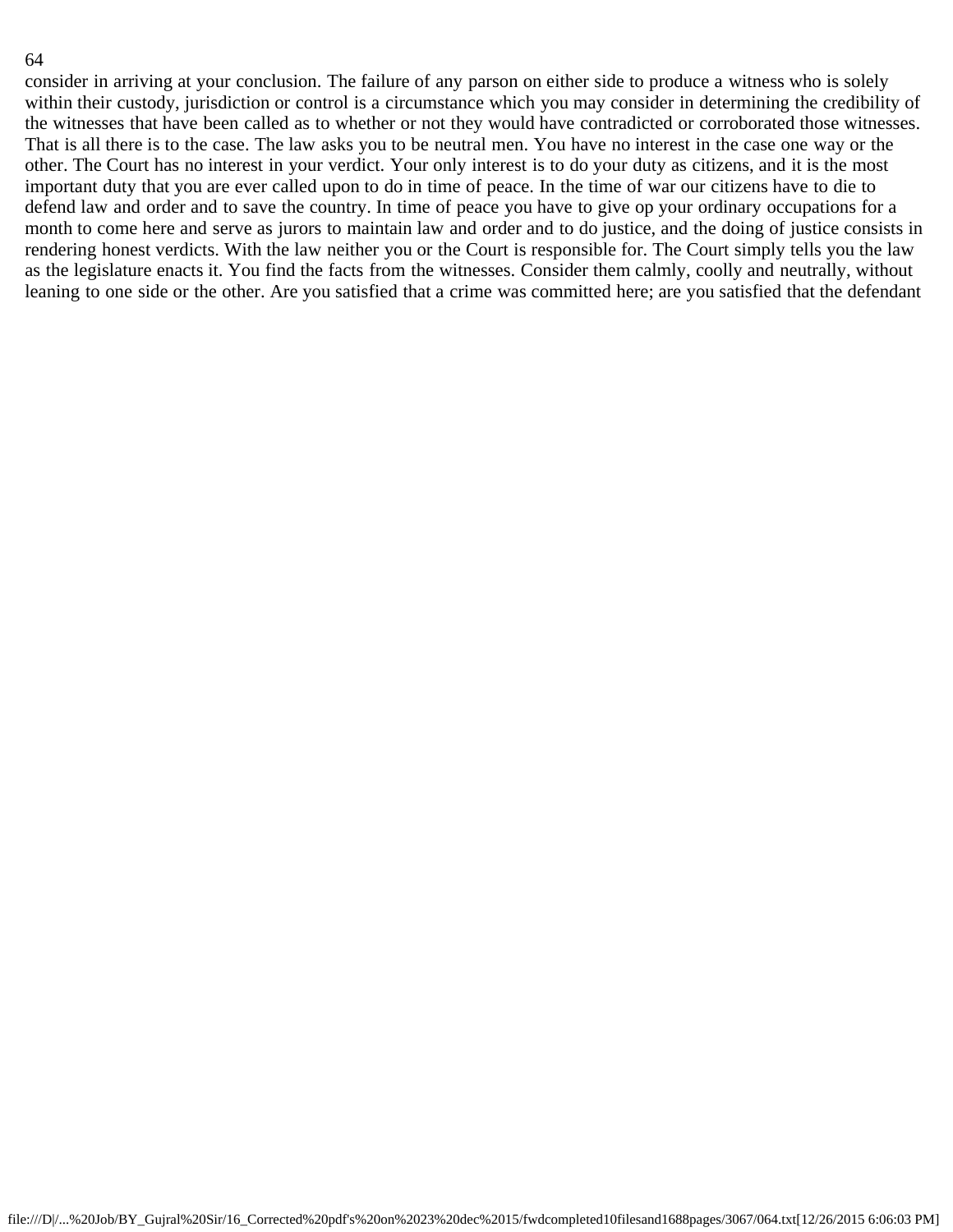consider in arriving at your conclusion. The failure of any parson on either side to produce a witness who is solely within their custody, jurisdiction or control is a circumstance which you may consider in determining the credibility of the witnesses that have been called as to whether or not they would have contradicted or corroborated those witnesses. That is all there is to the case. The law asks you to be neutral men. You have no interest in the case one way or the other. The Court has no interest in your verdict. Your only interest is to do your duty as citizens, and it is the most important duty that you are ever called upon to do in time of peace. In the time of war our citizens have to die to defend law and order and to save the country. In time of peace you have to give op your ordinary occupations for a month to come here and serve as jurors to maintain law and order and to do justice, and the doing of justice consists in rendering honest verdicts. With the law neither you or the Court is responsible for. The Court simply tells you the law as the legislature enacts it. You find the facts from the witnesses. Consider them calmly, coolly and neutrally, without leaning to one side or the other. Are you satisfied that a crime was committed here; are you satisfied that the defendant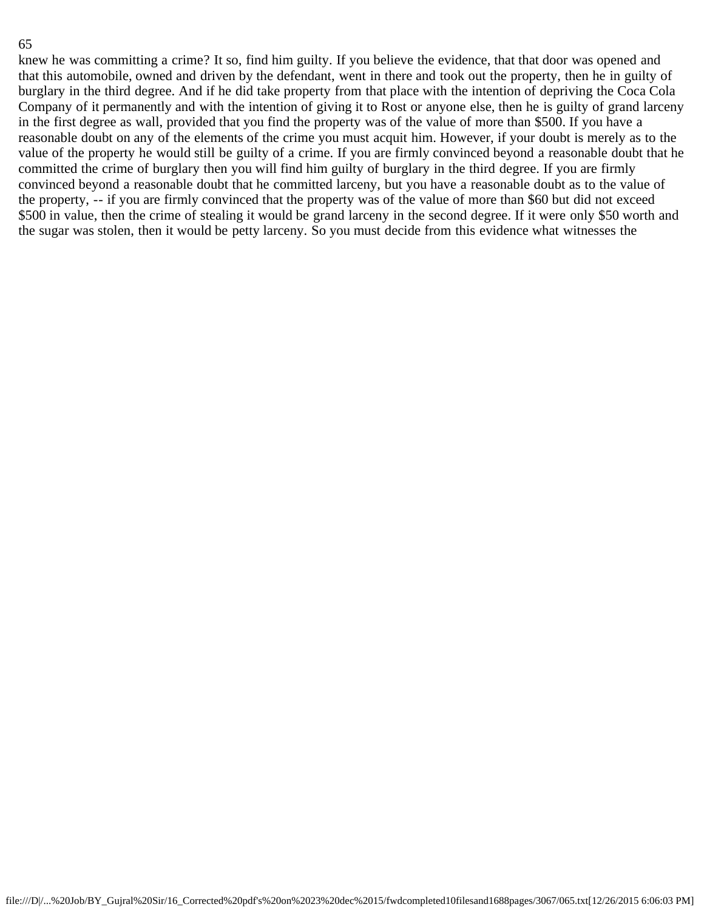knew he was committing a crime? It so, find him guilty. If you believe the evidence, that that door was opened and that this automobile, owned and driven by the defendant, went in there and took out the property, then he in guilty of burglary in the third degree. And if he did take property from that place with the intention of depriving the Coca Cola Company of it permanently and with the intention of giving it to Rost or anyone else, then he is guilty of grand larceny in the first degree as wall, provided that you find the property was of the value of more than $500. If you have a reasonable doubt on any of the elements of the crime you must acquit him. However, if your doubt is merely as to the value of the property he would still be guilty of a crime. If you are firmly convinced beyond a reasonable doubt that he committed the crime of burglary then you will find him guilty of burglary in the third degree. If you are firmly convinced beyond a reasonable doubt that he committed larceny, but you have a reasonable doubt as to the value of the property, -- if you are firmly convinced that the property was of the value of more than $60 but did not exceed $500 in value, then the crime of stealing it would be grand larceny in the second degree. If it were only $50 worth and the sugar was stolen, then it would be petty larceny. So you must decide from this evidence what witnesses the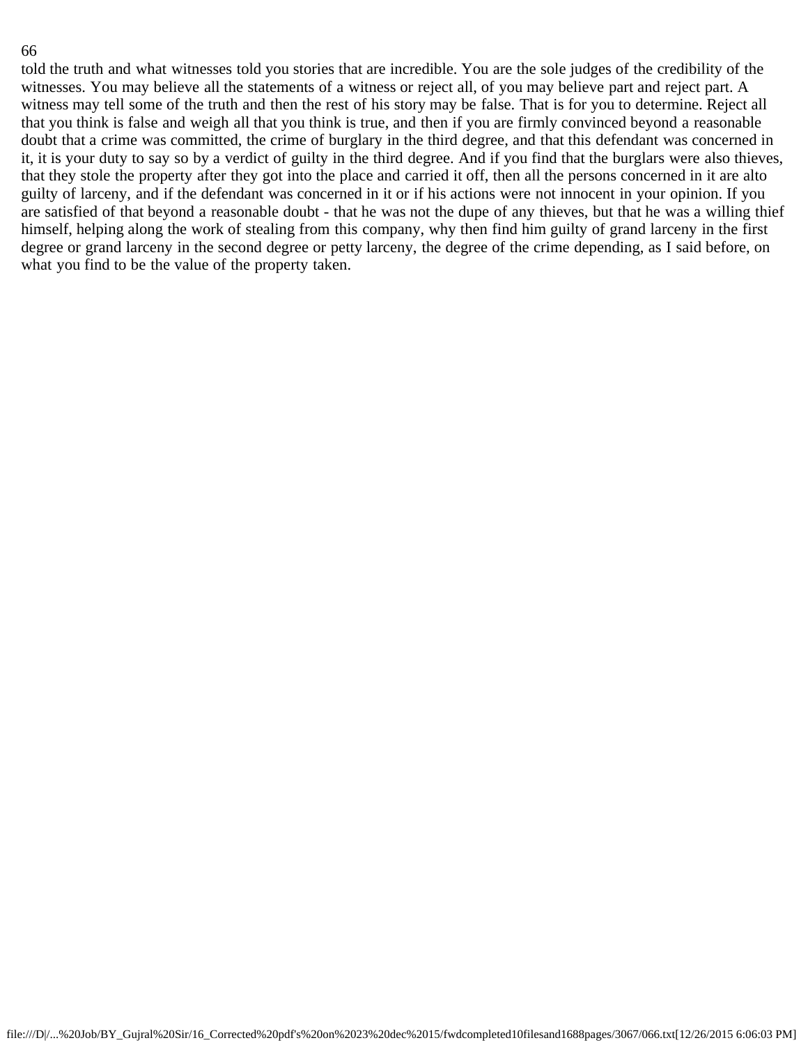told the truth and what witnesses told you stories that are incredible. You are the sole judges of the credibility of the witnesses. You may believe all the statements of a witness or reject all, of you may believe part and reject part. A witness may tell some of the truth and then the rest of his story may be false. That is for you to determine. Reject all that you think is false and weigh all that you think is true, and then if you are firmly convinced beyond a reasonable doubt that a crime was committed, the crime of burglary in the third degree, and that this defendant was concerned in it, it is your duty to say so by a verdict of guilty in the third degree. And if you find that the burglars were also thieves, that they stole the property after they got into the place and carried it off, then all the persons concerned in it are alto guilty of larceny, and if the defendant was concerned in it or if his actions were not innocent in your opinion. If you are satisfied of that beyond a reasonable doubt - that he was not the dupe of any thieves, but that he was a willing thief himself, helping along the work of stealing from this company, why then find him guilty of grand larceny in the first degree or grand larceny in the second degree or petty larceny, the degree of the crime depending, as I said before, on what you find to be the value of the property taken.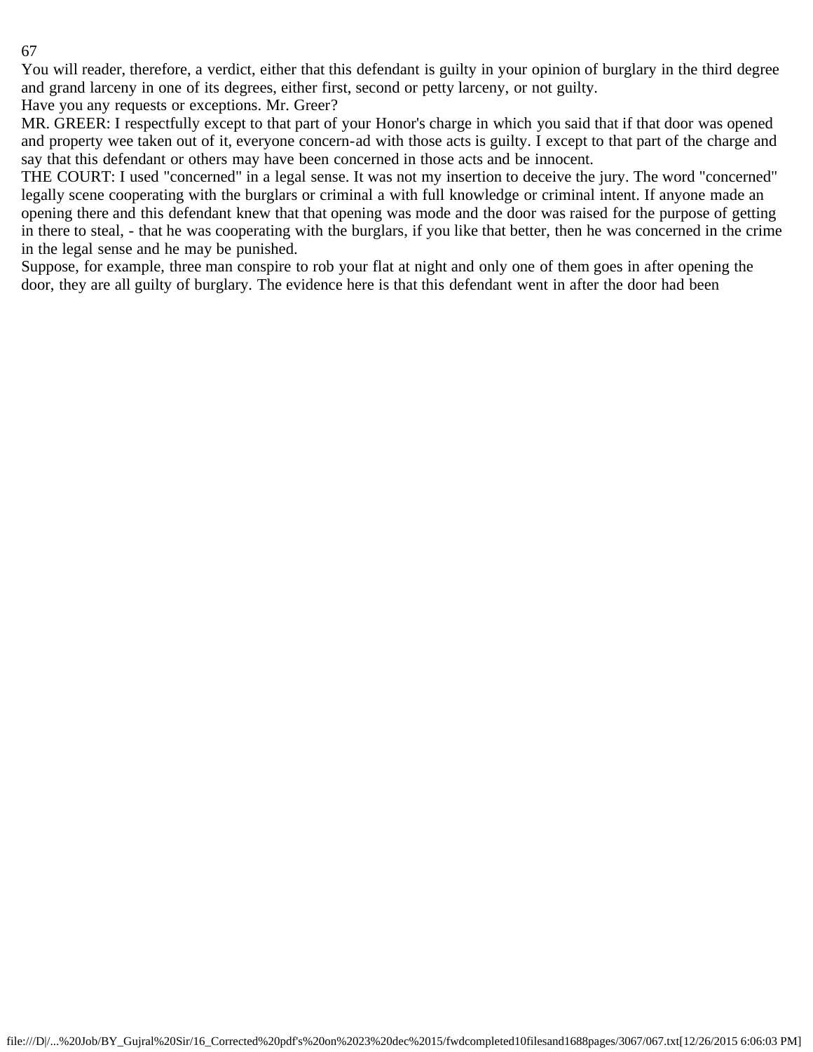You will reader, therefore, a verdict, either that this defendant is guilty in your opinion of burglary in the third degree and grand larceny in one of its degrees, either first, second or petty larceny, or not guilty.

Have you any requests or exceptions. Mr. Greer?

MR. GREER: I respectfully except to that part of your Honor's charge in which you said that if that door was opened and property wee taken out of it, everyone concern-ad with those acts is guilty. I except to that part of the charge and say that this defendant or others may have been concerned in those acts and be innocent.

THE COURT: I used "concerned" in a legal sense. It was not my insertion to deceive the jury. The word "concerned" legally scene cooperating with the burglars or criminal a with full knowledge or criminal intent. If anyone made an opening there and this defendant knew that that opening was mode and the door was raised for the purpose of getting in there to steal, - that he was cooperating with the burglars, if you like that better, then he was concerned in the crime in the legal sense and he may be punished.

Suppose, for example, three man conspire to rob your flat at night and only one of them goes in after opening the door, they are all guilty of burglary. The evidence here is that this defendant went in after the door had been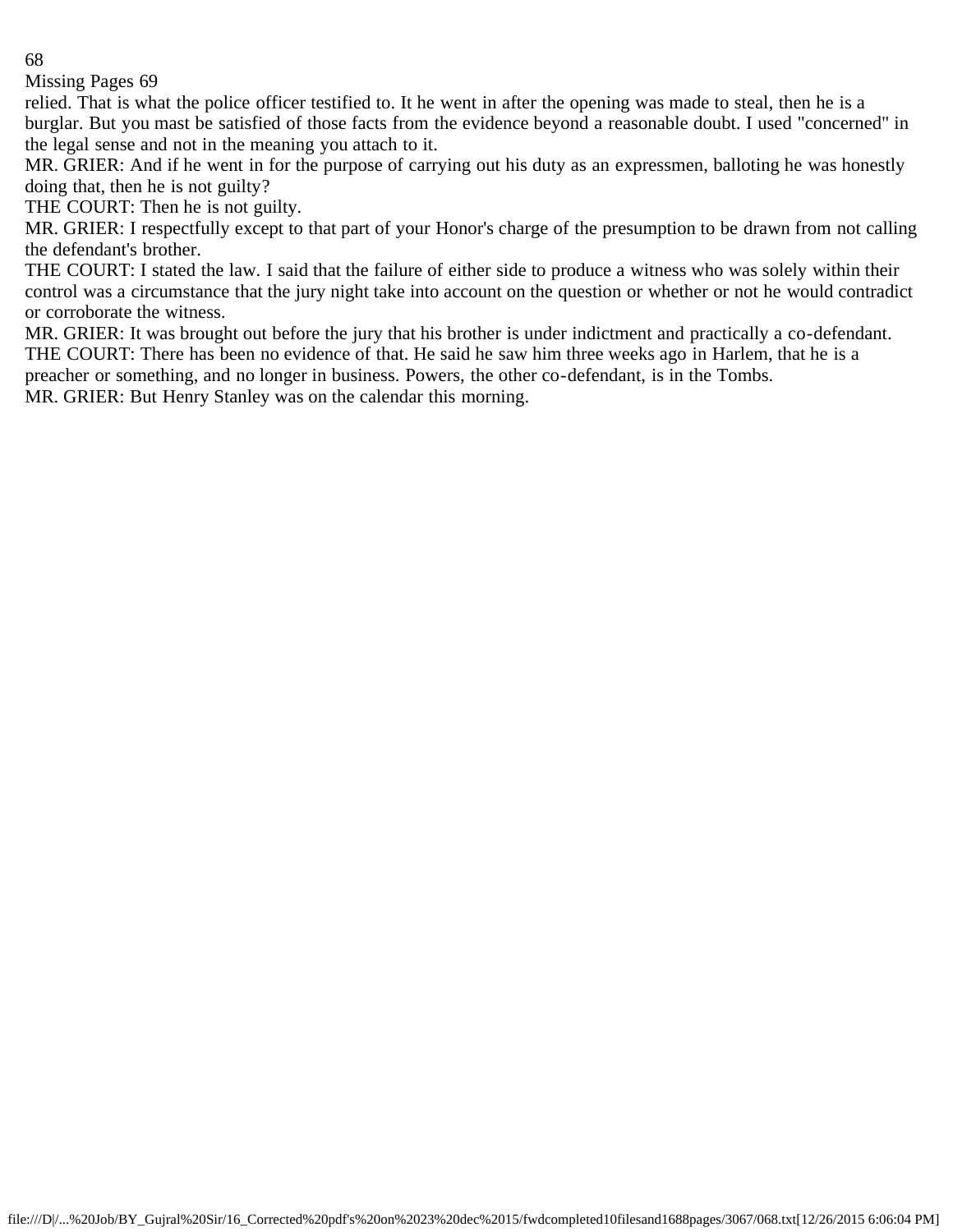Missing Pages 69

relied. That is what the police officer testified to. It he went in after the opening was made to steal, then he is a burglar. But you mast be satisfied of those facts from the evidence beyond a reasonable doubt. I used "concerned" in the legal sense and not in the meaning you attach to it.

MR. GRIER: And if he went in for the purpose of carrying out his duty as an expressmen, balloting he was honestly doing that, then he is not guilty?

THE COURT: Then he is not guilty.

MR. GRIER: I respectfully except to that part of your Honor's charge of the presumption to be drawn from not calling the defendant's brother.

THE COURT: I stated the law. I said that the failure of either side to produce a witness who was solely within their control was a circumstance that the jury night take into account on the question or whether or not he would contradict or corroborate the witness.

MR. GRIER: It was brought out before the jury that his brother is under indictment and practically a co-defendant.

THE COURT: There has been no evidence of that. He said he saw him three weeks ago in Harlem, that he is a preacher or something, and no longer in business. Powers, the other co-defendant, is in the Tombs.

MR. GRIER: But Henry Stanley was on the calendar this morning.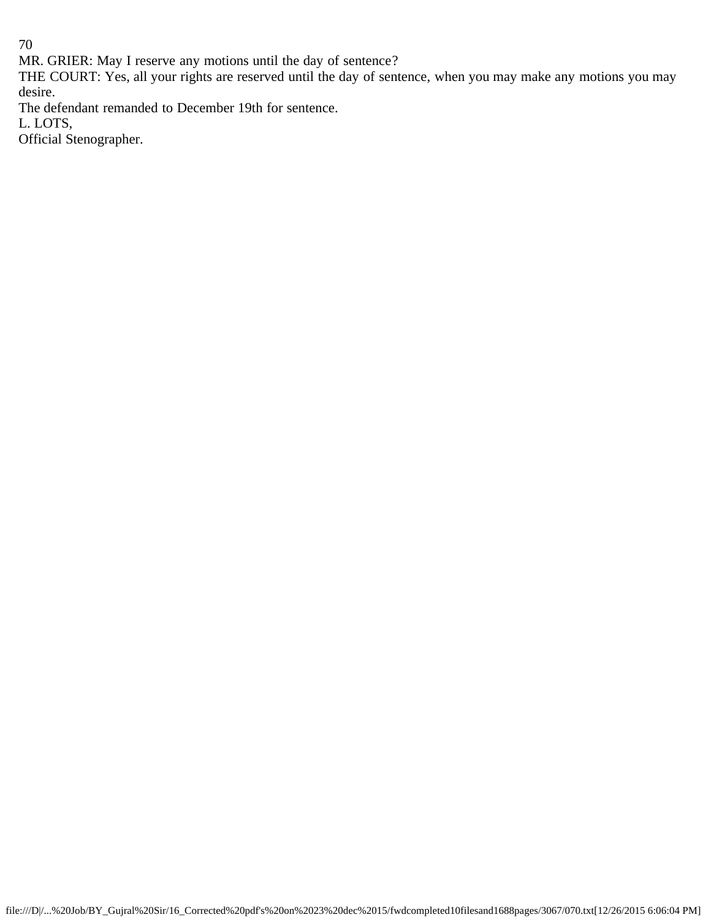MR. GRIER: May I reserve any motions until the day of sentence?

THE COURT: Yes, all your rights are reserved until the day of sentence, when you may make any motions you may desire.

The defendant remanded to December 19th for sentence.

L. LOTS,

Official Stenographer.